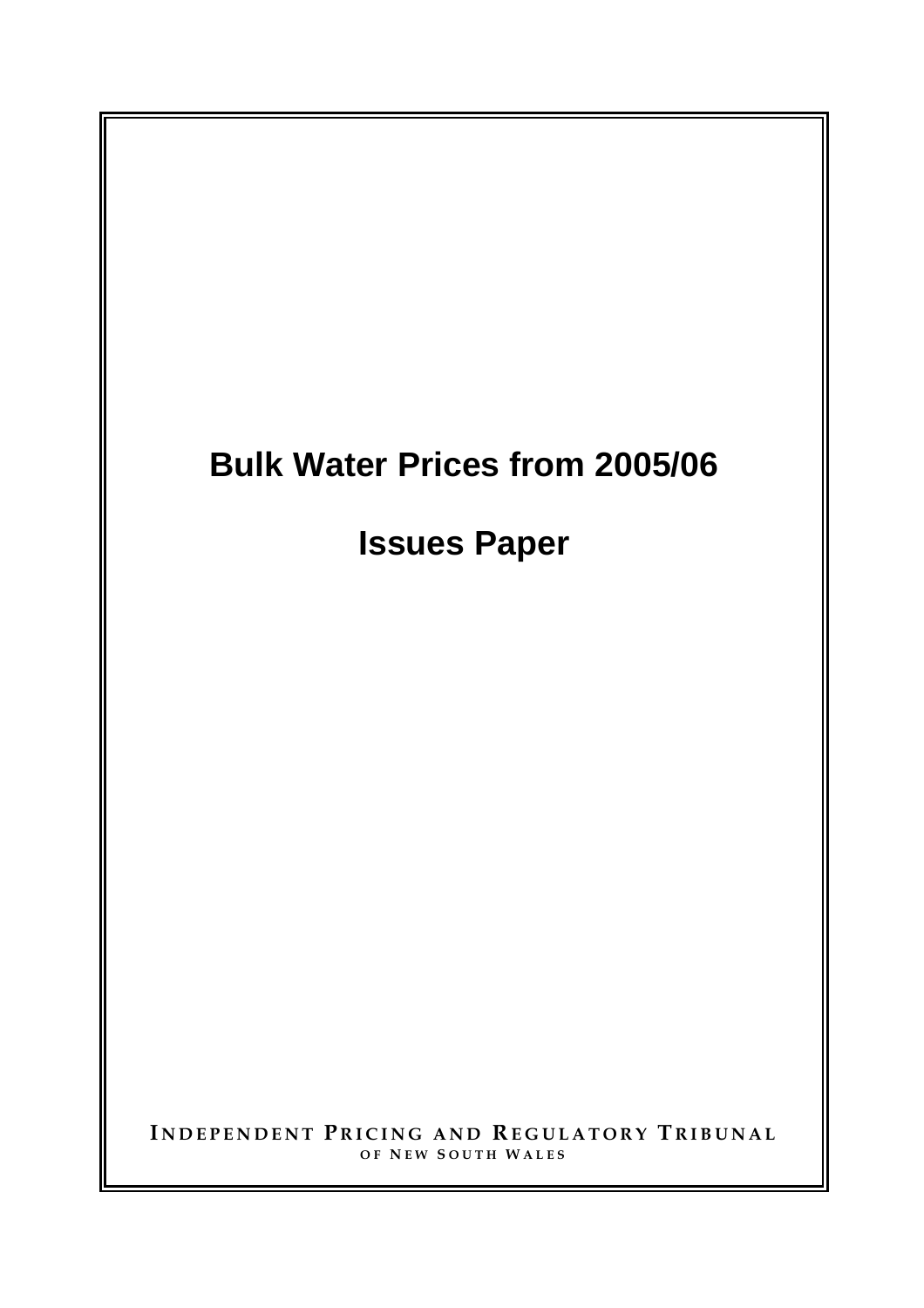# Bulk Water Prices from 2005/06

# Issues Paper

**INDEPENDENT PRICING AND REGULATORY TRIBUNAL**
**OF NEW SOUTH WALES**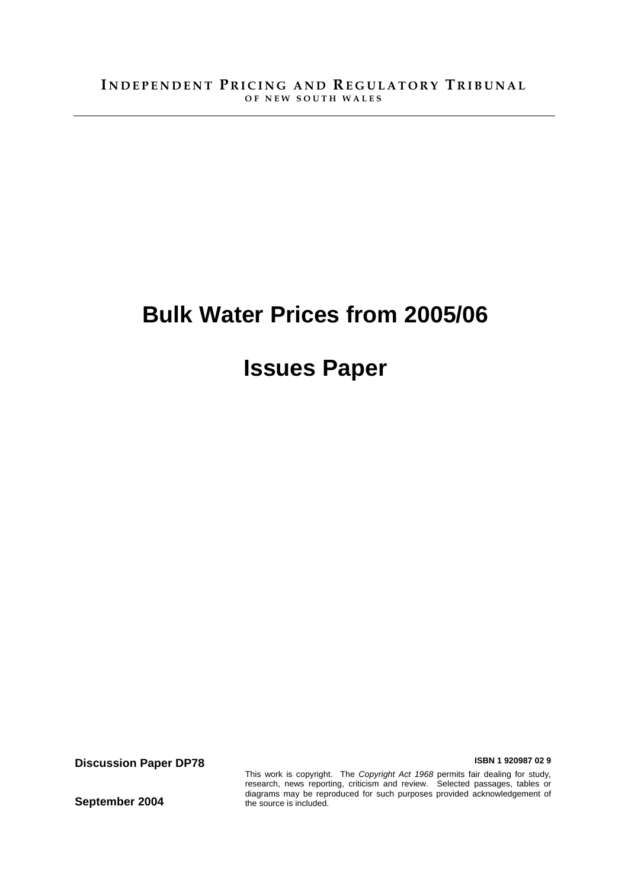INDEPENDENT PRICING AND REGULATORY TRIBUNAL
OF NEW SOUTH WALES

# Bulk Water Prices from 2005/06

# Issues Paper

**Discussion Paper DP78**

**ISBN 1 920987 02 9**

This work is copyright. The *Copyright Act 1968* permits fair dealing for study, research, news reporting, criticism and review. Selected passages, tables or diagrams may be reproduced for such purposes provided acknowledgement of the source is included.

**September 2004**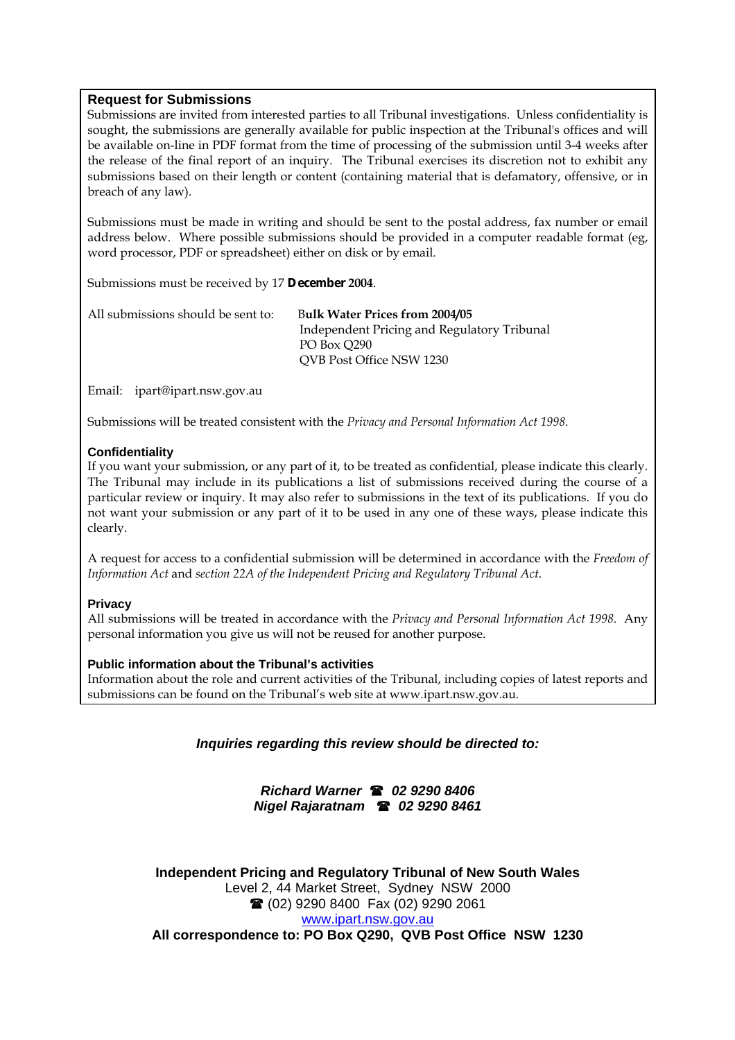## Request for Submissions

Submissions are invited from interested parties to all Tribunal investigations. Unless confidentiality is sought, the submissions are generally available for public inspection at the Tribunal's offices and will be available on-line in PDF format from the time of processing of the submission until 3-4 weeks after the release of the final report of an inquiry. The Tribunal exercises its discretion not to exhibit any submissions based on their length or content (containing material that is defamatory, offensive, or in breach of any law).

Submissions must be made in writing and should be sent to the postal address, fax number or email address below. Where possible submissions should be provided in a computer readable format (eg, word processor, PDF or spreadsheet) either on disk or by email.

Submissions must be received by 17 **December 2004**.

All submissions should be sent to: **Bulk Water Prices from 2004/05**
Independent Pricing and Regulatory Tribunal
PO Box Q290
QVB Post Office NSW 1230

Email: ipart@ipart.nsw.gov.au

Submissions will be treated consistent with the *Privacy and Personal Information Act 1998*.

### Confidentiality

If you want your submission, or any part of it, to be treated as confidential, please indicate this clearly. The Tribunal may include in its publications a list of submissions received during the course of a particular review or inquiry. It may also refer to submissions in the text of its publications. If you do not want your submission or any part of it to be used in any one of these ways, please indicate this clearly.

A request for access to a confidential submission will be determined in accordance with the *Freedom of Information Act* and *section 22A of the Independent Pricing and Regulatory Tribunal Act*.

### Privacy

All submissions will be treated in accordance with the *Privacy and Personal Information Act 1998*. Any personal information you give us will not be reused for another purpose.

### Public information about the Tribunal's activities

Information about the role and current activities of the Tribunal, including copies of latest reports and submissions can be found on the Tribunal's web site at www.ipart.nsw.gov.au.

***Inquiries regarding this review should be directed to:***

***Richard Warner ☎ 02 9290 8406***
***Nigel Rajaratnam ☎ 02 9290 8461***

**Independent Pricing and Regulatory Tribunal of New South Wales**
Level 2, 44 Market Street, Sydney NSW 2000
☎ (02) 9290 8400 Fax (02) 9290 2061
www.ipart.nsw.gov.au
**All correspondence to: PO Box Q290, QVB Post Office NSW 1230**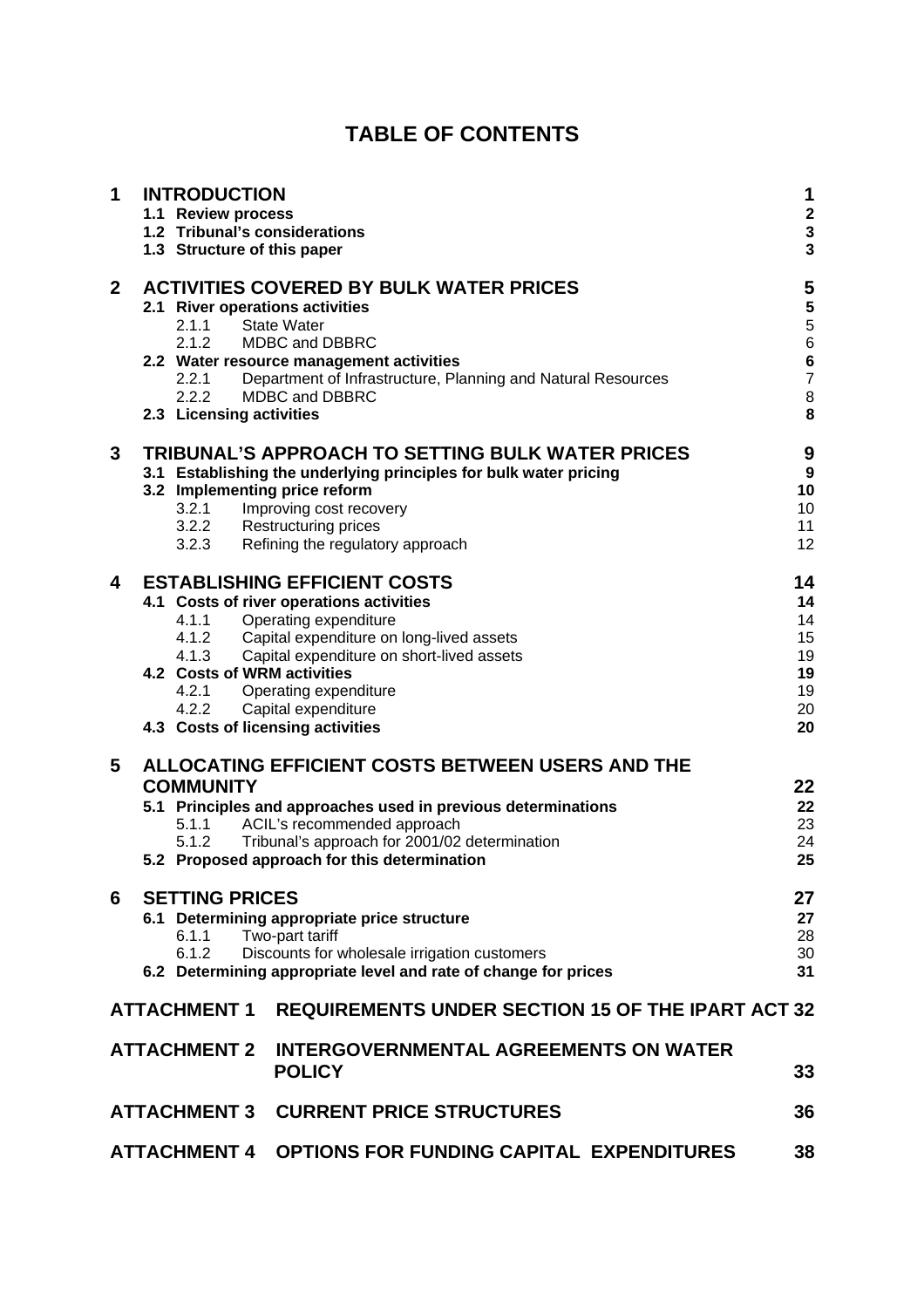# TABLE OF CONTENTS

| | | |
|---|---|---|
| **1** | **INTRODUCTION** | **1** |
| | **1.1 Review process** | **2** |
| | **1.2 Tribunal's considerations** | **3** |
| | **1.3 Structure of this paper** | **3** |
| **2** | **ACTIVITIES COVERED BY BULK WATER PRICES** | **5** |
| | **2.1 River operations activities** | **5** |
| | 2.1.1 State Water | 5 |
| | 2.1.2 MDBC and DBBRC | 6 |
| | **2.2 Water resource management activities** | **6** |
| | 2.2.1 Department of Infrastructure, Planning and Natural Resources | 7 |
| | 2.2.2 MDBC and DBBRC | 8 |
| | **2.3 Licensing activities** | **8** |
| **3** | **TRIBUNAL'S APPROACH TO SETTING BULK WATER PRICES** | **9** |
| | **3.1 Establishing the underlying principles for bulk water pricing** | **9** |
| | **3.2 Implementing price reform** | **10** |
| | 3.2.1 Improving cost recovery | 10 |
| | 3.2.2 Restructuring prices | 11 |
| | 3.2.3 Refining the regulatory approach | 12 |
| **4** | **ESTABLISHING EFFICIENT COSTS** | **14** |
| | **4.1 Costs of river operations activities** | **14** |
| | 4.1.1 Operating expenditure | 14 |
| | 4.1.2 Capital expenditure on long-lived assets | 15 |
| | 4.1.3 Capital expenditure on short-lived assets | 19 |
| | **4.2 Costs of WRM activities** | **19** |
| | 4.2.1 Operating expenditure | 19 |
| | 4.2.2 Capital expenditure | 20 |
| | **4.3 Costs of licensing activities** | **20** |
| **5** | **ALLOCATING EFFICIENT COSTS BETWEEN USERS AND THE COMMUNITY** | **22** |
| | **5.1 Principles and approaches used in previous determinations** | **22** |
| | 5.1.1 ACIL's recommended approach | 23 |
| | 5.1.2 Tribunal's approach for 2001/02 determination | 24 |
| | **5.2 Proposed approach for this determination** | **25** |
| **6** | **SETTING PRICES** | **27** |
| | **6.1 Determining appropriate price structure** | **27** |
| | 6.1.1 Two-part tariff | 28 |
| | 6.1.2 Discounts for wholesale irrigation customers | 30 |
| | **6.2 Determining appropriate level and rate of change for prices** | **31** |
| | **ATTACHMENT 1 REQUIREMENTS UNDER SECTION 15 OF THE IPART ACT** | **32** |
| | **ATTACHMENT 2 INTERGOVERNMENTAL AGREEMENTS ON WATER POLICY** | **33** |
| | **ATTACHMENT 3 CURRENT PRICE STRUCTURES** | **36** |
| | **ATTACHMENT 4 OPTIONS FOR FUNDING CAPITAL EXPENDITURES** | **38** |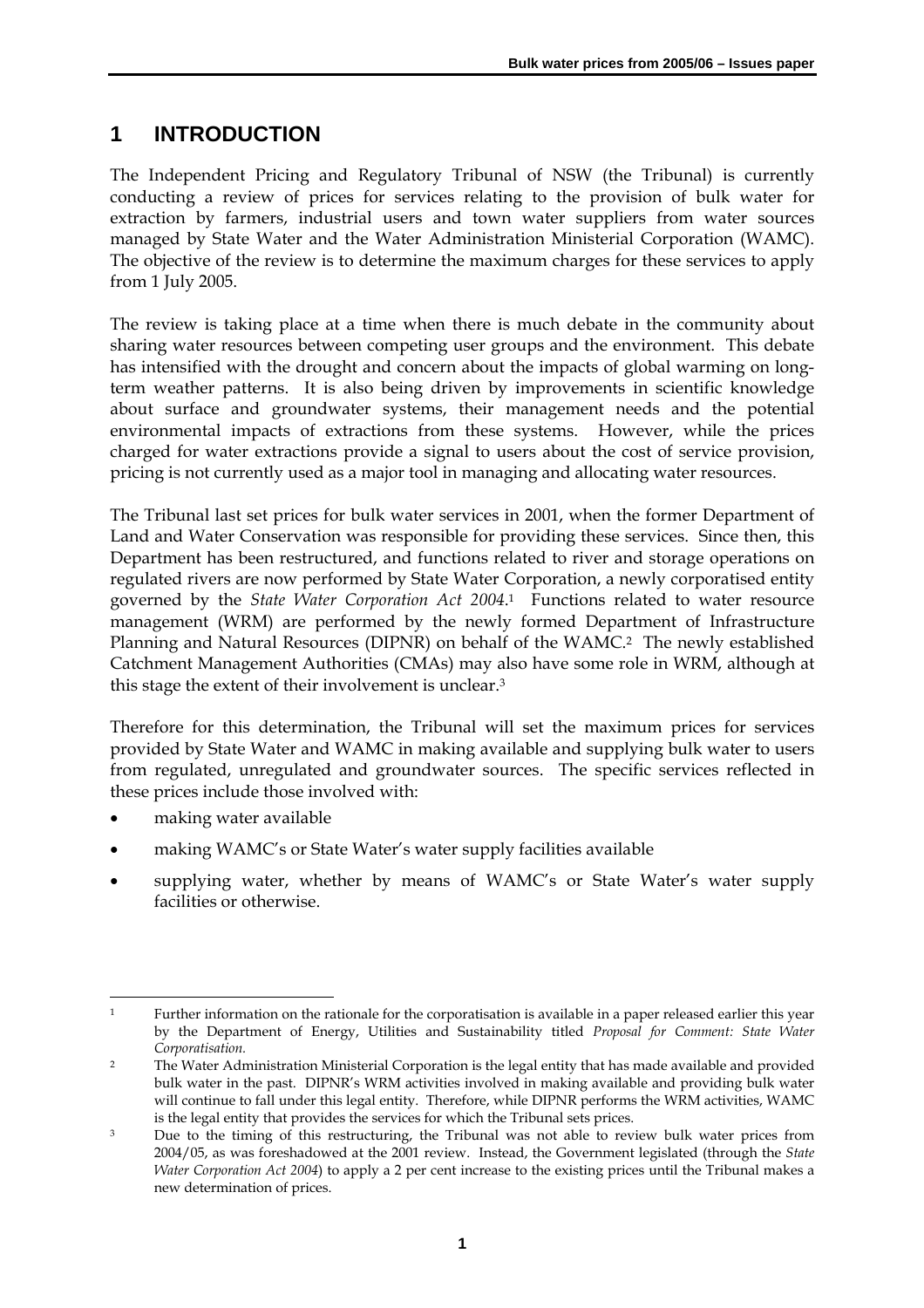# 1 INTRODUCTION

The Independent Pricing and Regulatory Tribunal of NSW (the Tribunal) is currently conducting a review of prices for services relating to the provision of bulk water for extraction by farmers, industrial users and town water suppliers from water sources managed by State Water and the Water Administration Ministerial Corporation (WAMC). The objective of the review is to determine the maximum charges for these services to apply from 1 July 2005.

The review is taking place at a time when there is much debate in the community about sharing water resources between competing user groups and the environment. This debate has intensified with the drought and concern about the impacts of global warming on long-term weather patterns. It is also being driven by improvements in scientific knowledge about surface and groundwater systems, their management needs and the potential environmental impacts of extractions from these systems. However, while the prices charged for water extractions provide a signal to users about the cost of service provision, pricing is not currently used as a major tool in managing and allocating water resources.

The Tribunal last set prices for bulk water services in 2001, when the former Department of Land and Water Conservation was responsible for providing these services. Since then, this Department has been restructured, and functions related to river and storage operations on regulated rivers are now performed by State Water Corporation, a newly corporatised entity governed by the *State Water Corporation Act 2004*.[1] Functions related to water resource management (WRM) are performed by the newly formed Department of Infrastructure Planning and Natural Resources (DIPNR) on behalf of the WAMC.[2] The newly established Catchment Management Authorities (CMAs) may also have some role in WRM, although at this stage the extent of their involvement is unclear.[3]

Therefore for this determination, the Tribunal will set the maximum prices for services provided by State Water and WAMC in making available and supplying bulk water to users from regulated, unregulated and groundwater sources. The specific services reflected in these prices include those involved with:

- making water available
- making WAMC's or State Water's water supply facilities available
- supplying water, whether by means of WAMC's or State Water's water supply facilities or otherwise.

---

[1] Further information on the rationale for the corporatisation is available in a paper released earlier this year by the Department of Energy, Utilities and Sustainability titled *Proposal for Comment: State Water Corporatisation.*

[2] The Water Administration Ministerial Corporation is the legal entity that has made available and provided bulk water in the past. DIPNR's WRM activities involved in making available and providing bulk water will continue to fall under this legal entity. Therefore, while DIPNR performs the WRM activities, WAMC is the legal entity that provides the services for which the Tribunal sets prices.

[3] Due to the timing of this restructuring, the Tribunal was not able to review bulk water prices from 2004/05, as was foreshadowed at the 2001 review. Instead, the Government legislated (through the *State Water Corporation Act 2004*) to apply a 2 per cent increase to the existing prices until the Tribunal makes a new determination of prices.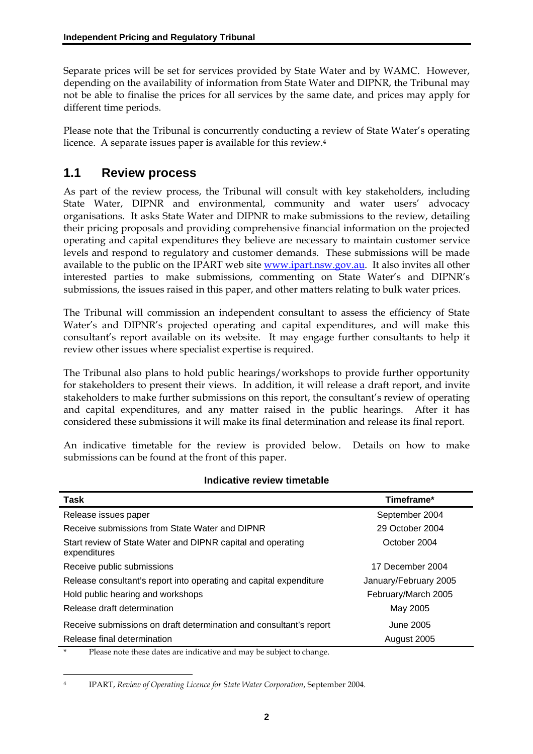Separate prices will be set for services provided by State Water and by WAMC. However, depending on the availability of information from State Water and DIPNR, the Tribunal may not be able to finalise the prices for all services by the same date, and prices may apply for different time periods.

Please note that the Tribunal is concurrently conducting a review of State Water's operating licence. A separate issues paper is available for this review.[4]

## 1.1 Review process

As part of the review process, the Tribunal will consult with key stakeholders, including State Water, DIPNR and environmental, community and water users' advocacy organisations. It asks State Water and DIPNR to make submissions to the review, detailing their pricing proposals and providing comprehensive financial information on the projected operating and capital expenditures they believe are necessary to maintain customer service levels and respond to regulatory and customer demands. These submissions will be made available to the public on the IPART web site www.ipart.nsw.gov.au. It also invites all other interested parties to make submissions, commenting on State Water's and DIPNR's submissions, the issues raised in this paper, and other matters relating to bulk water prices.

The Tribunal will commission an independent consultant to assess the efficiency of State Water's and DIPNR's projected operating and capital expenditures, and will make this consultant's report available on its website. It may engage further consultants to help it review other issues where specialist expertise is required.

The Tribunal also plans to hold public hearings/workshops to provide further opportunity for stakeholders to present their views. In addition, it will release a draft report, and invite stakeholders to make further submissions on this report, the consultant's review of operating and capital expenditures, and any matter raised in the public hearings. After it has considered these submissions it will make its final determination and release its final report.

An indicative timetable for the review is provided below. Details on how to make submissions can be found at the front of this paper.

**Indicative review timetable**

| Task | Timeframe* |
|---|---|
| Release issues paper | September 2004 |
| Receive submissions from State Water and DIPNR | 29 October 2004 |
| Start review of State Water and DIPNR capital and operating expenditures | October 2004 |
| Receive public submissions | 17 December 2004 |
| Release consultant's report into operating and capital expenditure | January/February 2005 |
| Hold public hearing and workshops | February/March 2005 |
| Release draft determination | May 2005 |
| Receive submissions on draft determination and consultant's report | June 2005 |
| Release final determination | August 2005 |

\* Please note these dates are indicative and may be subject to change.

[4] IPART, *Review of Operating Licence for State Water Corporation*, September 2004.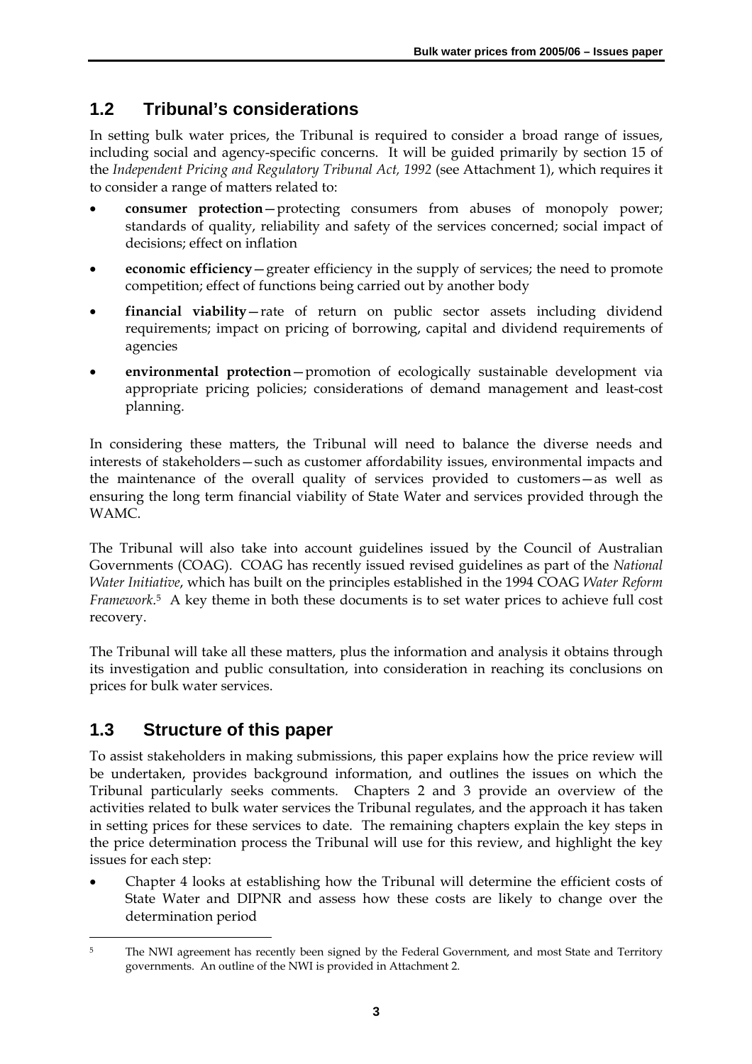## 1.2 Tribunal's considerations

In setting bulk water prices, the Tribunal is required to consider a broad range of issues, including social and agency-specific concerns. It will be guided primarily by section 15 of the *Independent Pricing and Regulatory Tribunal Act, 1992* (see Attachment 1), which requires it to consider a range of matters related to:

- **consumer protection**—protecting consumers from abuses of monopoly power; standards of quality, reliability and safety of the services concerned; social impact of decisions; effect on inflation
- **economic efficiency**—greater efficiency in the supply of services; the need to promote competition; effect of functions being carried out by another body
- **financial viability**—rate of return on public sector assets including dividend requirements; impact on pricing of borrowing, capital and dividend requirements of agencies
- **environmental protection**—promotion of ecologically sustainable development via appropriate pricing policies; considerations of demand management and least-cost planning.

In considering these matters, the Tribunal will need to balance the diverse needs and interests of stakeholders—such as customer affordability issues, environmental impacts and the maintenance of the overall quality of services provided to customers—as well as ensuring the long term financial viability of State Water and services provided through the WAMC.

The Tribunal will also take into account guidelines issued by the Council of Australian Governments (COAG). COAG has recently issued revised guidelines as part of the *National Water Initiative*, which has built on the principles established in the 1994 COAG *Water Reform Framework*.[5] A key theme in both these documents is to set water prices to achieve full cost recovery.

The Tribunal will take all these matters, plus the information and analysis it obtains through its investigation and public consultation, into consideration in reaching its conclusions on prices for bulk water services.

## 1.3 Structure of this paper

To assist stakeholders in making submissions, this paper explains how the price review will be undertaken, provides background information, and outlines the issues on which the Tribunal particularly seeks comments. Chapters 2 and 3 provide an overview of the activities related to bulk water services the Tribunal regulates, and the approach it has taken in setting prices for these services to date. The remaining chapters explain the key steps in the price determination process the Tribunal will use for this review, and highlight the key issues for each step:

- Chapter 4 looks at establishing how the Tribunal will determine the efficient costs of State Water and DIPNR and assess how these costs are likely to change over the determination period

[5] The NWI agreement has recently been signed by the Federal Government, and most State and Territory governments. An outline of the NWI is provided in Attachment 2.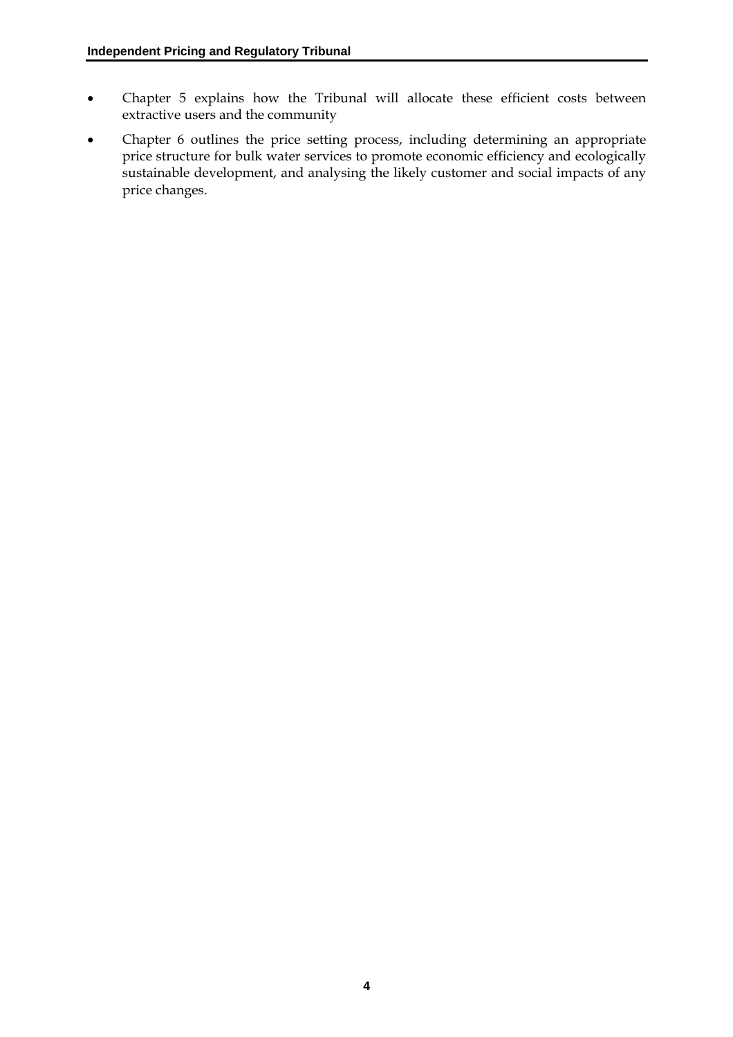- Chapter 5 explains how the Tribunal will allocate these efficient costs between extractive users and the community
- Chapter 6 outlines the price setting process, including determining an appropriate price structure for bulk water services to promote economic efficiency and ecologically sustainable development, and analysing the likely customer and social impacts of any price changes.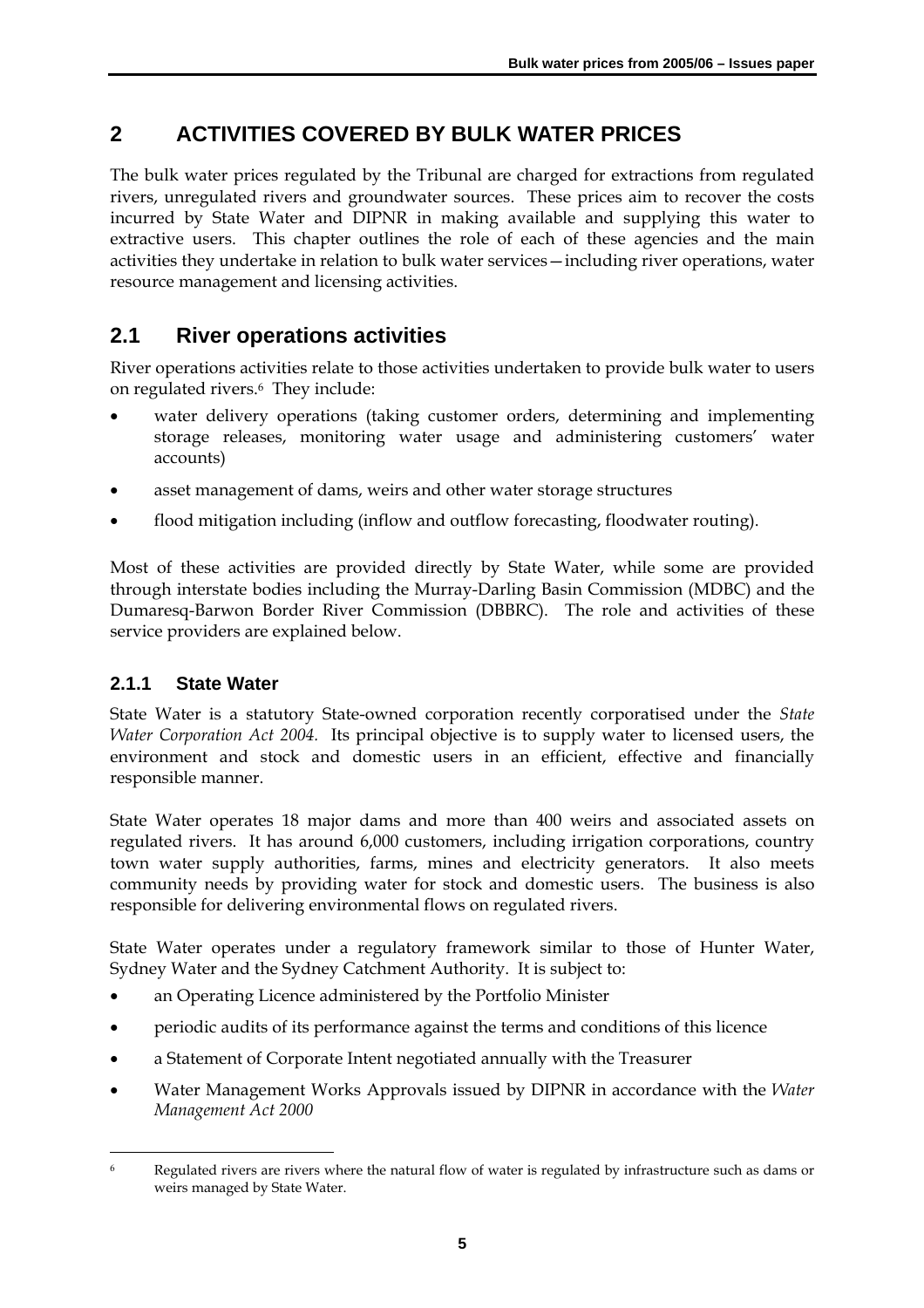# 2 ACTIVITIES COVERED BY BULK WATER PRICES

The bulk water prices regulated by the Tribunal are charged for extractions from regulated rivers, unregulated rivers and groundwater sources. These prices aim to recover the costs incurred by State Water and DIPNR in making available and supplying this water to extractive users. This chapter outlines the role of each of these agencies and the main activities they undertake in relation to bulk water services—including river operations, water resource management and licensing activities.

## 2.1 River operations activities

River operations activities relate to those activities undertaken to provide bulk water to users on regulated rivers.[6] They include:

- water delivery operations (taking customer orders, determining and implementing storage releases, monitoring water usage and administering customers' water accounts)
- asset management of dams, weirs and other water storage structures
- flood mitigation including (inflow and outflow forecasting, floodwater routing).

Most of these activities are provided directly by State Water, while some are provided through interstate bodies including the Murray-Darling Basin Commission (MDBC) and the Dumaresq-Barwon Border River Commission (DBBRC). The role and activities of these service providers are explained below.

### 2.1.1 State Water

State Water is a statutory State-owned corporation recently corporatised under the *State Water Corporation Act 2004*. Its principal objective is to supply water to licensed users, the environment and stock and domestic users in an efficient, effective and financially responsible manner.

State Water operates 18 major dams and more than 400 weirs and associated assets on regulated rivers. It has around 6,000 customers, including irrigation corporations, country town water supply authorities, farms, mines and electricity generators. It also meets community needs by providing water for stock and domestic users. The business is also responsible for delivering environmental flows on regulated rivers.

State Water operates under a regulatory framework similar to those of Hunter Water, Sydney Water and the Sydney Catchment Authority. It is subject to:

- an Operating Licence administered by the Portfolio Minister
- periodic audits of its performance against the terms and conditions of this licence
- a Statement of Corporate Intent negotiated annually with the Treasurer
- Water Management Works Approvals issued by DIPNR in accordance with the *Water Management Act 2000*

---

[6] Regulated rivers are rivers where the natural flow of water is regulated by infrastructure such as dams or weirs managed by State Water.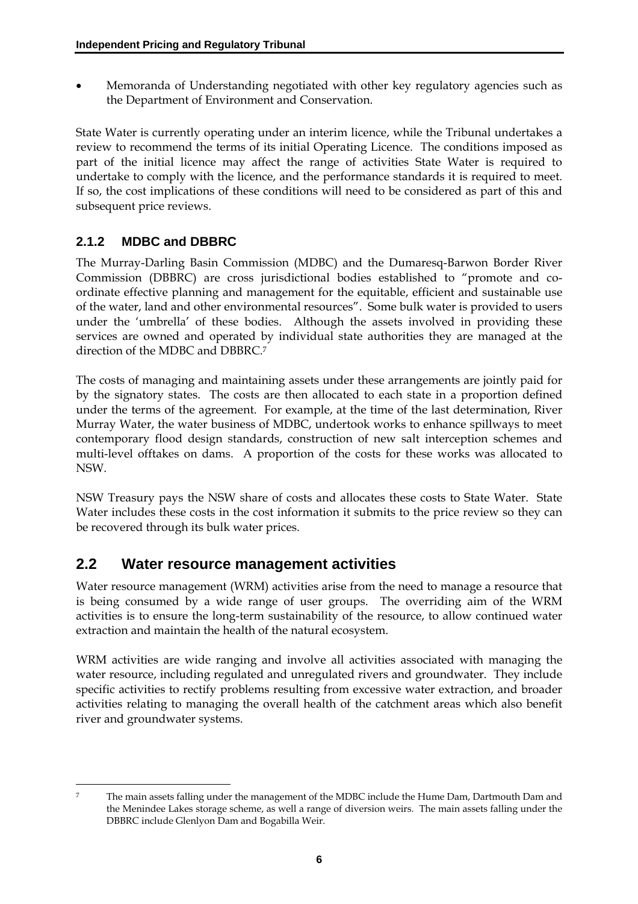- Memoranda of Understanding negotiated with other key regulatory agencies such as the Department of Environment and Conservation.

State Water is currently operating under an interim licence, while the Tribunal undertakes a review to recommend the terms of its initial Operating Licence. The conditions imposed as part of the initial licence may affect the range of activities State Water is required to undertake to comply with the licence, and the performance standards it is required to meet. If so, the cost implications of these conditions will need to be considered as part of this and subsequent price reviews.

### 2.1.2 MDBC and DBBRC

The Murray-Darling Basin Commission (MDBC) and the Dumaresq-Barwon Border River Commission (DBBRC) are cross jurisdictional bodies established to "promote and co-ordinate effective planning and management for the equitable, efficient and sustainable use of the water, land and other environmental resources". Some bulk water is provided to users under the 'umbrella' of these bodies. Although the assets involved in providing these services are owned and operated by individual state authorities they are managed at the direction of the MDBC and DBBRC.[7]

The costs of managing and maintaining assets under these arrangements are jointly paid for by the signatory states. The costs are then allocated to each state in a proportion defined under the terms of the agreement. For example, at the time of the last determination, River Murray Water, the water business of MDBC, undertook works to enhance spillways to meet contemporary flood design standards, construction of new salt interception schemes and multi-level offtakes on dams. A proportion of the costs for these works was allocated to NSW.

NSW Treasury pays the NSW share of costs and allocates these costs to State Water. State Water includes these costs in the cost information it submits to the price review so they can be recovered through its bulk water prices.

## 2.2 Water resource management activities

Water resource management (WRM) activities arise from the need to manage a resource that is being consumed by a wide range of user groups. The overriding aim of the WRM activities is to ensure the long-term sustainability of the resource, to allow continued water extraction and maintain the health of the natural ecosystem.

WRM activities are wide ranging and involve all activities associated with managing the water resource, including regulated and unregulated rivers and groundwater. They include specific activities to rectify problems resulting from excessive water extraction, and broader activities relating to managing the overall health of the catchment areas which also benefit river and groundwater systems.

---

[7] The main assets falling under the management of the MDBC include the Hume Dam, Dartmouth Dam and the Menindee Lakes storage scheme, as well a range of diversion weirs. The main assets falling under the DBBRC include Glenlyon Dam and Bogabilla Weir.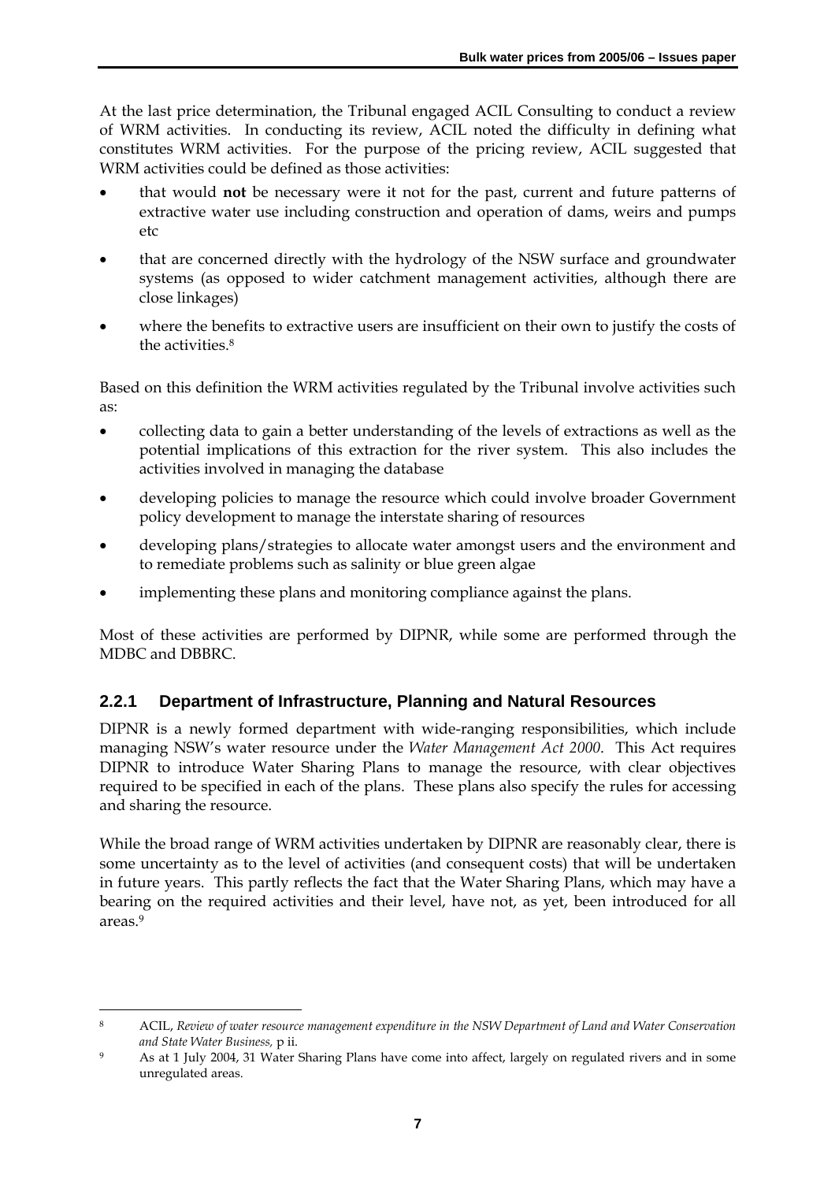At the last price determination, the Tribunal engaged ACIL Consulting to conduct a review of WRM activities. In conducting its review, ACIL noted the difficulty in defining what constitutes WRM activities. For the purpose of the pricing review, ACIL suggested that WRM activities could be defined as those activities:

- that would **not** be necessary were it not for the past, current and future patterns of extractive water use including construction and operation of dams, weirs and pumps etc
- that are concerned directly with the hydrology of the NSW surface and groundwater systems (as opposed to wider catchment management activities, although there are close linkages)
- where the benefits to extractive users are insufficient on their own to justify the costs of the activities.[8]

Based on this definition the WRM activities regulated by the Tribunal involve activities such as:

- collecting data to gain a better understanding of the levels of extractions as well as the potential implications of this extraction for the river system. This also includes the activities involved in managing the database
- developing policies to manage the resource which could involve broader Government policy development to manage the interstate sharing of resources
- developing plans/strategies to allocate water amongst users and the environment and to remediate problems such as salinity or blue green algae
- implementing these plans and monitoring compliance against the plans.

Most of these activities are performed by DIPNR, while some are performed through the MDBC and DBBRC.

### 2.2.1 Department of Infrastructure, Planning and Natural Resources

DIPNR is a newly formed department with wide-ranging responsibilities, which include managing NSW's water resource under the *Water Management Act 2000*. This Act requires DIPNR to introduce Water Sharing Plans to manage the resource, with clear objectives required to be specified in each of the plans. These plans also specify the rules for accessing and sharing the resource.

While the broad range of WRM activities undertaken by DIPNR are reasonably clear, there is some uncertainty as to the level of activities (and consequent costs) that will be undertaken in future years. This partly reflects the fact that the Water Sharing Plans, which may have a bearing on the required activities and their level, have not, as yet, been introduced for all areas.[9]

---

[8] ACIL, *Review of water resource management expenditure in the NSW Department of Land and Water Conservation and State Water Business,* p ii.

[9] As at 1 July 2004, 31 Water Sharing Plans have come into affect, largely on regulated rivers and in some unregulated areas.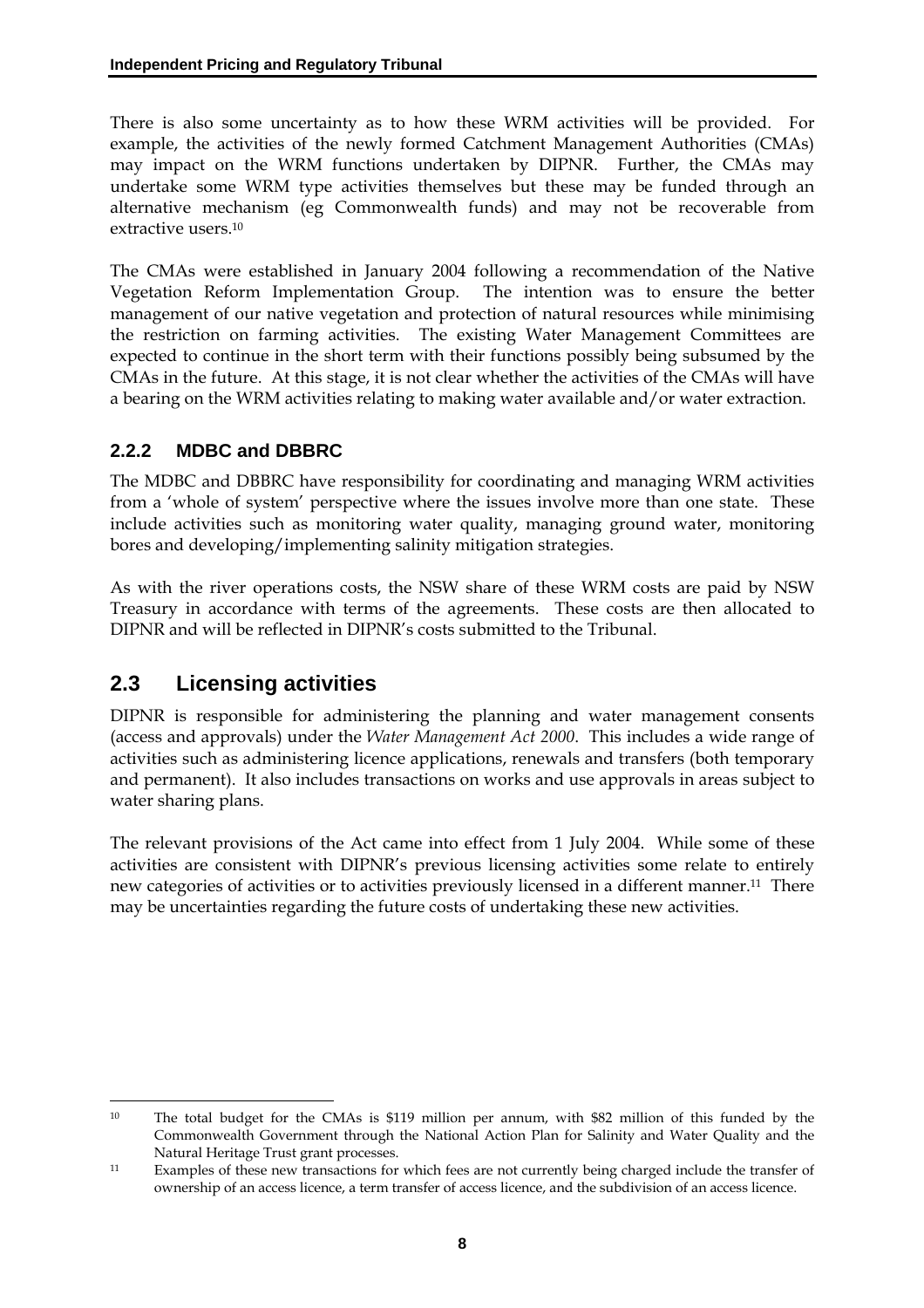There is also some uncertainty as to how these WRM activities will be provided. For example, the activities of the newly formed Catchment Management Authorities (CMAs) may impact on the WRM functions undertaken by DIPNR. Further, the CMAs may undertake some WRM type activities themselves but these may be funded through an alternative mechanism (eg Commonwealth funds) and may not be recoverable from extractive users.[10]

The CMAs were established in January 2004 following a recommendation of the Native Vegetation Reform Implementation Group. The intention was to ensure the better management of our native vegetation and protection of natural resources while minimising the restriction on farming activities. The existing Water Management Committees are expected to continue in the short term with their functions possibly being subsumed by the CMAs in the future. At this stage, it is not clear whether the activities of the CMAs will have a bearing on the WRM activities relating to making water available and/or water extraction.

### 2.2.2 MDBC and DBBRC

The MDBC and DBBRC have responsibility for coordinating and managing WRM activities from a 'whole of system' perspective where the issues involve more than one state. These include activities such as monitoring water quality, managing ground water, monitoring bores and developing/implementing salinity mitigation strategies.

As with the river operations costs, the NSW share of these WRM costs are paid by NSW Treasury in accordance with terms of the agreements. These costs are then allocated to DIPNR and will be reflected in DIPNR's costs submitted to the Tribunal.

## 2.3 Licensing activities

DIPNR is responsible for administering the planning and water management consents (access and approvals) under the *Water Management Act 2000*. This includes a wide range of activities such as administering licence applications, renewals and transfers (both temporary and permanent). It also includes transactions on works and use approvals in areas subject to water sharing plans.

The relevant provisions of the Act came into effect from 1 July 2004. While some of these activities are consistent with DIPNR's previous licensing activities some relate to entirely new categories of activities or to activities previously licensed in a different manner.[11] There may be uncertainties regarding the future costs of undertaking these new activities.

---

[10] The total budget for the CMAs is $119 million per annum, with $82 million of this funded by the Commonwealth Government through the National Action Plan for Salinity and Water Quality and the Natural Heritage Trust grant processes.

[11] Examples of these new transactions for which fees are not currently being charged include the transfer of ownership of an access licence, a term transfer of access licence, and the subdivision of an access licence.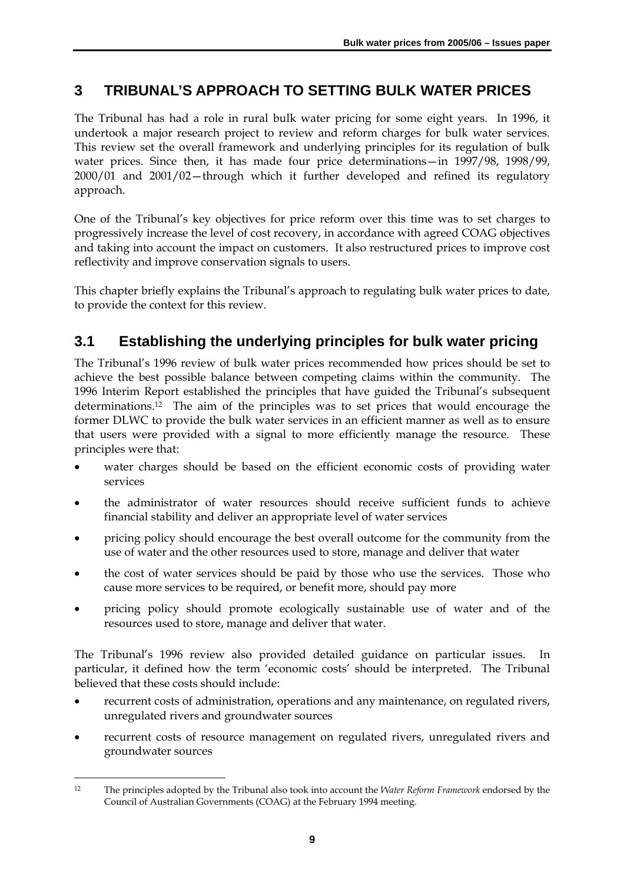# 3 TRIBUNAL'S APPROACH TO SETTING BULK WATER PRICES

The Tribunal has had a role in rural bulk water pricing for some eight years. In 1996, it undertook a major research project to review and reform charges for bulk water services. This review set the overall framework and underlying principles for its regulation of bulk water prices. Since then, it has made four price determinations—in 1997/98, 1998/99, 2000/01 and 2001/02—through which it further developed and refined its regulatory approach.

One of the Tribunal's key objectives for price reform over this time was to set charges to progressively increase the level of cost recovery, in accordance with agreed COAG objectives and taking into account the impact on customers. It also restructured prices to improve cost reflectivity and improve conservation signals to users.

This chapter briefly explains the Tribunal's approach to regulating bulk water prices to date, to provide the context for this review.

## 3.1 Establishing the underlying principles for bulk water pricing

The Tribunal's 1996 review of bulk water prices recommended how prices should be set to achieve the best possible balance between competing claims within the community. The 1996 Interim Report established the principles that have guided the Tribunal's subsequent determinations.[12] The aim of the principles was to set prices that would encourage the former DLWC to provide the bulk water services in an efficient manner as well as to ensure that users were provided with a signal to more efficiently manage the resource. These principles were that:

- water charges should be based on the efficient economic costs of providing water services
- the administrator of water resources should receive sufficient funds to achieve financial stability and deliver an appropriate level of water services
- pricing policy should encourage the best overall outcome for the community from the use of water and the other resources used to store, manage and deliver that water
- the cost of water services should be paid by those who use the services. Those who cause more services to be required, or benefit more, should pay more
- pricing policy should promote ecologically sustainable use of water and of the resources used to store, manage and deliver that water.

The Tribunal's 1996 review also provided detailed guidance on particular issues. In particular, it defined how the term 'economic costs' should be interpreted. The Tribunal believed that these costs should include:

- recurrent costs of administration, operations and any maintenance, on regulated rivers, unregulated rivers and groundwater sources
- recurrent costs of resource management on regulated rivers, unregulated rivers and groundwater sources

[12] The principles adopted by the Tribunal also took into account the *Water Reform Framework* endorsed by the Council of Australian Governments (COAG) at the February 1994 meeting.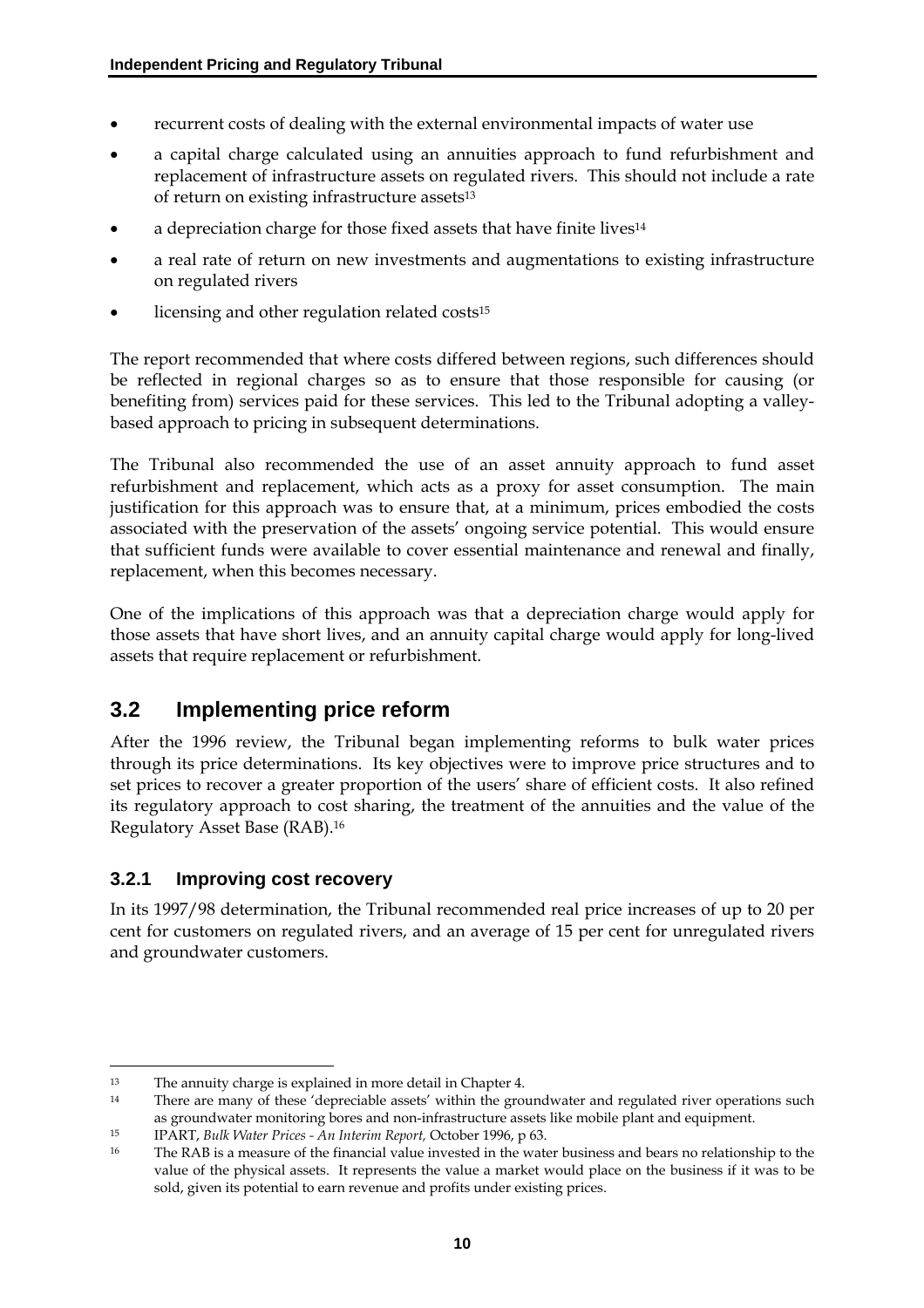- recurrent costs of dealing with the external environmental impacts of water use
- a capital charge calculated using an annuities approach to fund refurbishment and replacement of infrastructure assets on regulated rivers. This should not include a rate of return on existing infrastructure assets[13]
- a depreciation charge for those fixed assets that have finite lives[14]
- a real rate of return on new investments and augmentations to existing infrastructure on regulated rivers
- licensing and other regulation related costs[15]

The report recommended that where costs differed between regions, such differences should be reflected in regional charges so as to ensure that those responsible for causing (or benefiting from) services paid for these services. This led to the Tribunal adopting a valley-based approach to pricing in subsequent determinations.

The Tribunal also recommended the use of an asset annuity approach to fund asset refurbishment and replacement, which acts as a proxy for asset consumption. The main justification for this approach was to ensure that, at a minimum, prices embodied the costs associated with the preservation of the assets' ongoing service potential. This would ensure that sufficient funds were available to cover essential maintenance and renewal and finally, replacement, when this becomes necessary.

One of the implications of this approach was that a depreciation charge would apply for those assets that have short lives, and an annuity capital charge would apply for long-lived assets that require replacement or refurbishment.

## 3.2 Implementing price reform

After the 1996 review, the Tribunal began implementing reforms to bulk water prices through its price determinations. Its key objectives were to improve price structures and to set prices to recover a greater proportion of the users' share of efficient costs. It also refined its regulatory approach to cost sharing, the treatment of the annuities and the value of the Regulatory Asset Base (RAB).[16]

### 3.2.1 Improving cost recovery

In its 1997/98 determination, the Tribunal recommended real price increases of up to 20 per cent for customers on regulated rivers, and an average of 15 per cent for unregulated rivers and groundwater customers.

---

[13] The annuity charge is explained in more detail in Chapter 4.

[14] There are many of these 'depreciable assets' within the groundwater and regulated river operations such as groundwater monitoring bores and non-infrastructure assets like mobile plant and equipment.

[15] IPART, *Bulk Water Prices - An Interim Report,* October 1996, p 63.

[16] The RAB is a measure of the financial value invested in the water business and bears no relationship to the value of the physical assets. It represents the value a market would place on the business if it was to be sold, given its potential to earn revenue and profits under existing prices.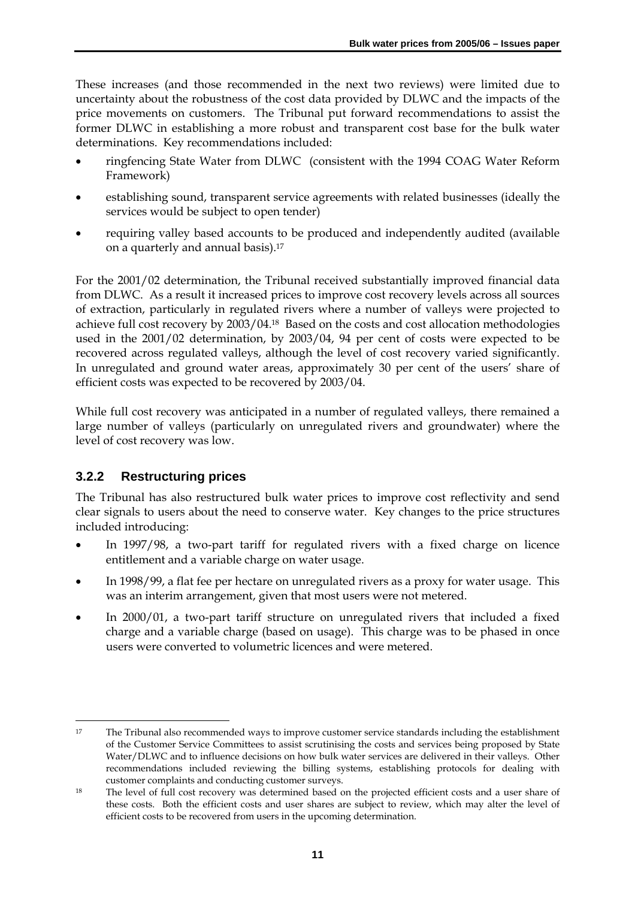These increases (and those recommended in the next two reviews) were limited due to uncertainty about the robustness of the cost data provided by DLWC and the impacts of the price movements on customers. The Tribunal put forward recommendations to assist the former DLWC in establishing a more robust and transparent cost base for the bulk water determinations. Key recommendations included:

- ringfencing State Water from DLWC (consistent with the 1994 COAG Water Reform Framework)
- establishing sound, transparent service agreements with related businesses (ideally the services would be subject to open tender)
- requiring valley based accounts to be produced and independently audited (available on a quarterly and annual basis).[17]

For the 2001/02 determination, the Tribunal received substantially improved financial data from DLWC. As a result it increased prices to improve cost recovery levels across all sources of extraction, particularly in regulated rivers where a number of valleys were projected to achieve full cost recovery by 2003/04.[18] Based on the costs and cost allocation methodologies used in the 2001/02 determination, by 2003/04, 94 per cent of costs were expected to be recovered across regulated valleys, although the level of cost recovery varied significantly. In unregulated and ground water areas, approximately 30 per cent of the users' share of efficient costs was expected to be recovered by 2003/04.

While full cost recovery was anticipated in a number of regulated valleys, there remained a large number of valleys (particularly on unregulated rivers and groundwater) where the level of cost recovery was low.

### 3.2.2 Restructuring prices

The Tribunal has also restructured bulk water prices to improve cost reflectivity and send clear signals to users about the need to conserve water. Key changes to the price structures included introducing:

- In 1997/98, a two-part tariff for regulated rivers with a fixed charge on licence entitlement and a variable charge on water usage.
- In 1998/99, a flat fee per hectare on unregulated rivers as a proxy for water usage. This was an interim arrangement, given that most users were not metered.
- In 2000/01, a two-part tariff structure on unregulated rivers that included a fixed charge and a variable charge (based on usage). This charge was to be phased in once users were converted to volumetric licences and were metered.

---

[17] The Tribunal also recommended ways to improve customer service standards including the establishment of the Customer Service Committees to assist scrutinising the costs and services being proposed by State Water/DLWC and to influence decisions on how bulk water services are delivered in their valleys. Other recommendations included reviewing the billing systems, establishing protocols for dealing with customer complaints and conducting customer surveys.

[18] The level of full cost recovery was determined based on the projected efficient costs and a user share of these costs. Both the efficient costs and user shares are subject to review, which may alter the level of efficient costs to be recovered from users in the upcoming determination.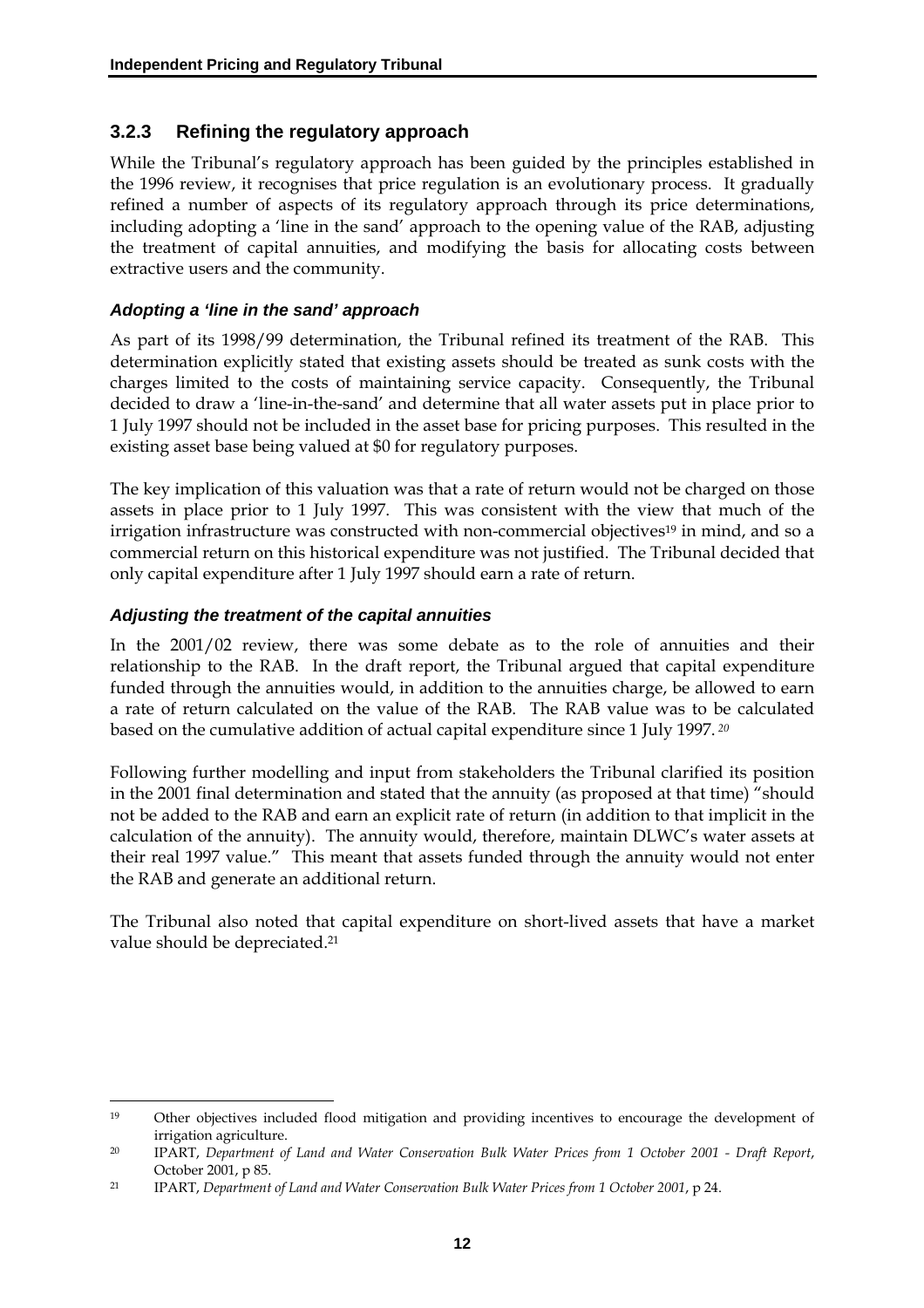### 3.2.3 Refining the regulatory approach

While the Tribunal's regulatory approach has been guided by the principles established in the 1996 review, it recognises that price regulation is an evolutionary process. It gradually refined a number of aspects of its regulatory approach through its price determinations, including adopting a 'line in the sand' approach to the opening value of the RAB, adjusting the treatment of capital annuities, and modifying the basis for allocating costs between extractive users and the community.

#### *Adopting a 'line in the sand' approach*

As part of its 1998/99 determination, the Tribunal refined its treatment of the RAB. This determination explicitly stated that existing assets should be treated as sunk costs with the charges limited to the costs of maintaining service capacity. Consequently, the Tribunal decided to draw a 'line-in-the-sand' and determine that all water assets put in place prior to 1 July 1997 should not be included in the asset base for pricing purposes. This resulted in the existing asset base being valued at $0 for regulatory purposes.

The key implication of this valuation was that a rate of return would not be charged on those assets in place prior to 1 July 1997. This was consistent with the view that much of the irrigation infrastructure was constructed with non-commercial objectives[19] in mind, and so a commercial return on this historical expenditure was not justified. The Tribunal decided that only capital expenditure after 1 July 1997 should earn a rate of return.

#### *Adjusting the treatment of the capital annuities*

In the 2001/02 review, there was some debate as to the role of annuities and their relationship to the RAB. In the draft report, the Tribunal argued that capital expenditure funded through the annuities would, in addition to the annuities charge, be allowed to earn a rate of return calculated on the value of the RAB. The RAB value was to be calculated based on the cumulative addition of actual capital expenditure since 1 July 1997.[20]

Following further modelling and input from stakeholders the Tribunal clarified its position in the 2001 final determination and stated that the annuity (as proposed at that time) "should not be added to the RAB and earn an explicit rate of return (in addition to that implicit in the calculation of the annuity). The annuity would, therefore, maintain DLWC's water assets at their real 1997 value." This meant that assets funded through the annuity would not enter the RAB and generate an additional return.

The Tribunal also noted that capital expenditure on short-lived assets that have a market value should be depreciated.[21]

---

[19] Other objectives included flood mitigation and providing incentives to encourage the development of irrigation agriculture.

[20] IPART, *Department of Land and Water Conservation Bulk Water Prices from 1 October 2001 - Draft Report*, October 2001, p 85.

[21] IPART, *Department of Land and Water Conservation Bulk Water Prices from 1 October 2001*, p 24.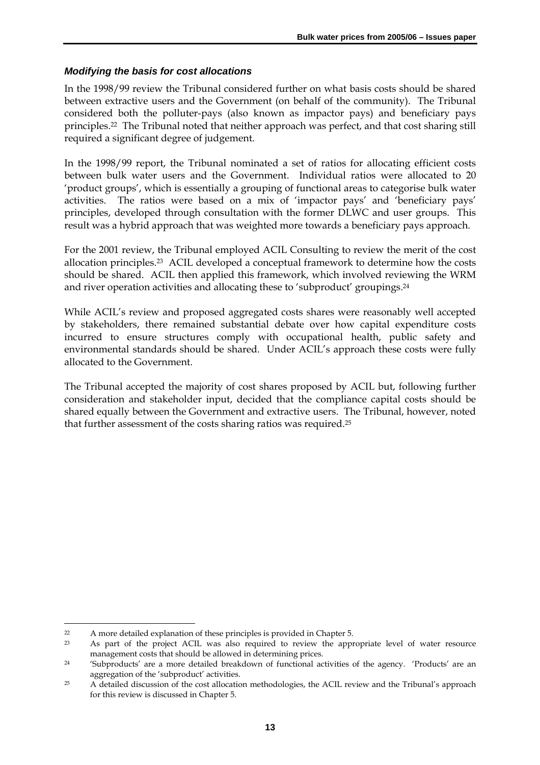### *Modifying the basis for cost allocations*

In the 1998/99 review the Tribunal considered further on what basis costs should be shared between extractive users and the Government (on behalf of the community). The Tribunal considered both the polluter-pays (also known as impactor pays) and beneficiary pays principles.[22] The Tribunal noted that neither approach was perfect, and that cost sharing still required a significant degree of judgement.

In the 1998/99 report, the Tribunal nominated a set of ratios for allocating efficient costs between bulk water users and the Government. Individual ratios were allocated to 20 'product groups', which is essentially a grouping of functional areas to categorise bulk water activities. The ratios were based on a mix of 'impactor pays' and 'beneficiary pays' principles, developed through consultation with the former DLWC and user groups. This result was a hybrid approach that was weighted more towards a beneficiary pays approach.

For the 2001 review, the Tribunal employed ACIL Consulting to review the merit of the cost allocation principles.[23] ACIL developed a conceptual framework to determine how the costs should be shared. ACIL then applied this framework, which involved reviewing the WRM and river operation activities and allocating these to 'subproduct' groupings.[24]

While ACIL's review and proposed aggregated costs shares were reasonably well accepted by stakeholders, there remained substantial debate over how capital expenditure costs incurred to ensure structures comply with occupational health, public safety and environmental standards should be shared. Under ACIL's approach these costs were fully allocated to the Government.

The Tribunal accepted the majority of cost shares proposed by ACIL but, following further consideration and stakeholder input, decided that the compliance capital costs should be shared equally between the Government and extractive users. The Tribunal, however, noted that further assessment of the costs sharing ratios was required.[25]

---

[22] A more detailed explanation of these principles is provided in Chapter 5.

[23] As part of the project ACIL was also required to review the appropriate level of water resource management costs that should be allowed in determining prices.

[24] 'Subproducts' are a more detailed breakdown of functional activities of the agency. 'Products' are an aggregation of the 'subproduct' activities.

[25] A detailed discussion of the cost allocation methodologies, the ACIL review and the Tribunal's approach for this review is discussed in Chapter 5.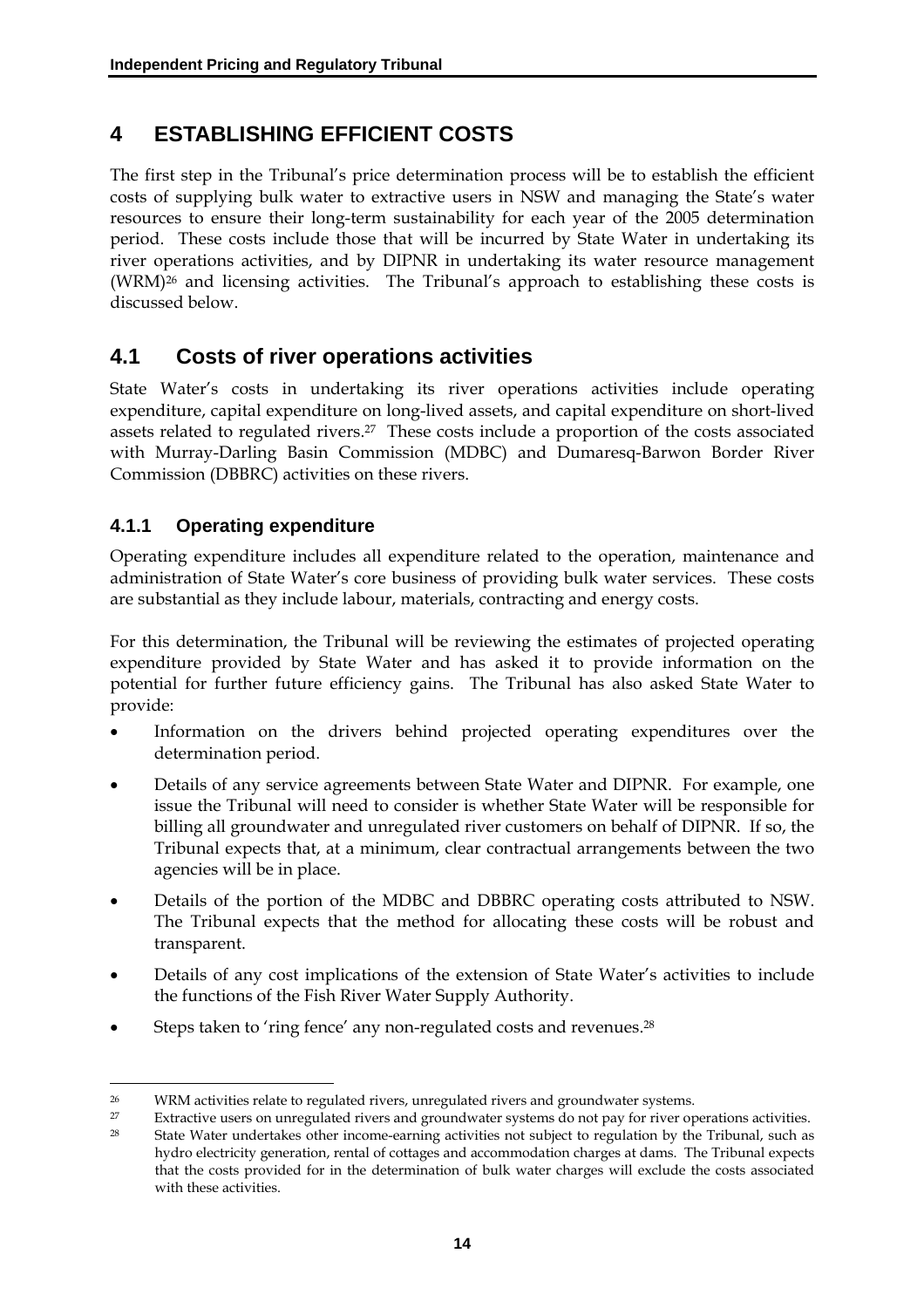# 4 ESTABLISHING EFFICIENT COSTS

The first step in the Tribunal's price determination process will be to establish the efficient costs of supplying bulk water to extractive users in NSW and managing the State's water resources to ensure their long-term sustainability for each year of the 2005 determination period. These costs include those that will be incurred by State Water in undertaking its river operations activities, and by DIPNR in undertaking its water resource management (WRM)[26] and licensing activities. The Tribunal's approach to establishing these costs is discussed below.

## 4.1 Costs of river operations activities

State Water's costs in undertaking its river operations activities include operating expenditure, capital expenditure on long-lived assets, and capital expenditure on short-lived assets related to regulated rivers.[27] These costs include a proportion of the costs associated with Murray-Darling Basin Commission (MDBC) and Dumaresq-Barwon Border River Commission (DBBRC) activities on these rivers.

### 4.1.1 Operating expenditure

Operating expenditure includes all expenditure related to the operation, maintenance and administration of State Water's core business of providing bulk water services. These costs are substantial as they include labour, materials, contracting and energy costs.

For this determination, the Tribunal will be reviewing the estimates of projected operating expenditure provided by State Water and has asked it to provide information on the potential for further future efficiency gains. The Tribunal has also asked State Water to provide:

- Information on the drivers behind projected operating expenditures over the determination period.
- Details of any service agreements between State Water and DIPNR. For example, one issue the Tribunal will need to consider is whether State Water will be responsible for billing all groundwater and unregulated river customers on behalf of DIPNR. If so, the Tribunal expects that, at a minimum, clear contractual arrangements between the two agencies will be in place.
- Details of the portion of the MDBC and DBBRC operating costs attributed to NSW. The Tribunal expects that the method for allocating these costs will be robust and transparent.
- Details of any cost implications of the extension of State Water's activities to include the functions of the Fish River Water Supply Authority.
- Steps taken to 'ring fence' any non-regulated costs and revenues.[28]

---

[26] WRM activities relate to regulated rivers, unregulated rivers and groundwater systems.

[27] Extractive users on unregulated rivers and groundwater systems do not pay for river operations activities.

[28] State Water undertakes other income-earning activities not subject to regulation by the Tribunal, such as hydro electricity generation, rental of cottages and accommodation charges at dams. The Tribunal expects that the costs provided for in the determination of bulk water charges will exclude the costs associated with these activities.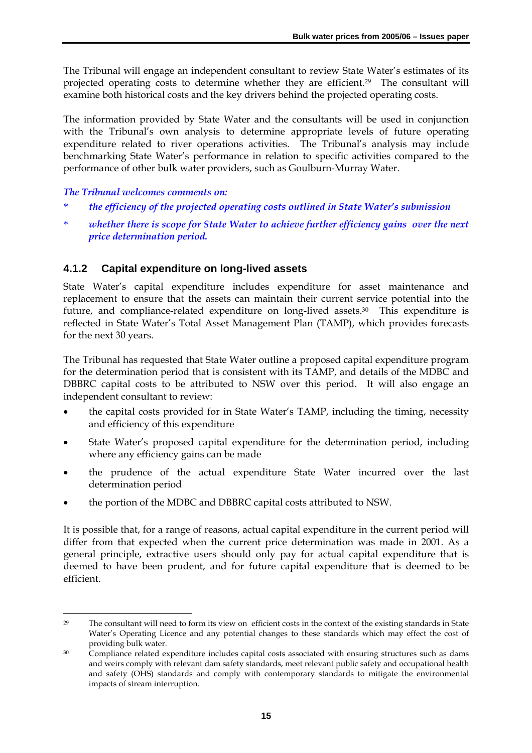The Tribunal will engage an independent consultant to review State Water's estimates of its projected operating costs to determine whether they are efficient.[29] The consultant will examine both historical costs and the key drivers behind the projected operating costs.

The information provided by State Water and the consultants will be used in conjunction with the Tribunal's own analysis to determine appropriate levels of future operating expenditure related to river operations activities. The Tribunal's analysis may include benchmarking State Water's performance in relation to specific activities compared to the performance of other bulk water providers, such as Goulburn-Murray Water.

***The Tribunal welcomes comments on:***

- ***the efficiency of the projected operating costs outlined in State Water's submission***
- ***whether there is scope for State Water to achieve further efficiency gains over the next price determination period.***

### 4.1.2 Capital expenditure on long-lived assets

State Water's capital expenditure includes expenditure for asset maintenance and replacement to ensure that the assets can maintain their current service potential into the future, and compliance-related expenditure on long-lived assets.[30] This expenditure is reflected in State Water's Total Asset Management Plan (TAMP), which provides forecasts for the next 30 years.

The Tribunal has requested that State Water outline a proposed capital expenditure program for the determination period that is consistent with its TAMP, and details of the MDBC and DBBRC capital costs to be attributed to NSW over this period. It will also engage an independent consultant to review:

- the capital costs provided for in State Water's TAMP, including the timing, necessity and efficiency of this expenditure
- State Water's proposed capital expenditure for the determination period, including where any efficiency gains can be made
- the prudence of the actual expenditure State Water incurred over the last determination period
- the portion of the MDBC and DBBRC capital costs attributed to NSW.

It is possible that, for a range of reasons, actual capital expenditure in the current period will differ from that expected when the current price determination was made in 2001. As a general principle, extractive users should only pay for actual capital expenditure that is deemed to have been prudent, and for future capital expenditure that is deemed to be efficient.

---

[29] The consultant will need to form its view on efficient costs in the context of the existing standards in State Water's Operating Licence and any potential changes to these standards which may effect the cost of providing bulk water.

[30] Compliance related expenditure includes capital costs associated with ensuring structures such as dams and weirs comply with relevant dam safety standards, meet relevant public safety and occupational health and safety (OHS) standards and comply with contemporary standards to mitigate the environmental impacts of stream interruption.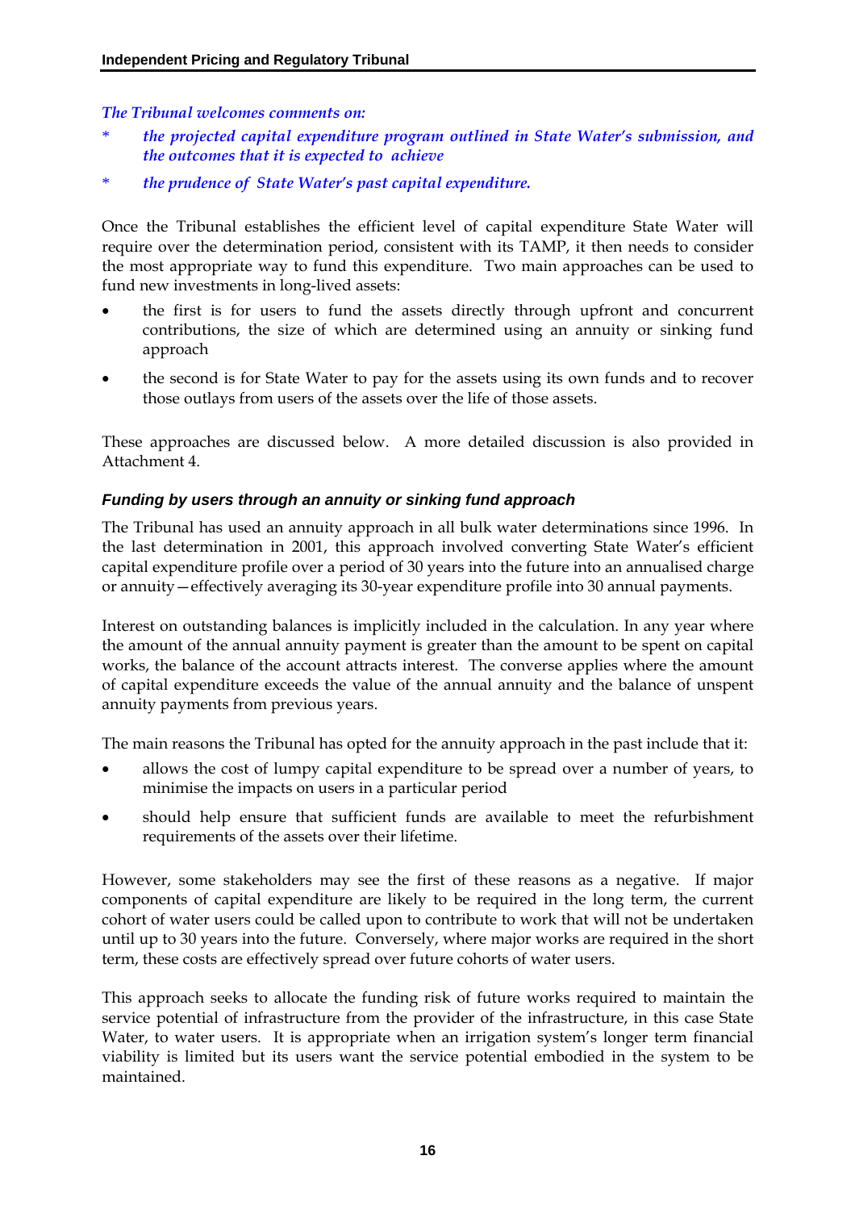*The Tribunal welcomes comments on:*

* *the projected capital expenditure program outlined in State Water's submission, and the outcomes that it is expected to achieve*
* *the prudence of State Water's past capital expenditure.*

Once the Tribunal establishes the efficient level of capital expenditure State Water will require over the determination period, consistent with its TAMP, it then needs to consider the most appropriate way to fund this expenditure. Two main approaches can be used to fund new investments in long-lived assets:

- the first is for users to fund the assets directly through upfront and concurrent contributions, the size of which are determined using an annuity or sinking fund approach
- the second is for State Water to pay for the assets using its own funds and to recover those outlays from users of the assets over the life of those assets.

These approaches are discussed below. A more detailed discussion is also provided in Attachment 4.

### *Funding by users through an annuity or sinking fund approach*

The Tribunal has used an annuity approach in all bulk water determinations since 1996. In the last determination in 2001, this approach involved converting State Water's efficient capital expenditure profile over a period of 30 years into the future into an annualised charge or annuity—effectively averaging its 30-year expenditure profile into 30 annual payments.

Interest on outstanding balances is implicitly included in the calculation. In any year where the amount of the annual annuity payment is greater than the amount to be spent on capital works, the balance of the account attracts interest. The converse applies where the amount of capital expenditure exceeds the value of the annual annuity and the balance of unspent annuity payments from previous years.

The main reasons the Tribunal has opted for the annuity approach in the past include that it:

- allows the cost of lumpy capital expenditure to be spread over a number of years, to minimise the impacts on users in a particular period
- should help ensure that sufficient funds are available to meet the refurbishment requirements of the assets over their lifetime.

However, some stakeholders may see the first of these reasons as a negative. If major components of capital expenditure are likely to be required in the long term, the current cohort of water users could be called upon to contribute to work that will not be undertaken until up to 30 years into the future. Conversely, where major works are required in the short term, these costs are effectively spread over future cohorts of water users.

This approach seeks to allocate the funding risk of future works required to maintain the service potential of infrastructure from the provider of the infrastructure, in this case State Water, to water users. It is appropriate when an irrigation system's longer term financial viability is limited but its users want the service potential embodied in the system to be maintained.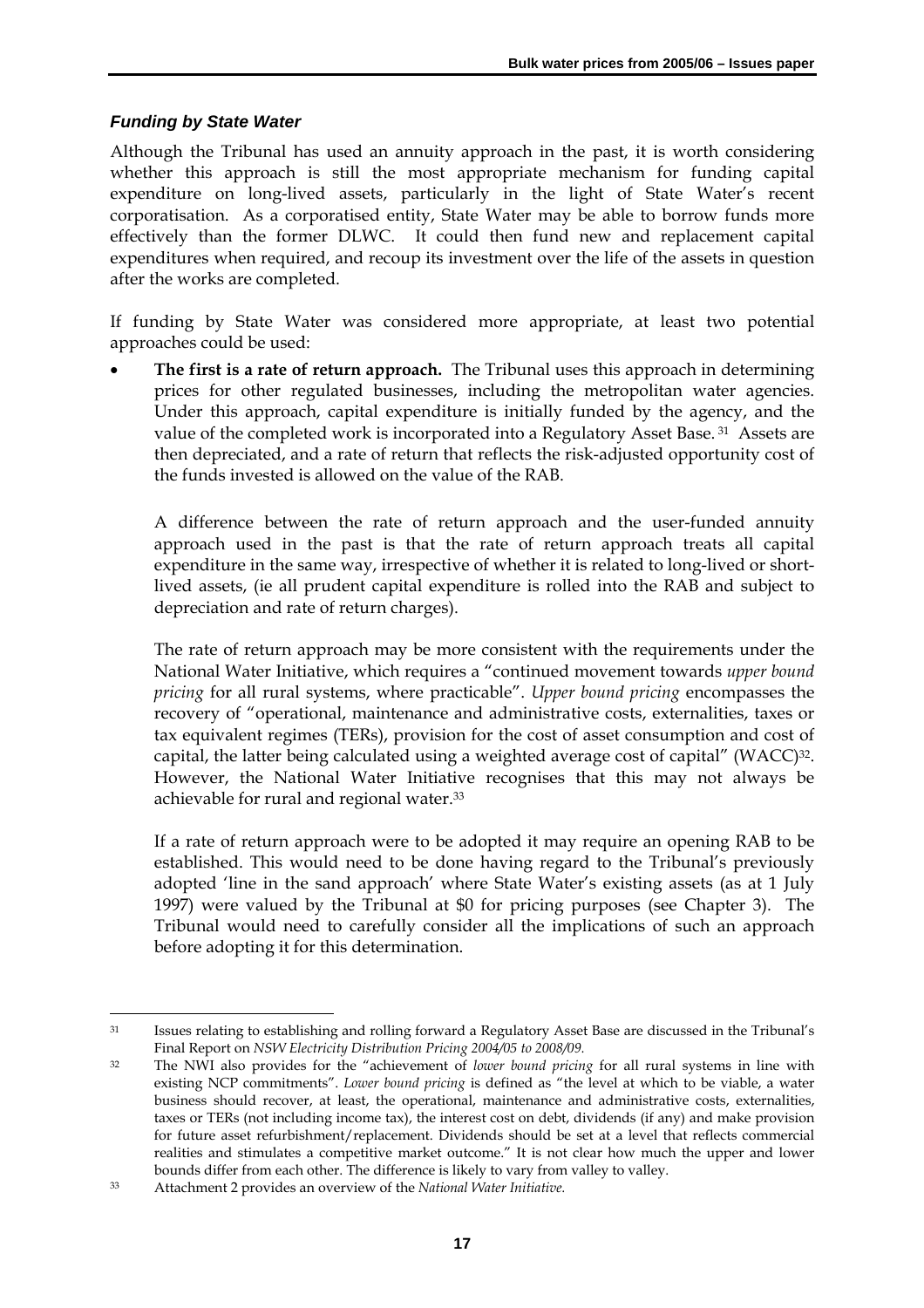### *Funding by State Water*

Although the Tribunal has used an annuity approach in the past, it is worth considering whether this approach is still the most appropriate mechanism for funding capital expenditure on long-lived assets, particularly in the light of State Water's recent corporatisation. As a corporatised entity, State Water may be able to borrow funds more effectively than the former DLWC. It could then fund new and replacement capital expenditures when required, and recoup its investment over the life of the assets in question after the works are completed.

If funding by State Water was considered more appropriate, at least two potential approaches could be used:

- **The first is a rate of return approach.** The Tribunal uses this approach in determining prices for other regulated businesses, including the metropolitan water agencies. Under this approach, capital expenditure is initially funded by the agency, and the value of the completed work is incorporated into a Regulatory Asset Base.[31] Assets are then depreciated, and a rate of return that reflects the risk-adjusted opportunity cost of the funds invested is allowed on the value of the RAB.

  A difference between the rate of return approach and the user-funded annuity approach used in the past is that the rate of return approach treats all capital expenditure in the same way, irrespective of whether it is related to long-lived or short-lived assets, (ie all prudent capital expenditure is rolled into the RAB and subject to depreciation and rate of return charges).

  The rate of return approach may be more consistent with the requirements under the National Water Initiative, which requires a "continued movement towards *upper bound pricing* for all rural systems, where practicable". *Upper bound pricing* encompasses the recovery of "operational, maintenance and administrative costs, externalities, taxes or tax equivalent regimes (TERs), provision for the cost of asset consumption and cost of capital, the latter being calculated using a weighted average cost of capital" (WACC)[32]. However, the National Water Initiative recognises that this may not always be achievable for rural and regional water.[33]

  If a rate of return approach were to be adopted it may require an opening RAB to be established. This would need to be done having regard to the Tribunal's previously adopted 'line in the sand approach' where State Water's existing assets (as at 1 July 1997) were valued by the Tribunal at $0 for pricing purposes (see Chapter 3). The Tribunal would need to carefully consider all the implications of such an approach before adopting it for this determination.

---

[31] Issues relating to establishing and rolling forward a Regulatory Asset Base are discussed in the Tribunal's Final Report on *NSW Electricity Distribution Pricing 2004/05 to 2008/09.*

[32] The NWI also provides for the "achievement of *lower bound pricing* for all rural systems in line with existing NCP commitments". *Lower bound pricing* is defined as "the level at which to be viable, a water business should recover, at least, the operational, maintenance and administrative costs, externalities, taxes or TERs (not including income tax), the interest cost on debt, dividends (if any) and make provision for future asset refurbishment/replacement. Dividends should be set at a level that reflects commercial realities and stimulates a competitive market outcome." It is not clear how much the upper and lower bounds differ from each other. The difference is likely to vary from valley to valley.

[33] Attachment 2 provides an overview of the *National Water Initiative.*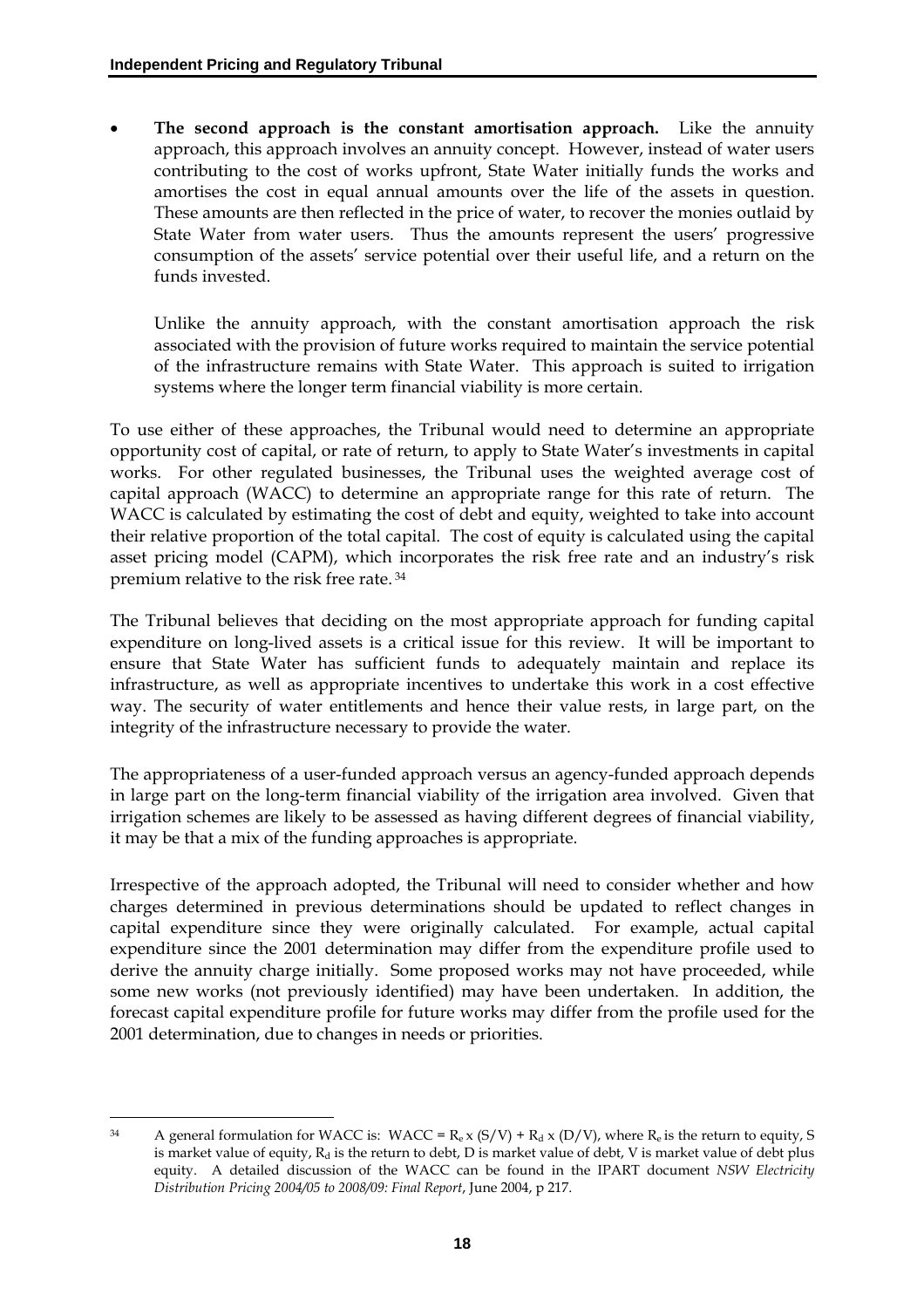- **The second approach is the constant amortisation approach.** Like the annuity approach, this approach involves an annuity concept. However, instead of water users contributing to the cost of works upfront, State Water initially funds the works and amortises the cost in equal annual amounts over the life of the assets in question. These amounts are then reflected in the price of water, to recover the monies outlaid by State Water from water users. Thus the amounts represent the users' progressive consumption of the assets' service potential over their useful life, and a return on the funds invested.

  Unlike the annuity approach, with the constant amortisation approach the risk associated with the provision of future works required to maintain the service potential of the infrastructure remains with State Water. This approach is suited to irrigation systems where the longer term financial viability is more certain.

To use either of these approaches, the Tribunal would need to determine an appropriate opportunity cost of capital, or rate of return, to apply to State Water's investments in capital works. For other regulated businesses, the Tribunal uses the weighted average cost of capital approach (WACC) to determine an appropriate range for this rate of return. The WACC is calculated by estimating the cost of debt and equity, weighted to take into account their relative proportion of the total capital. The cost of equity is calculated using the capital asset pricing model (CAPM), which incorporates the risk free rate and an industry's risk premium relative to the risk free rate.[34]

The Tribunal believes that deciding on the most appropriate approach for funding capital expenditure on long-lived assets is a critical issue for this review. It will be important to ensure that State Water has sufficient funds to adequately maintain and replace its infrastructure, as well as appropriate incentives to undertake this work in a cost effective way. The security of water entitlements and hence their value rests, in large part, on the integrity of the infrastructure necessary to provide the water.

The appropriateness of a user-funded approach versus an agency-funded approach depends in large part on the long-term financial viability of the irrigation area involved. Given that irrigation schemes are likely to be assessed as having different degrees of financial viability, it may be that a mix of the funding approaches is appropriate.

Irrespective of the approach adopted, the Tribunal will need to consider whether and how charges determined in previous determinations should be updated to reflect changes in capital expenditure since they were originally calculated. For example, actual capital expenditure since the 2001 determination may differ from the expenditure profile used to derive the annuity charge initially. Some proposed works may not have proceeded, while some new works (not previously identified) may have been undertaken. In addition, the forecast capital expenditure profile for future works may differ from the profile used for the 2001 determination, due to changes in needs or priorities.

---

[34] A general formulation for WACC is: $WACC = R_e \times (S/V) + R_d \times (D/V)$, where $R_e$ is the return to equity, S is market value of equity, $R_d$ is the return to debt, D is market value of debt, V is market value of debt plus equity. A detailed discussion of the WACC can be found in the IPART document *NSW Electricity Distribution Pricing 2004/05 to 2008/09: Final Report*, June 2004, p 217.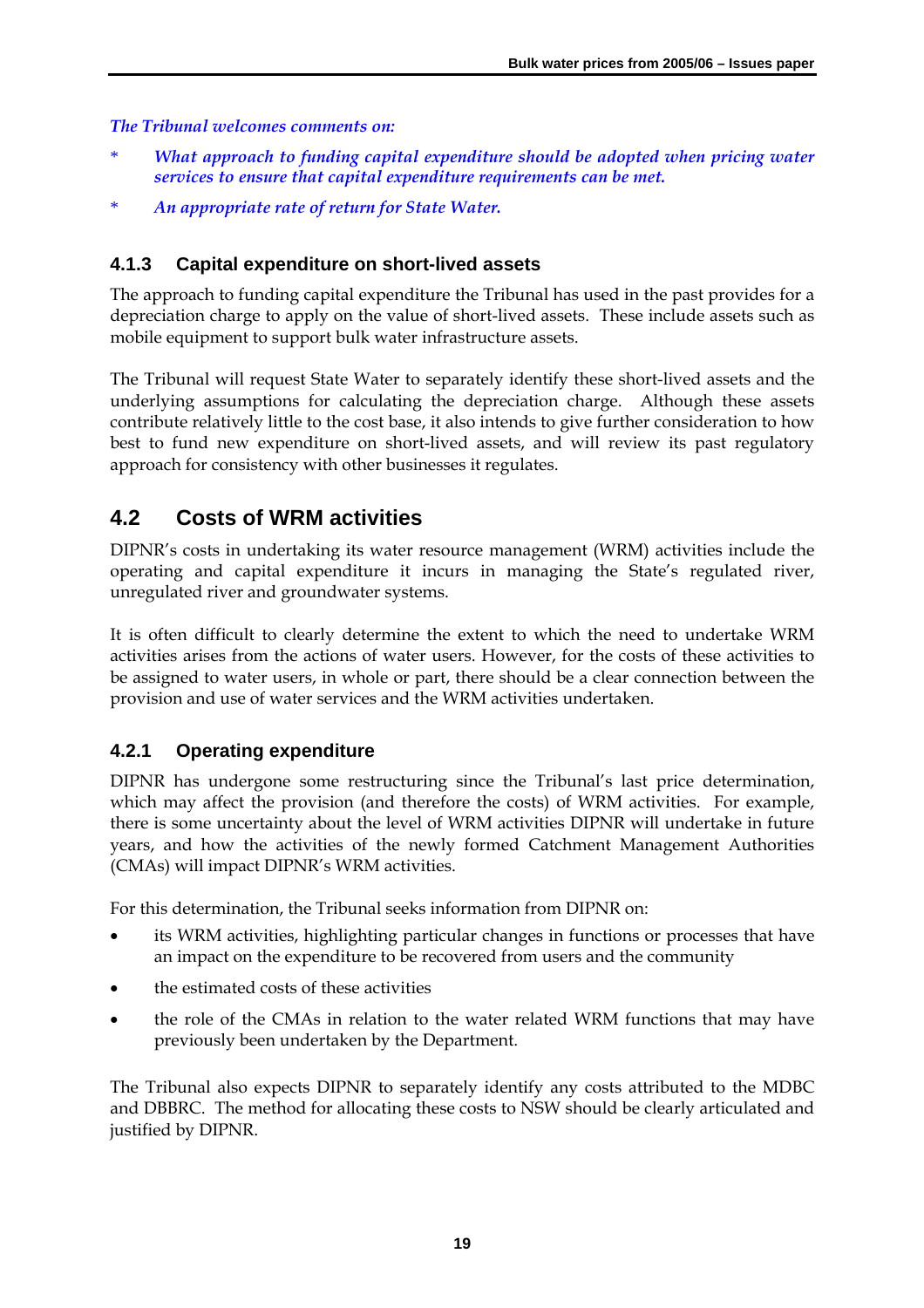*The Tribunal welcomes comments on:*

- *What approach to funding capital expenditure should be adopted when pricing water services to ensure that capital expenditure requirements can be met.*
- *An appropriate rate of return for State Water.*

### 4.1.3 Capital expenditure on short-lived assets

The approach to funding capital expenditure the Tribunal has used in the past provides for a depreciation charge to apply on the value of short-lived assets. These include assets such as mobile equipment to support bulk water infrastructure assets.

The Tribunal will request State Water to separately identify these short-lived assets and the underlying assumptions for calculating the depreciation charge. Although these assets contribute relatively little to the cost base, it also intends to give further consideration to how best to fund new expenditure on short-lived assets, and will review its past regulatory approach for consistency with other businesses it regulates.

## 4.2 Costs of WRM activities

DIPNR's costs in undertaking its water resource management (WRM) activities include the operating and capital expenditure it incurs in managing the State's regulated river, unregulated river and groundwater systems.

It is often difficult to clearly determine the extent to which the need to undertake WRM activities arises from the actions of water users. However, for the costs of these activities to be assigned to water users, in whole or part, there should be a clear connection between the provision and use of water services and the WRM activities undertaken.

### 4.2.1 Operating expenditure

DIPNR has undergone some restructuring since the Tribunal's last price determination, which may affect the provision (and therefore the costs) of WRM activities. For example, there is some uncertainty about the level of WRM activities DIPNR will undertake in future years, and how the activities of the newly formed Catchment Management Authorities (CMAs) will impact DIPNR's WRM activities.

For this determination, the Tribunal seeks information from DIPNR on:

- its WRM activities, highlighting particular changes in functions or processes that have an impact on the expenditure to be recovered from users and the community
- the estimated costs of these activities
- the role of the CMAs in relation to the water related WRM functions that may have previously been undertaken by the Department.

The Tribunal also expects DIPNR to separately identify any costs attributed to the MDBC and DBBRC. The method for allocating these costs to NSW should be clearly articulated and justified by DIPNR.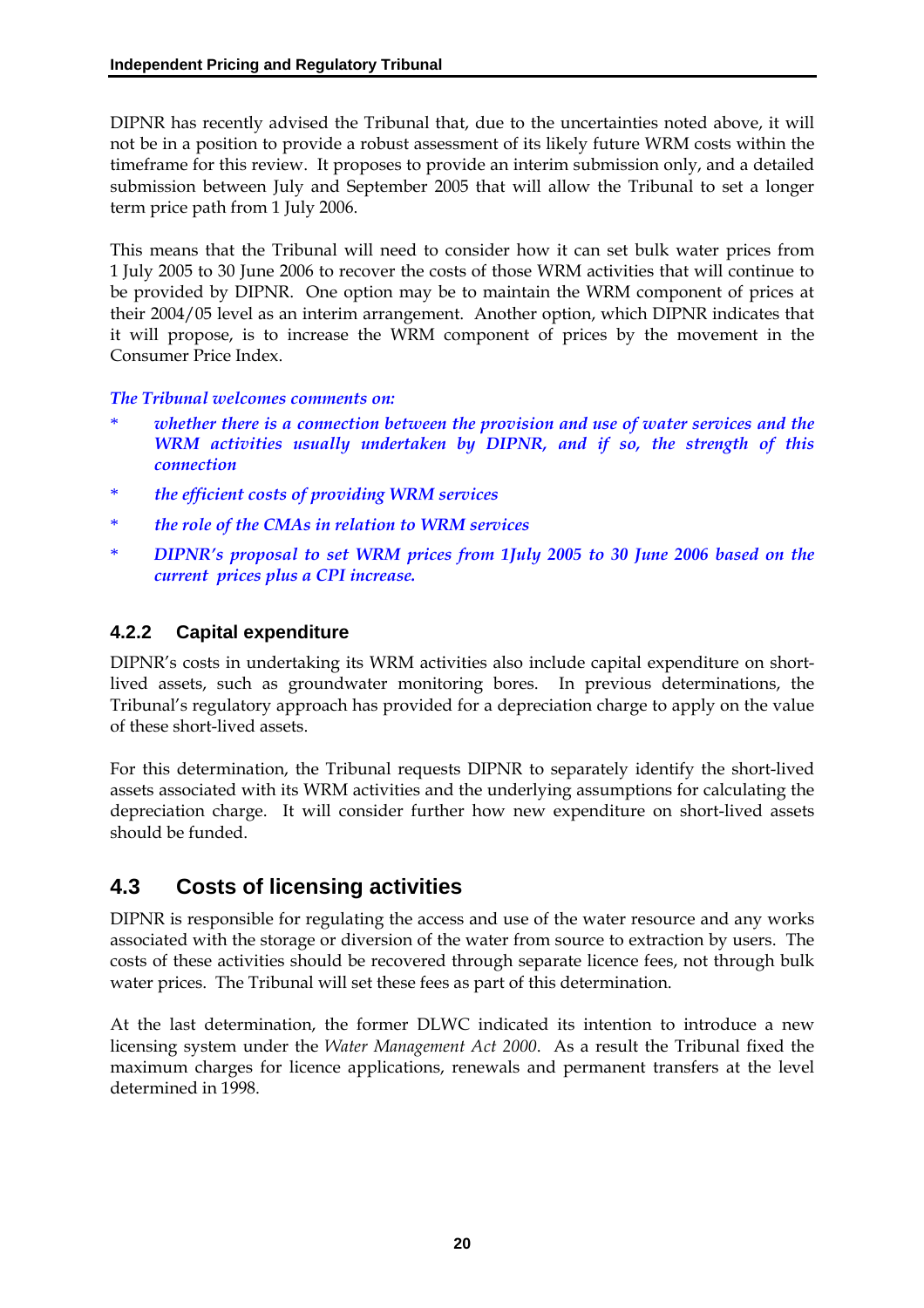DIPNR has recently advised the Tribunal that, due to the uncertainties noted above, it will not be in a position to provide a robust assessment of its likely future WRM costs within the timeframe for this review. It proposes to provide an interim submission only, and a detailed submission between July and September 2005 that will allow the Tribunal to set a longer term price path from 1 July 2006.

This means that the Tribunal will need to consider how it can set bulk water prices from 1 July 2005 to 30 June 2006 to recover the costs of those WRM activities that will continue to be provided by DIPNR. One option may be to maintain the WRM component of prices at their 2004/05 level as an interim arrangement. Another option, which DIPNR indicates that it will propose, is to increase the WRM component of prices by the movement in the Consumer Price Index.

*The Tribunal welcomes comments on:*

* *whether there is a connection between the provision and use of water services and the WRM activities usually undertaken by DIPNR, and if so, the strength of this connection*
* *the efficient costs of providing WRM services*
* *the role of the CMAs in relation to WRM services*
* *DIPNR's proposal to set WRM prices from 1July 2005 to 30 June 2006 based on the current prices plus a CPI increase.*

### 4.2.2 Capital expenditure

DIPNR's costs in undertaking its WRM activities also include capital expenditure on short-lived assets, such as groundwater monitoring bores. In previous determinations, the Tribunal's regulatory approach has provided for a depreciation charge to apply on the value of these short-lived assets.

For this determination, the Tribunal requests DIPNR to separately identify the short-lived assets associated with its WRM activities and the underlying assumptions for calculating the depreciation charge. It will consider further how new expenditure on short-lived assets should be funded.

## 4.3 Costs of licensing activities

DIPNR is responsible for regulating the access and use of the water resource and any works associated with the storage or diversion of the water from source to extraction by users. The costs of these activities should be recovered through separate licence fees, not through bulk water prices. The Tribunal will set these fees as part of this determination.

At the last determination, the former DLWC indicated its intention to introduce a new licensing system under the *Water Management Act 2000*. As a result the Tribunal fixed the maximum charges for licence applications, renewals and permanent transfers at the level determined in 1998.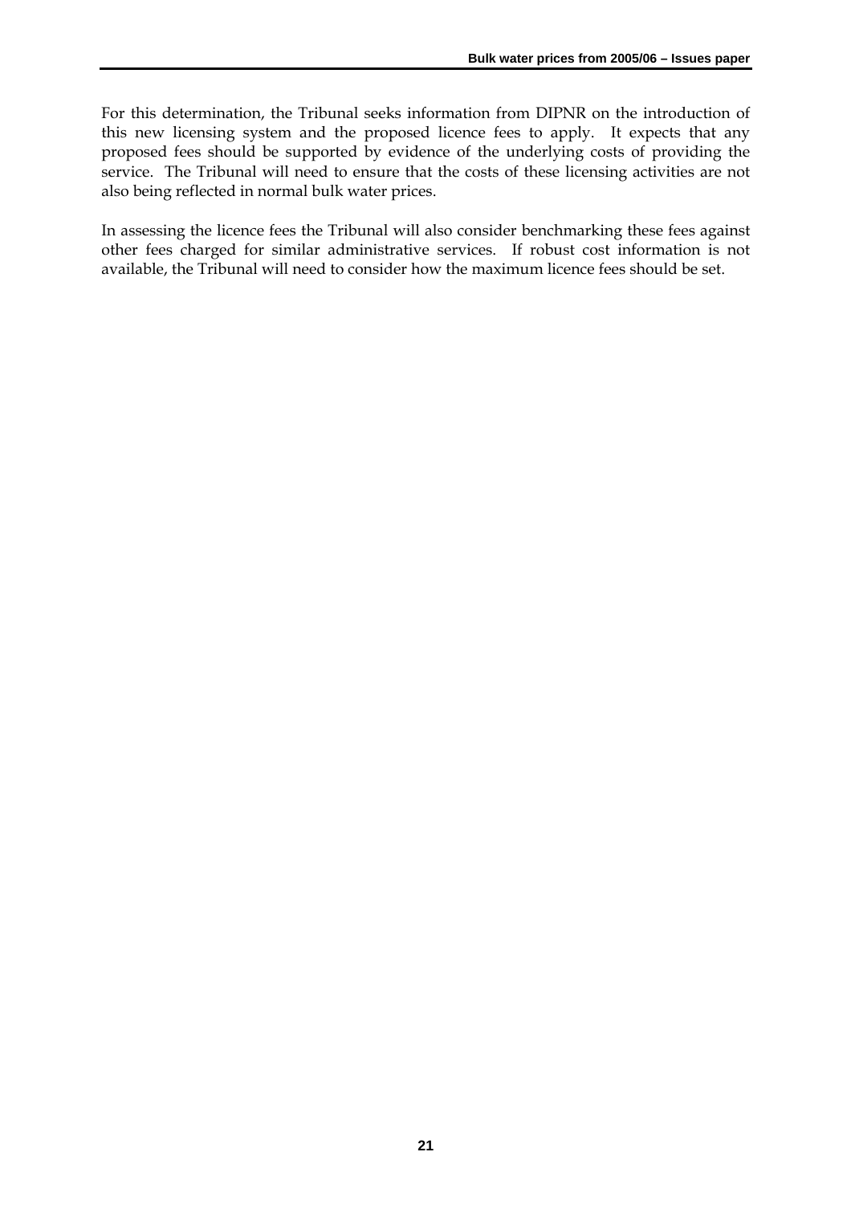For this determination, the Tribunal seeks information from DIPNR on the introduction of this new licensing system and the proposed licence fees to apply. It expects that any proposed fees should be supported by evidence of the underlying costs of providing the service. The Tribunal will need to ensure that the costs of these licensing activities are not also being reflected in normal bulk water prices.

In assessing the licence fees the Tribunal will also consider benchmarking these fees against other fees charged for similar administrative services. If robust cost information is not available, the Tribunal will need to consider how the maximum licence fees should be set.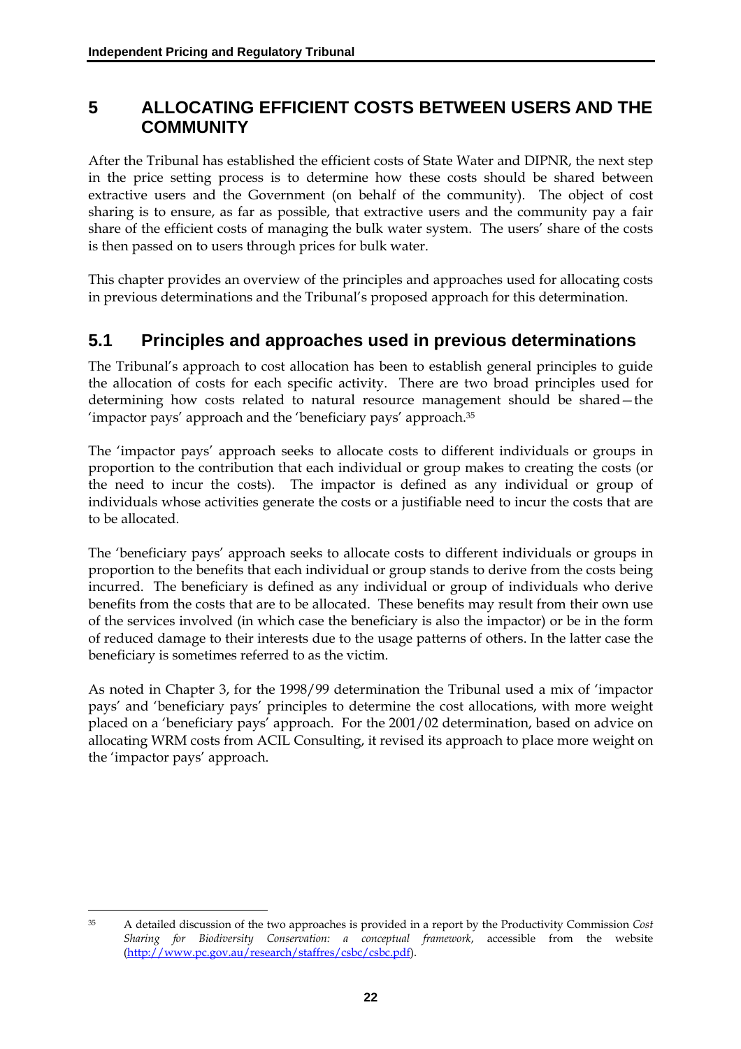# 5 ALLOCATING EFFICIENT COSTS BETWEEN USERS AND THE COMMUNITY

After the Tribunal has established the efficient costs of State Water and DIPNR, the next step in the price setting process is to determine how these costs should be shared between extractive users and the Government (on behalf of the community). The object of cost sharing is to ensure, as far as possible, that extractive users and the community pay a fair share of the efficient costs of managing the bulk water system. The users' share of the costs is then passed on to users through prices for bulk water.

This chapter provides an overview of the principles and approaches used for allocating costs in previous determinations and the Tribunal's proposed approach for this determination.

## 5.1 Principles and approaches used in previous determinations

The Tribunal's approach to cost allocation has been to establish general principles to guide the allocation of costs for each specific activity. There are two broad principles used for determining how costs related to natural resource management should be shared—the 'impactor pays' approach and the 'beneficiary pays' approach.[35]

The 'impactor pays' approach seeks to allocate costs to different individuals or groups in proportion to the contribution that each individual or group makes to creating the costs (or the need to incur the costs). The impactor is defined as any individual or group of individuals whose activities generate the costs or a justifiable need to incur the costs that are to be allocated.

The 'beneficiary pays' approach seeks to allocate costs to different individuals or groups in proportion to the benefits that each individual or group stands to derive from the costs being incurred. The beneficiary is defined as any individual or group of individuals who derive benefits from the costs that are to be allocated. These benefits may result from their own use of the services involved (in which case the beneficiary is also the impactor) or be in the form of reduced damage to their interests due to the usage patterns of others. In the latter case the beneficiary is sometimes referred to as the victim.

As noted in Chapter 3, for the 1998/99 determination the Tribunal used a mix of 'impactor pays' and 'beneficiary pays' principles to determine the cost allocations, with more weight placed on a 'beneficiary pays' approach. For the 2001/02 determination, based on advice on allocating WRM costs from ACIL Consulting, it revised its approach to place more weight on the 'impactor pays' approach.

---

[35] A detailed discussion of the two approaches is provided in a report by the Productivity Commission *Cost Sharing for Biodiversity Conservation: a conceptual framework*, accessible from the website (http://www.pc.gov.au/research/staffres/csbc/csbc.pdf).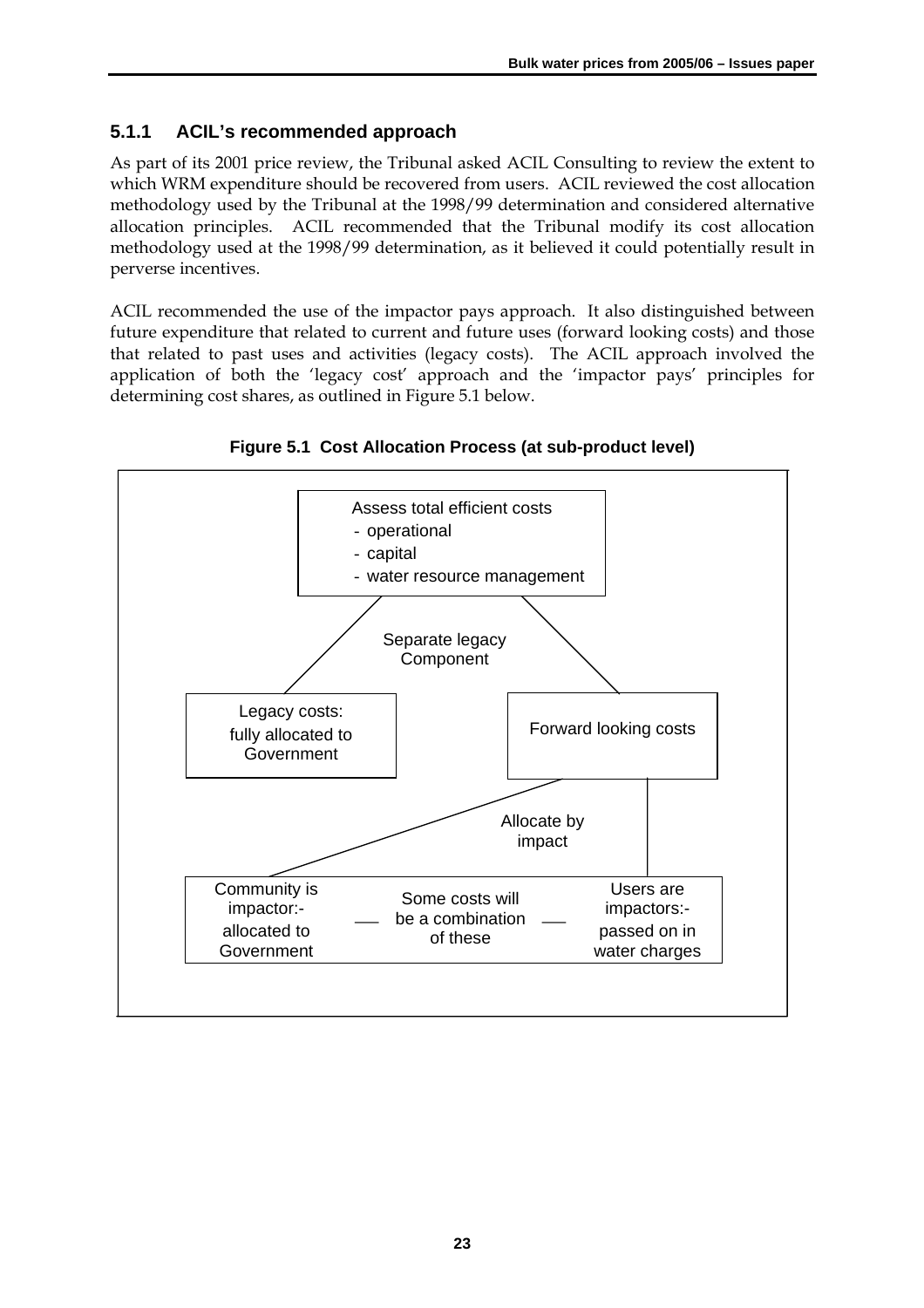### 5.1.1 ACIL's recommended approach

As part of its 2001 price review, the Tribunal asked ACIL Consulting to review the extent to which WRM expenditure should be recovered from users. ACIL reviewed the cost allocation methodology used by the Tribunal at the 1998/99 determination and considered alternative allocation principles. ACIL recommended that the Tribunal modify its cost allocation methodology used at the 1998/99 determination, as it believed it could potentially result in perverse incentives.

ACIL recommended the use of the impactor pays approach. It also distinguished between future expenditure that related to current and future uses (forward looking costs) and those that related to past uses and activities (legacy costs). The ACIL approach involved the application of both the 'legacy cost' approach and the 'impactor pays' principles for determining cost shares, as outlined in Figure 5.1 below.

**Figure 5.1 Cost Allocation Process (at sub-product level)**

Assess total efficient costs
- operational
- capital
- water resource management

Separate legacy Component

Legacy costs: fully allocated to Government

Forward looking costs

Allocate by impact

Community is impactor:- allocated to Government — Some costs will be a combination of these — Users are impactors:- passed on in water charges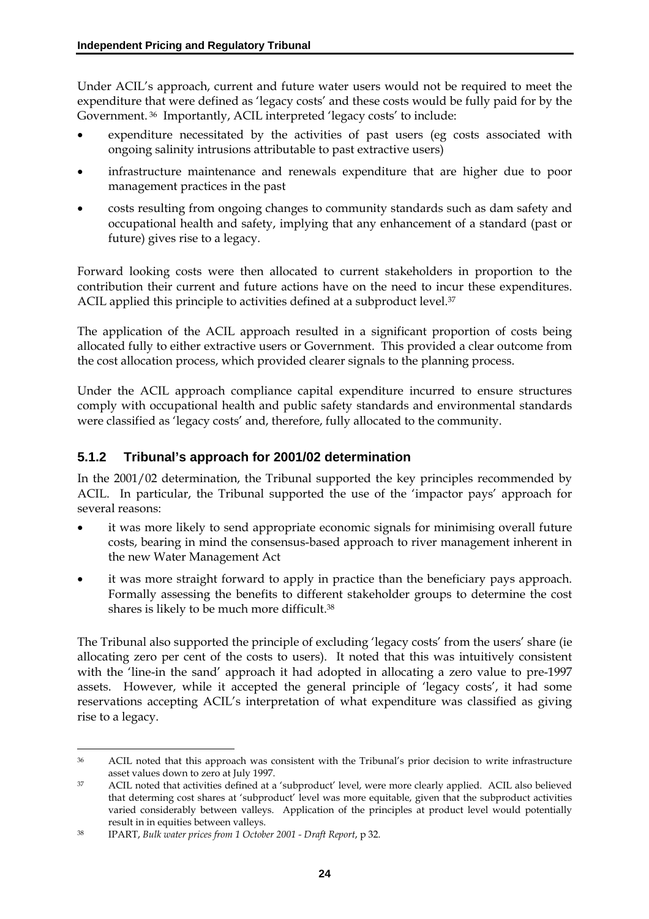Under ACIL's approach, current and future water users would not be required to meet the expenditure that were defined as 'legacy costs' and these costs would be fully paid for by the Government.[36] Importantly, ACIL interpreted 'legacy costs' to include:

- expenditure necessitated by the activities of past users (eg costs associated with ongoing salinity intrusions attributable to past extractive users)
- infrastructure maintenance and renewals expenditure that are higher due to poor management practices in the past
- costs resulting from ongoing changes to community standards such as dam safety and occupational health and safety, implying that any enhancement of a standard (past or future) gives rise to a legacy.

Forward looking costs were then allocated to current stakeholders in proportion to the contribution their current and future actions have on the need to incur these expenditures. ACIL applied this principle to activities defined at a subproduct level.[37]

The application of the ACIL approach resulted in a significant proportion of costs being allocated fully to either extractive users or Government. This provided a clear outcome from the cost allocation process, which provided clearer signals to the planning process.

Under the ACIL approach compliance capital expenditure incurred to ensure structures comply with occupational health and public safety standards and environmental standards were classified as 'legacy costs' and, therefore, fully allocated to the community.

### 5.1.2 Tribunal's approach for 2001/02 determination

In the 2001/02 determination, the Tribunal supported the key principles recommended by ACIL. In particular, the Tribunal supported the use of the 'impactor pays' approach for several reasons:

- it was more likely to send appropriate economic signals for minimising overall future costs, bearing in mind the consensus-based approach to river management inherent in the new Water Management Act
- it was more straight forward to apply in practice than the beneficiary pays approach. Formally assessing the benefits to different stakeholder groups to determine the cost shares is likely to be much more difficult.[38]

The Tribunal also supported the principle of excluding 'legacy costs' from the users' share (ie allocating zero per cent of the costs to users). It noted that this was intuitively consistent with the 'line-in the sand' approach it had adopted in allocating a zero value to pre-1997 assets. However, while it accepted the general principle of 'legacy costs', it had some reservations accepting ACIL's interpretation of what expenditure was classified as giving rise to a legacy.

---

[36] ACIL noted that this approach was consistent with the Tribunal's prior decision to write infrastructure asset values down to zero at July 1997.

[37] ACIL noted that activities defined at a 'subproduct' level, were more clearly applied. ACIL also believed that determing cost shares at 'subproduct' level was more equitable, given that the subproduct activities varied considerably between valleys. Application of the principles at product level would potentially result in in equities between valleys.

[38] IPART, *Bulk water prices from 1 October 2001 - Draft Report*, p 32.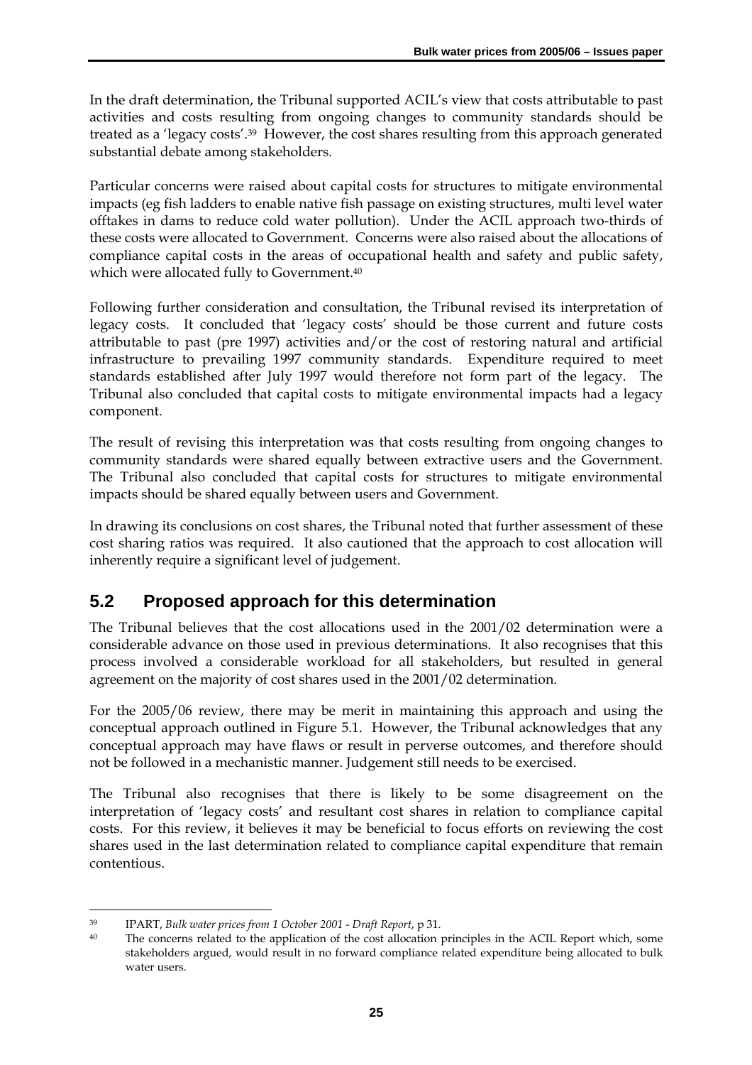In the draft determination, the Tribunal supported ACIL's view that costs attributable to past activities and costs resulting from ongoing changes to community standards should be treated as a 'legacy costs'.[39] However, the cost shares resulting from this approach generated substantial debate among stakeholders.

Particular concerns were raised about capital costs for structures to mitigate environmental impacts (eg fish ladders to enable native fish passage on existing structures, multi level water offtakes in dams to reduce cold water pollution). Under the ACIL approach two-thirds of these costs were allocated to Government. Concerns were also raised about the allocations of compliance capital costs in the areas of occupational health and safety and public safety, which were allocated fully to Government.[40]

Following further consideration and consultation, the Tribunal revised its interpretation of legacy costs. It concluded that 'legacy costs' should be those current and future costs attributable to past (pre 1997) activities and/or the cost of restoring natural and artificial infrastructure to prevailing 1997 community standards. Expenditure required to meet standards established after July 1997 would therefore not form part of the legacy. The Tribunal also concluded that capital costs to mitigate environmental impacts had a legacy component.

The result of revising this interpretation was that costs resulting from ongoing changes to community standards were shared equally between extractive users and the Government. The Tribunal also concluded that capital costs for structures to mitigate environmental impacts should be shared equally between users and Government.

In drawing its conclusions on cost shares, the Tribunal noted that further assessment of these cost sharing ratios was required. It also cautioned that the approach to cost allocation will inherently require a significant level of judgement.

## 5.2 Proposed approach for this determination

The Tribunal believes that the cost allocations used in the 2001/02 determination were a considerable advance on those used in previous determinations. It also recognises that this process involved a considerable workload for all stakeholders, but resulted in general agreement on the majority of cost shares used in the 2001/02 determination.

For the 2005/06 review, there may be merit in maintaining this approach and using the conceptual approach outlined in Figure 5.1. However, the Tribunal acknowledges that any conceptual approach may have flaws or result in perverse outcomes, and therefore should not be followed in a mechanistic manner. Judgement still needs to be exercised.

The Tribunal also recognises that there is likely to be some disagreement on the interpretation of 'legacy costs' and resultant cost shares in relation to compliance capital costs. For this review, it believes it may be beneficial to focus efforts on reviewing the cost shares used in the last determination related to compliance capital expenditure that remain contentious.

---

[39] IPART, *Bulk water prices from 1 October 2001 - Draft Report*, p 31.

[40] The concerns related to the application of the cost allocation principles in the ACIL Report which, some stakeholders argued, would result in no forward compliance related expenditure being allocated to bulk water users.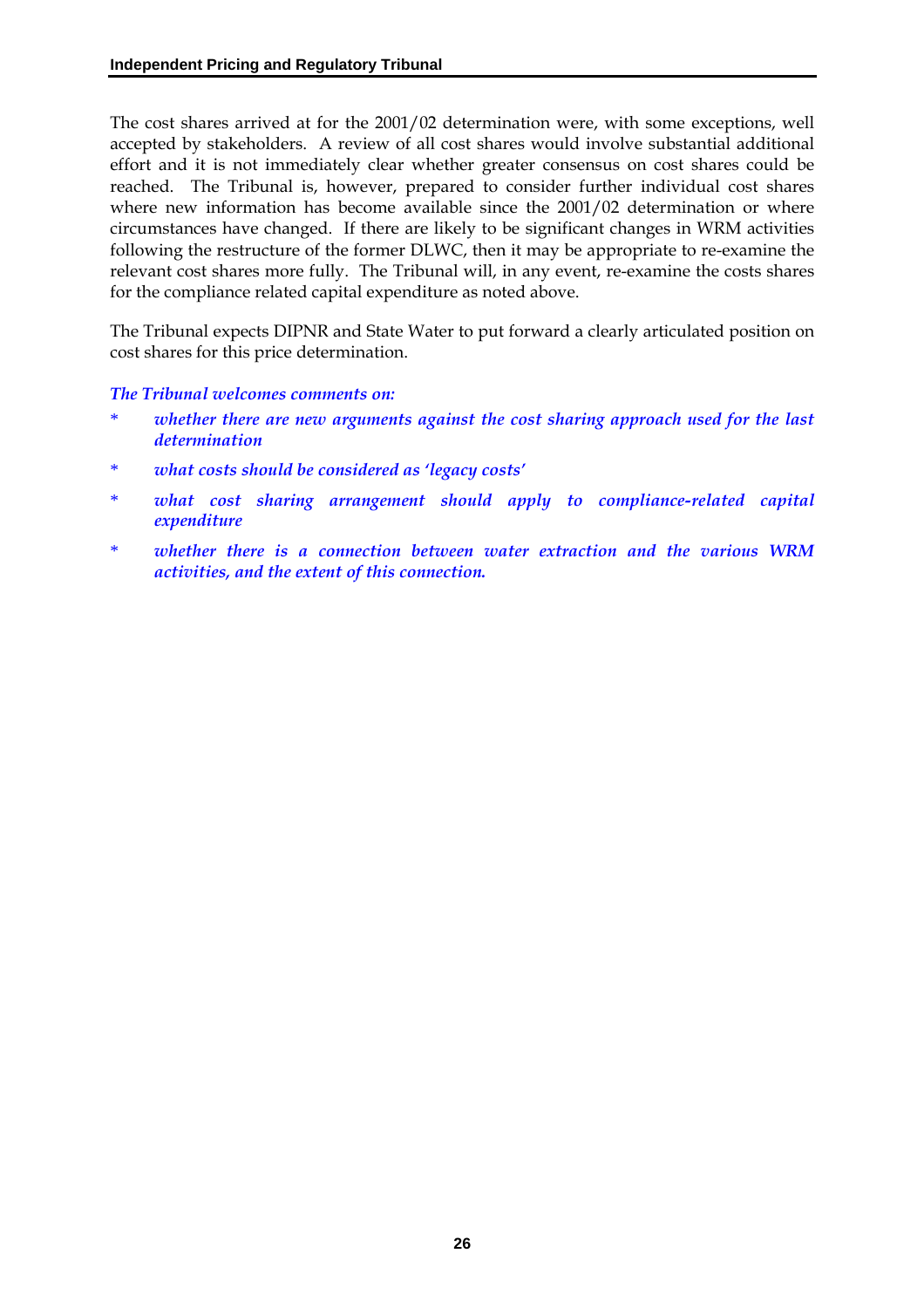The cost shares arrived at for the 2001/02 determination were, with some exceptions, well accepted by stakeholders. A review of all cost shares would involve substantial additional effort and it is not immediately clear whether greater consensus on cost shares could be reached. The Tribunal is, however, prepared to consider further individual cost shares where new information has become available since the 2001/02 determination or where circumstances have changed. If there are likely to be significant changes in WRM activities following the restructure of the former DLWC, then it may be appropriate to re-examine the relevant cost shares more fully. The Tribunal will, in any event, re-examine the costs shares for the compliance related capital expenditure as noted above.

The Tribunal expects DIPNR and State Water to put forward a clearly articulated position on cost shares for this price determination.

*The Tribunal welcomes comments on:*

* *whether there are new arguments against the cost sharing approach used for the last determination*
* *what costs should be considered as 'legacy costs'*
* *what cost sharing arrangement should apply to compliance-related capital expenditure*
* *whether there is a connection between water extraction and the various WRM activities, and the extent of this connection.*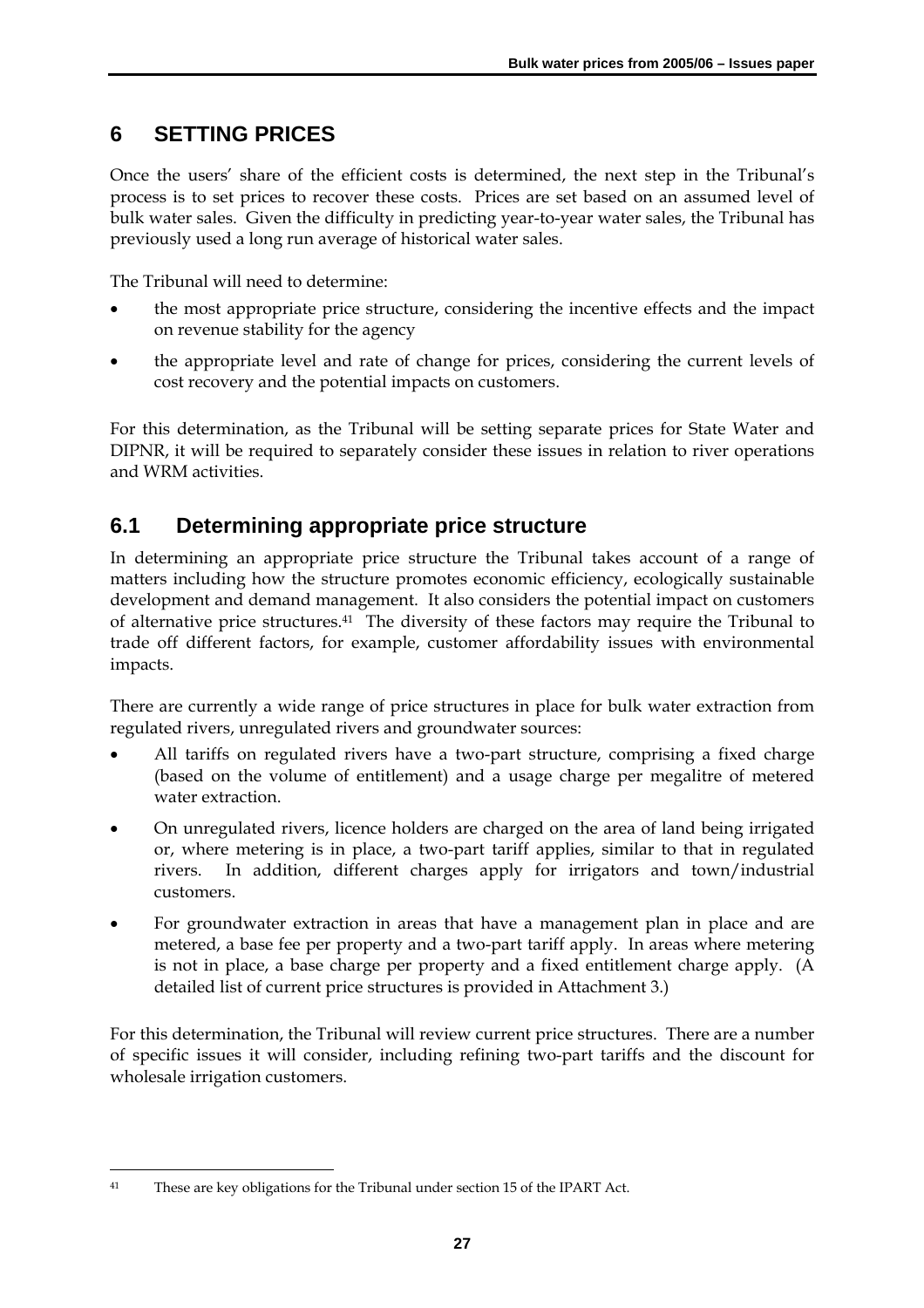# 6 SETTING PRICES

Once the users' share of the efficient costs is determined, the next step in the Tribunal's process is to set prices to recover these costs. Prices are set based on an assumed level of bulk water sales. Given the difficulty in predicting year-to-year water sales, the Tribunal has previously used a long run average of historical water sales.

The Tribunal will need to determine:

- the most appropriate price structure, considering the incentive effects and the impact on revenue stability for the agency
- the appropriate level and rate of change for prices, considering the current levels of cost recovery and the potential impacts on customers.

For this determination, as the Tribunal will be setting separate prices for State Water and DIPNR, it will be required to separately consider these issues in relation to river operations and WRM activities.

## 6.1 Determining appropriate price structure

In determining an appropriate price structure the Tribunal takes account of a range of matters including how the structure promotes economic efficiency, ecologically sustainable development and demand management. It also considers the potential impact on customers of alternative price structures.[41] The diversity of these factors may require the Tribunal to trade off different factors, for example, customer affordability issues with environmental impacts.

There are currently a wide range of price structures in place for bulk water extraction from regulated rivers, unregulated rivers and groundwater sources:

- All tariffs on regulated rivers have a two-part structure, comprising a fixed charge (based on the volume of entitlement) and a usage charge per megalitre of metered water extraction.
- On unregulated rivers, licence holders are charged on the area of land being irrigated or, where metering is in place, a two-part tariff applies, similar to that in regulated rivers. In addition, different charges apply for irrigators and town/industrial customers.
- For groundwater extraction in areas that have a management plan in place and are metered, a base fee per property and a two-part tariff apply. In areas where metering is not in place, a base charge per property and a fixed entitlement charge apply. (A detailed list of current price structures is provided in Attachment 3.)

For this determination, the Tribunal will review current price structures. There are a number of specific issues it will consider, including refining two-part tariffs and the discount for wholesale irrigation customers.

---

[41] These are key obligations for the Tribunal under section 15 of the IPART Act.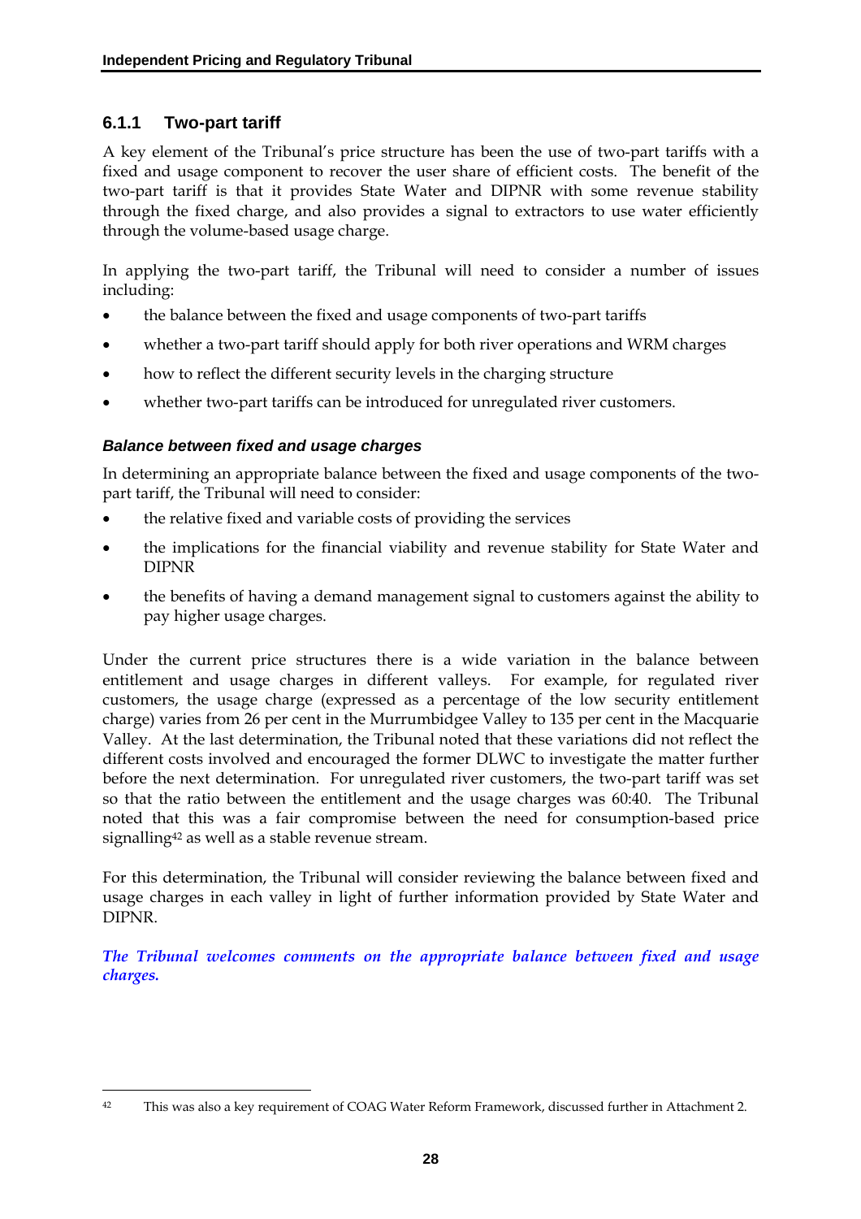### 6.1.1 Two-part tariff

A key element of the Tribunal's price structure has been the use of two-part tariffs with a fixed and usage component to recover the user share of efficient costs. The benefit of the two-part tariff is that it provides State Water and DIPNR with some revenue stability through the fixed charge, and also provides a signal to extractors to use water efficiently through the volume-based usage charge.

In applying the two-part tariff, the Tribunal will need to consider a number of issues including:

- the balance between the fixed and usage components of two-part tariffs
- whether a two-part tariff should apply for both river operations and WRM charges
- how to reflect the different security levels in the charging structure
- whether two-part tariffs can be introduced for unregulated river customers.

#### *Balance between fixed and usage charges*

In determining an appropriate balance between the fixed and usage components of the two-part tariff, the Tribunal will need to consider:

- the relative fixed and variable costs of providing the services
- the implications for the financial viability and revenue stability for State Water and DIPNR
- the benefits of having a demand management signal to customers against the ability to pay higher usage charges.

Under the current price structures there is a wide variation in the balance between entitlement and usage charges in different valleys. For example, for regulated river customers, the usage charge (expressed as a percentage of the low security entitlement charge) varies from 26 per cent in the Murrumbidgee Valley to 135 per cent in the Macquarie Valley. At the last determination, the Tribunal noted that these variations did not reflect the different costs involved and encouraged the former DLWC to investigate the matter further before the next determination. For unregulated river customers, the two-part tariff was set so that the ratio between the entitlement and the usage charges was 60:40. The Tribunal noted that this was a fair compromise between the need for consumption-based price signalling[42] as well as a stable revenue stream.

For this determination, the Tribunal will consider reviewing the balance between fixed and usage charges in each valley in light of further information provided by State Water and DIPNR.

***The Tribunal welcomes comments on the appropriate balance between fixed and usage charges.***

---

[42] This was also a key requirement of COAG Water Reform Framework, discussed further in Attachment 2.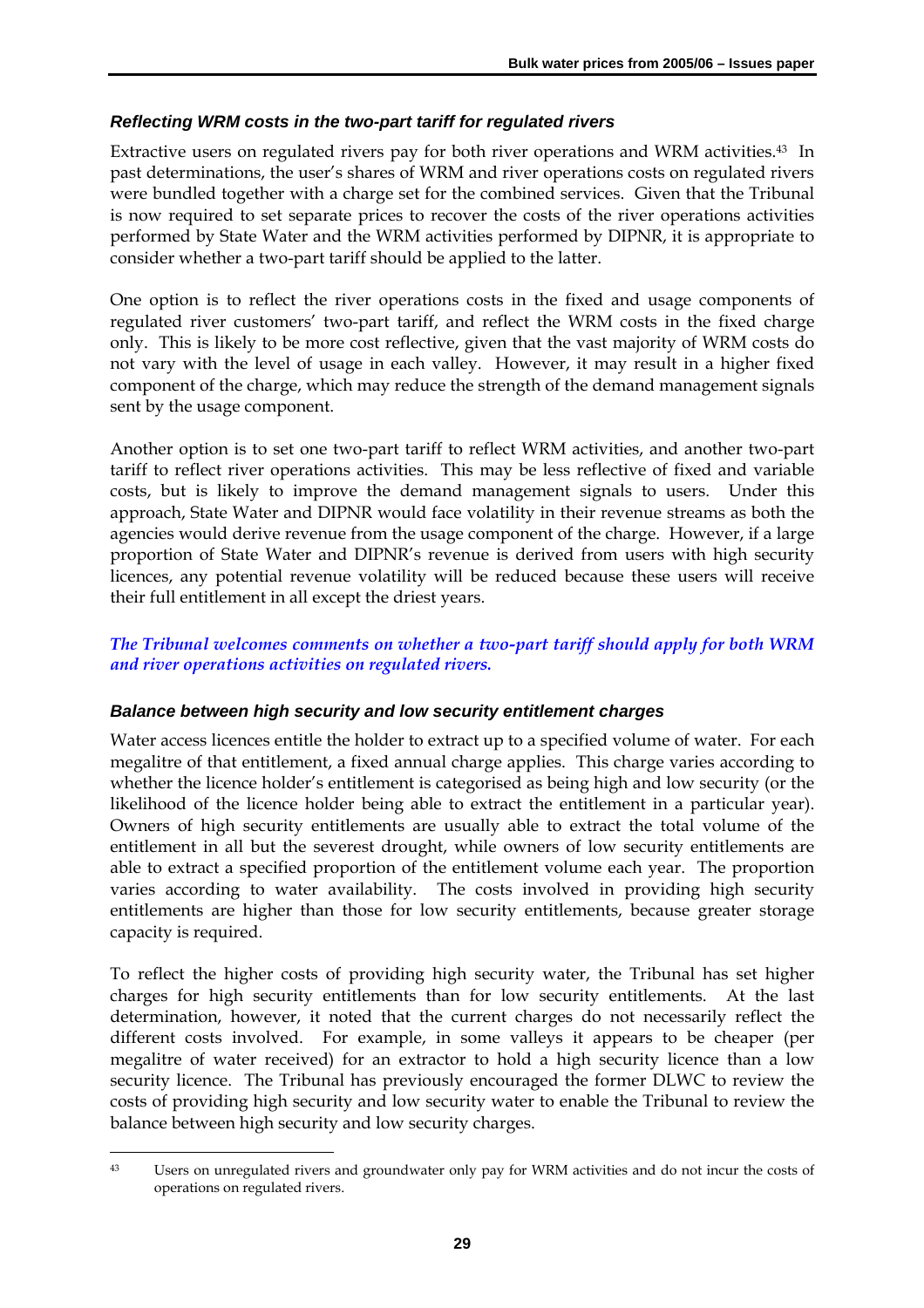### *Reflecting WRM costs in the two-part tariff for regulated rivers*

Extractive users on regulated rivers pay for both river operations and WRM activities.[43] In past determinations, the user's shares of WRM and river operations costs on regulated rivers were bundled together with a charge set for the combined services. Given that the Tribunal is now required to set separate prices to recover the costs of the river operations activities performed by State Water and the WRM activities performed by DIPNR, it is appropriate to consider whether a two-part tariff should be applied to the latter.

One option is to reflect the river operations costs in the fixed and usage components of regulated river customers' two-part tariff, and reflect the WRM costs in the fixed charge only. This is likely to be more cost reflective, given that the vast majority of WRM costs do not vary with the level of usage in each valley. However, it may result in a higher fixed component of the charge, which may reduce the strength of the demand management signals sent by the usage component.

Another option is to set one two-part tariff to reflect WRM activities, and another two-part tariff to reflect river operations activities. This may be less reflective of fixed and variable costs, but is likely to improve the demand management signals to users. Under this approach, State Water and DIPNR would face volatility in their revenue streams as both the agencies would derive revenue from the usage component of the charge. However, if a large proportion of State Water and DIPNR's revenue is derived from users with high security licences, any potential revenue volatility will be reduced because these users will receive their full entitlement in all except the driest years.

*The Tribunal welcomes comments on whether a two-part tariff should apply for both WRM and river operations activities on regulated rivers.*

### *Balance between high security and low security entitlement charges*

Water access licences entitle the holder to extract up to a specified volume of water. For each megalitre of that entitlement, a fixed annual charge applies. This charge varies according to whether the licence holder's entitlement is categorised as being high and low security (or the likelihood of the licence holder being able to extract the entitlement in a particular year). Owners of high security entitlements are usually able to extract the total volume of the entitlement in all but the severest drought, while owners of low security entitlements are able to extract a specified proportion of the entitlement volume each year. The proportion varies according to water availability. The costs involved in providing high security entitlements are higher than those for low security entitlements, because greater storage capacity is required.

To reflect the higher costs of providing high security water, the Tribunal has set higher charges for high security entitlements than for low security entitlements. At the last determination, however, it noted that the current charges do not necessarily reflect the different costs involved. For example, in some valleys it appears to be cheaper (per megalitre of water received) for an extractor to hold a high security licence than a low security licence. The Tribunal has previously encouraged the former DLWC to review the costs of providing high security and low security water to enable the Tribunal to review the balance between high security and low security charges.

---

[43] Users on unregulated rivers and groundwater only pay for WRM activities and do not incur the costs of operations on regulated rivers.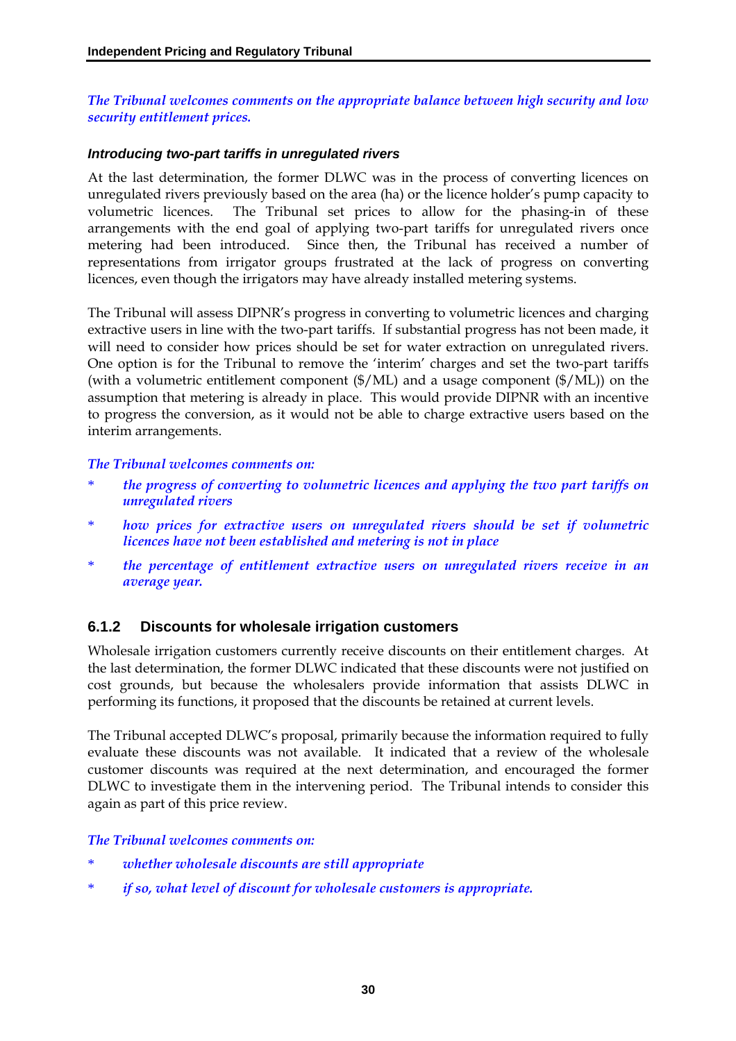*The Tribunal welcomes comments on the appropriate balance between high security and low security entitlement prices.*

#### *Introducing two-part tariffs in unregulated rivers*

At the last determination, the former DLWC was in the process of converting licences on unregulated rivers previously based on the area (ha) or the licence holder's pump capacity to volumetric licences. The Tribunal set prices to allow for the phasing-in of these arrangements with the end goal of applying two-part tariffs for unregulated rivers once metering had been introduced. Since then, the Tribunal has received a number of representations from irrigator groups frustrated at the lack of progress on converting licences, even though the irrigators may have already installed metering systems.

The Tribunal will assess DIPNR's progress in converting to volumetric licences and charging extractive users in line with the two-part tariffs. If substantial progress has not been made, it will need to consider how prices should be set for water extraction on unregulated rivers. One option is for the Tribunal to remove the 'interim' charges and set the two-part tariffs (with a volumetric entitlement component ($/ML) and a usage component ($/ML)) on the assumption that metering is already in place. This would provide DIPNR with an incentive to progress the conversion, as it would not be able to charge extractive users based on the interim arrangements.

*The Tribunal welcomes comments on:*

* *the progress of converting to volumetric licences and applying the two part tariffs on unregulated rivers*
* *how prices for extractive users on unregulated rivers should be set if volumetric licences have not been established and metering is not in place*
* *the percentage of entitlement extractive users on unregulated rivers receive in an average year.*

### 6.1.2 Discounts for wholesale irrigation customers

Wholesale irrigation customers currently receive discounts on their entitlement charges. At the last determination, the former DLWC indicated that these discounts were not justified on cost grounds, but because the wholesalers provide information that assists DLWC in performing its functions, it proposed that the discounts be retained at current levels.

The Tribunal accepted DLWC's proposal, primarily because the information required to fully evaluate these discounts was not available. It indicated that a review of the wholesale customer discounts was required at the next determination, and encouraged the former DLWC to investigate them in the intervening period. The Tribunal intends to consider this again as part of this price review.

*The Tribunal welcomes comments on:*

* *whether wholesale discounts are still appropriate*
* *if so, what level of discount for wholesale customers is appropriate.*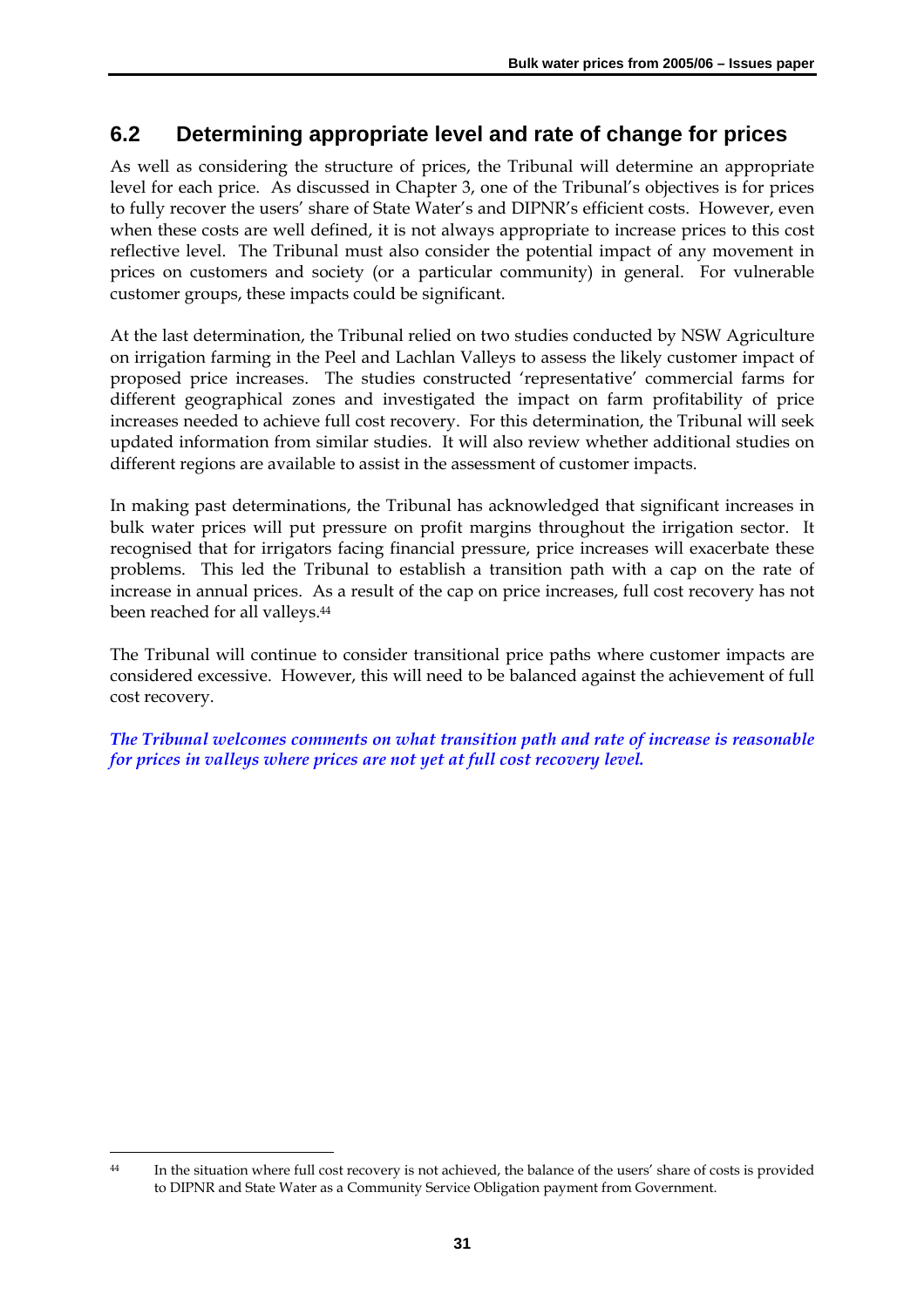## 6.2 Determining appropriate level and rate of change for prices

As well as considering the structure of prices, the Tribunal will determine an appropriate level for each price. As discussed in Chapter 3, one of the Tribunal's objectives is for prices to fully recover the users' share of State Water's and DIPNR's efficient costs. However, even when these costs are well defined, it is not always appropriate to increase prices to this cost reflective level. The Tribunal must also consider the potential impact of any movement in prices on customers and society (or a particular community) in general. For vulnerable customer groups, these impacts could be significant.

At the last determination, the Tribunal relied on two studies conducted by NSW Agriculture on irrigation farming in the Peel and Lachlan Valleys to assess the likely customer impact of proposed price increases. The studies constructed 'representative' commercial farms for different geographical zones and investigated the impact on farm profitability of price increases needed to achieve full cost recovery. For this determination, the Tribunal will seek updated information from similar studies. It will also review whether additional studies on different regions are available to assist in the assessment of customer impacts.

In making past determinations, the Tribunal has acknowledged that significant increases in bulk water prices will put pressure on profit margins throughout the irrigation sector. It recognised that for irrigators facing financial pressure, price increases will exacerbate these problems. This led the Tribunal to establish a transition path with a cap on the rate of increase in annual prices. As a result of the cap on price increases, full cost recovery has not been reached for all valleys.[44]

The Tribunal will continue to consider transitional price paths where customer impacts are considered excessive. However, this will need to be balanced against the achievement of full cost recovery.

***The Tribunal welcomes comments on what transition path and rate of increase is reasonable for prices in valleys where prices are not yet at full cost recovery level.***

---

[44] In the situation where full cost recovery is not achieved, the balance of the users' share of costs is provided to DIPNR and State Water as a Community Service Obligation payment from Government.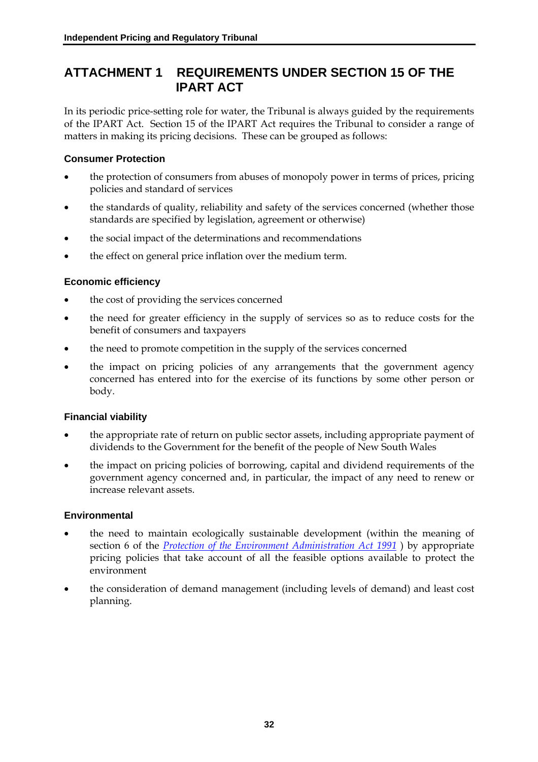# ATTACHMENT 1 REQUIREMENTS UNDER SECTION 15 OF THE IPART ACT

In its periodic price-setting role for water, the Tribunal is always guided by the requirements of the IPART Act. Section 15 of the IPART Act requires the Tribunal to consider a range of matters in making its pricing decisions. These can be grouped as follows:

### Consumer Protection

- the protection of consumers from abuses of monopoly power in terms of prices, pricing policies and standard of services
- the standards of quality, reliability and safety of the services concerned (whether those standards are specified by legislation, agreement or otherwise)
- the social impact of the determinations and recommendations
- the effect on general price inflation over the medium term.

### Economic efficiency

- the cost of providing the services concerned
- the need for greater efficiency in the supply of services so as to reduce costs for the benefit of consumers and taxpayers
- the need to promote competition in the supply of the services concerned
- the impact on pricing policies of any arrangements that the government agency concerned has entered into for the exercise of its functions by some other person or body.

### Financial viability

- the appropriate rate of return on public sector assets, including appropriate payment of dividends to the Government for the benefit of the people of New South Wales
- the impact on pricing policies of borrowing, capital and dividend requirements of the government agency concerned and, in particular, the impact of any need to renew or increase relevant assets.

### Environmental

- the need to maintain ecologically sustainable development (within the meaning of section 6 of the *Protection of the Environment Administration Act 1991* ) by appropriate pricing policies that take account of all the feasible options available to protect the environment
- the consideration of demand management (including levels of demand) and least cost planning.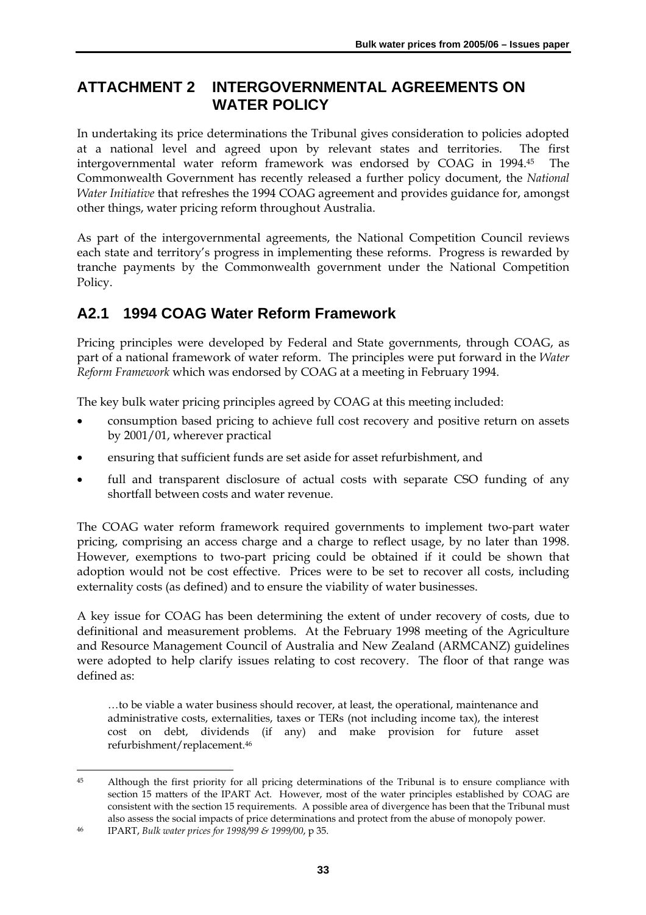# ATTACHMENT 2 INTERGOVERNMENTAL AGREEMENTS ON WATER POLICY

In undertaking its price determinations the Tribunal gives consideration to policies adopted at a national level and agreed upon by relevant states and territories. The first intergovernmental water reform framework was endorsed by COAG in 1994.[45] The Commonwealth Government has recently released a further policy document, the *National Water Initiative* that refreshes the 1994 COAG agreement and provides guidance for, amongst other things, water pricing reform throughout Australia.

As part of the intergovernmental agreements, the National Competition Council reviews each state and territory's progress in implementing these reforms. Progress is rewarded by tranche payments by the Commonwealth government under the National Competition Policy.

## A2.1 1994 COAG Water Reform Framework

Pricing principles were developed by Federal and State governments, through COAG, as part of a national framework of water reform. The principles were put forward in the *Water Reform Framework* which was endorsed by COAG at a meeting in February 1994.

The key bulk water pricing principles agreed by COAG at this meeting included:

- consumption based pricing to achieve full cost recovery and positive return on assets by 2001/01, wherever practical
- ensuring that sufficient funds are set aside for asset refurbishment, and
- full and transparent disclosure of actual costs with separate CSO funding of any shortfall between costs and water revenue.

The COAG water reform framework required governments to implement two-part water pricing, comprising an access charge and a charge to reflect usage, by no later than 1998. However, exemptions to two-part pricing could be obtained if it could be shown that adoption would not be cost effective. Prices were to be set to recover all costs, including externality costs (as defined) and to ensure the viability of water businesses.

A key issue for COAG has been determining the extent of under recovery of costs, due to definitional and measurement problems. At the February 1998 meeting of the Agriculture and Resource Management Council of Australia and New Zealand (ARMCANZ) guidelines were adopted to help clarify issues relating to cost recovery. The floor of that range was defined as:

> …to be viable a water business should recover, at least, the operational, maintenance and administrative costs, externalities, taxes or TERs (not including income tax), the interest cost on debt, dividends (if any) and make provision for future asset refurbishment/replacement.[46]

---

[45] Although the first priority for all pricing determinations of the Tribunal is to ensure compliance with section 15 matters of the IPART Act. However, most of the water principles established by COAG are consistent with the section 15 requirements. A possible area of divergence has been that the Tribunal must also assess the social impacts of price determinations and protect from the abuse of monopoly power.

[46] IPART, *Bulk water prices for 1998/99 & 1999/00*, p 35.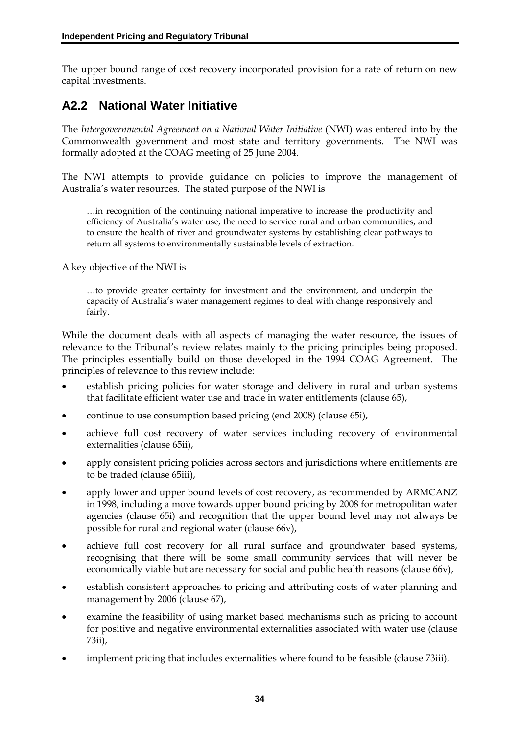The upper bound range of cost recovery incorporated provision for a rate of return on new capital investments.

## A2.2 National Water Initiative

The *Intergovernmental Agreement on a National Water Initiative* (NWI) was entered into by the Commonwealth government and most state and territory governments. The NWI was formally adopted at the COAG meeting of 25 June 2004.

The NWI attempts to provide guidance on policies to improve the management of Australia's water resources. The stated purpose of the NWI is

> …in recognition of the continuing national imperative to increase the productivity and efficiency of Australia's water use, the need to service rural and urban communities, and to ensure the health of river and groundwater systems by establishing clear pathways to return all systems to environmentally sustainable levels of extraction.

A key objective of the NWI is

> …to provide greater certainty for investment and the environment, and underpin the capacity of Australia's water management regimes to deal with change responsively and fairly.

While the document deals with all aspects of managing the water resource, the issues of relevance to the Tribunal's review relates mainly to the pricing principles being proposed. The principles essentially build on those developed in the 1994 COAG Agreement. The principles of relevance to this review include:

- establish pricing policies for water storage and delivery in rural and urban systems that facilitate efficient water use and trade in water entitlements (clause 65),
- continue to use consumption based pricing (end 2008) (clause 65i),
- achieve full cost recovery of water services including recovery of environmental externalities (clause 65ii),
- apply consistent pricing policies across sectors and jurisdictions where entitlements are to be traded (clause 65iii),
- apply lower and upper bound levels of cost recovery, as recommended by ARMCANZ in 1998, including a move towards upper bound pricing by 2008 for metropolitan water agencies (clause 65i) and recognition that the upper bound level may not always be possible for rural and regional water (clause 66v),
- achieve full cost recovery for all rural surface and groundwater based systems, recognising that there will be some small community services that will never be economically viable but are necessary for social and public health reasons (clause 66v),
- establish consistent approaches to pricing and attributing costs of water planning and management by 2006 (clause 67),
- examine the feasibility of using market based mechanisms such as pricing to account for positive and negative environmental externalities associated with water use (clause 73ii),
- implement pricing that includes externalities where found to be feasible (clause 73iii),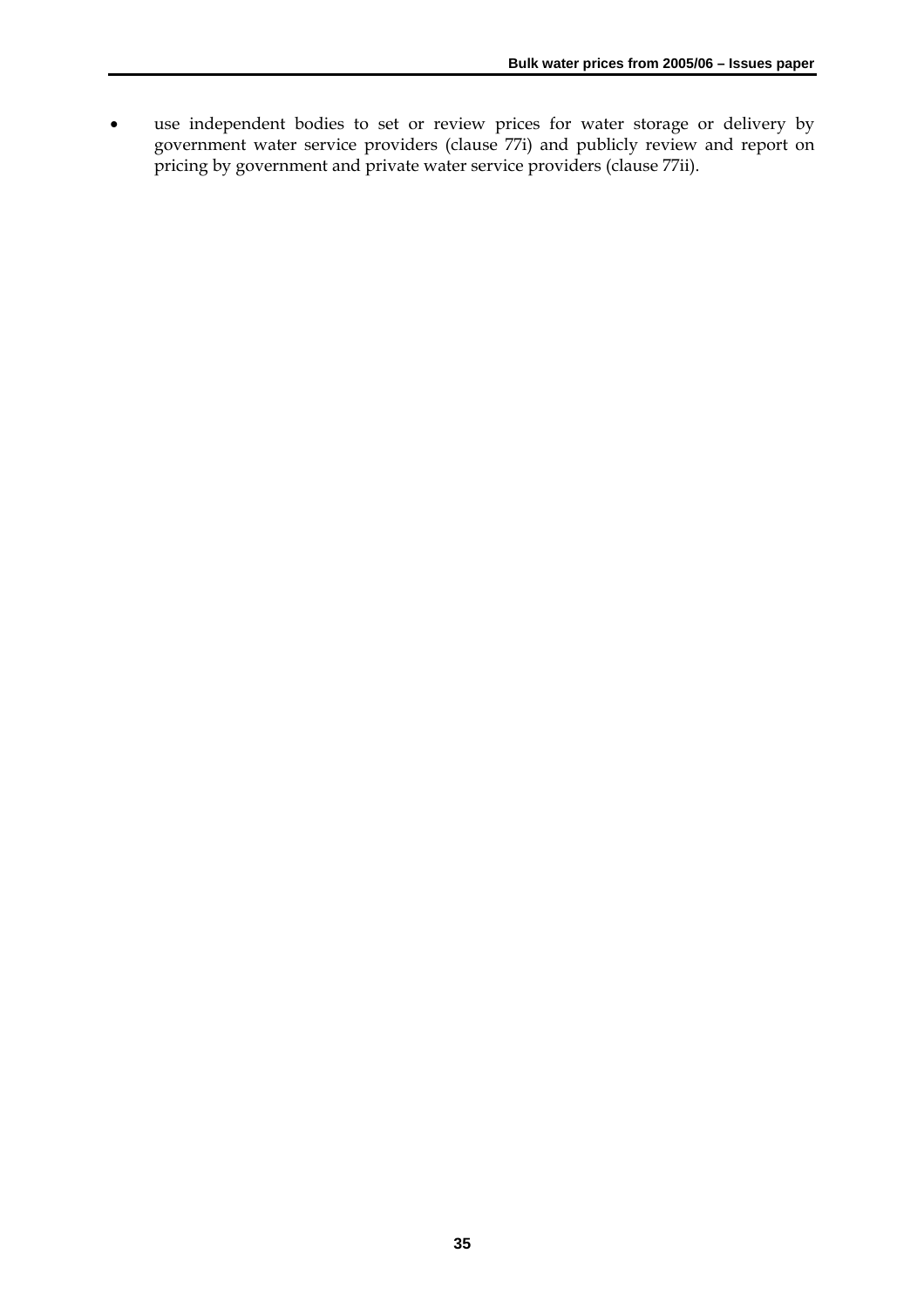- use independent bodies to set or review prices for water storage or delivery by government water service providers (clause 77i) and publicly review and report on pricing by government and private water service providers (clause 77ii).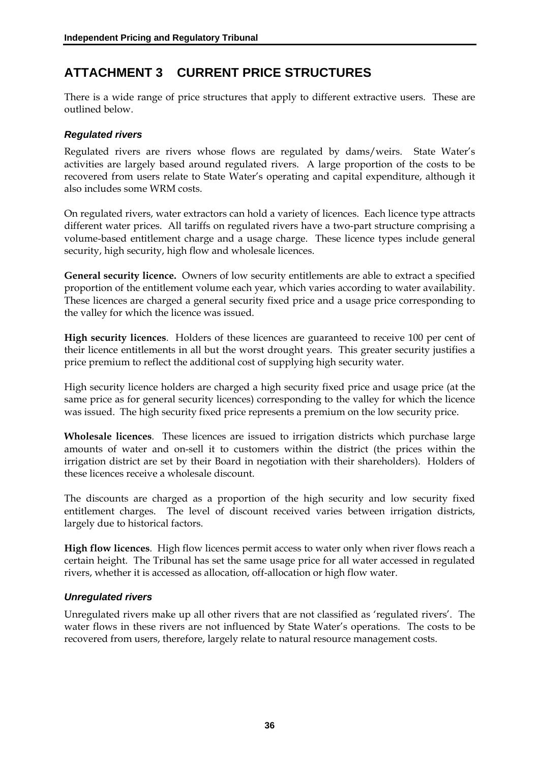# ATTACHMENT 3 CURRENT PRICE STRUCTURES

There is a wide range of price structures that apply to different extractive users. These are outlined below.

### *Regulated rivers*

Regulated rivers are rivers whose flows are regulated by dams/weirs. State Water's activities are largely based around regulated rivers. A large proportion of the costs to be recovered from users relate to State Water's operating and capital expenditure, although it also includes some WRM costs.

On regulated rivers, water extractors can hold a variety of licences. Each licence type attracts different water prices. All tariffs on regulated rivers have a two-part structure comprising a volume-based entitlement charge and a usage charge. These licence types include general security, high security, high flow and wholesale licences.

**General security licence.** Owners of low security entitlements are able to extract a specified proportion of the entitlement volume each year, which varies according to water availability. These licences are charged a general security fixed price and a usage price corresponding to the valley for which the licence was issued.

**High security licences**. Holders of these licences are guaranteed to receive 100 per cent of their licence entitlements in all but the worst drought years. This greater security justifies a price premium to reflect the additional cost of supplying high security water.

High security licence holders are charged a high security fixed price and usage price (at the same price as for general security licences) corresponding to the valley for which the licence was issued. The high security fixed price represents a premium on the low security price.

**Wholesale licences**. These licences are issued to irrigation districts which purchase large amounts of water and on-sell it to customers within the district (the prices within the irrigation district are set by their Board in negotiation with their shareholders). Holders of these licences receive a wholesale discount.

The discounts are charged as a proportion of the high security and low security fixed entitlement charges. The level of discount received varies between irrigation districts, largely due to historical factors.

**High flow licences**. High flow licences permit access to water only when river flows reach a certain height. The Tribunal has set the same usage price for all water accessed in regulated rivers, whether it is accessed as allocation, off-allocation or high flow water.

### *Unregulated rivers*

Unregulated rivers make up all other rivers that are not classified as 'regulated rivers'. The water flows in these rivers are not influenced by State Water's operations. The costs to be recovered from users, therefore, largely relate to natural resource management costs.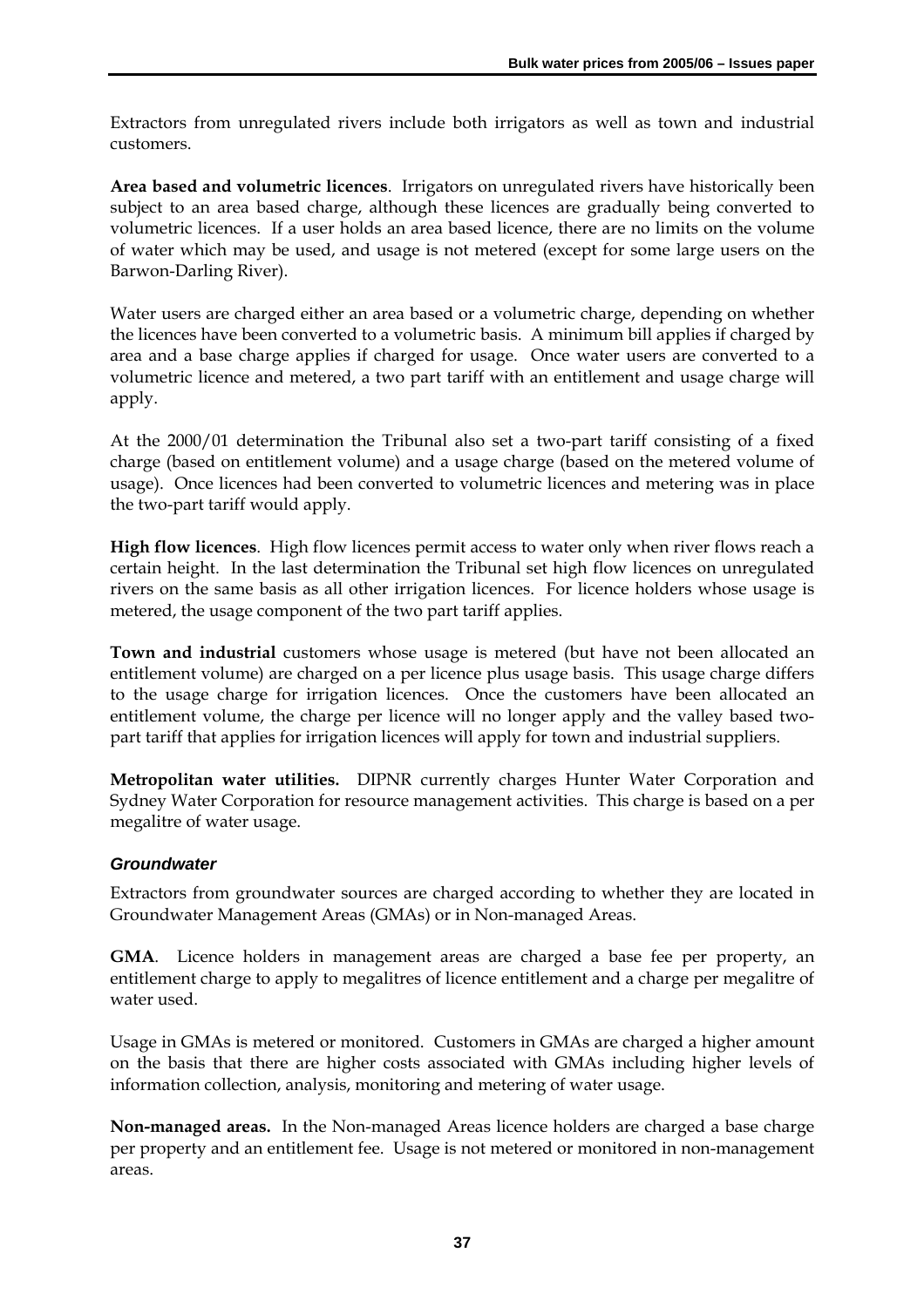Extractors from unregulated rivers include both irrigators as well as town and industrial customers.

**Area based and volumetric licences**. Irrigators on unregulated rivers have historically been subject to an area based charge, although these licences are gradually being converted to volumetric licences. If a user holds an area based licence, there are no limits on the volume of water which may be used, and usage is not metered (except for some large users on the Barwon-Darling River).

Water users are charged either an area based or a volumetric charge, depending on whether the licences have been converted to a volumetric basis. A minimum bill applies if charged by area and a base charge applies if charged for usage. Once water users are converted to a volumetric licence and metered, a two part tariff with an entitlement and usage charge will apply.

At the 2000/01 determination the Tribunal also set a two-part tariff consisting of a fixed charge (based on entitlement volume) and a usage charge (based on the metered volume of usage). Once licences had been converted to volumetric licences and metering was in place the two-part tariff would apply.

**High flow licences**. High flow licences permit access to water only when river flows reach a certain height. In the last determination the Tribunal set high flow licences on unregulated rivers on the same basis as all other irrigation licences. For licence holders whose usage is metered, the usage component of the two part tariff applies.

**Town and industrial** customers whose usage is metered (but have not been allocated an entitlement volume) are charged on a per licence plus usage basis. This usage charge differs to the usage charge for irrigation licences. Once the customers have been allocated an entitlement volume, the charge per licence will no longer apply and the valley based two-part tariff that applies for irrigation licences will apply for town and industrial suppliers.

**Metropolitan water utilities.** DIPNR currently charges Hunter Water Corporation and Sydney Water Corporation for resource management activities. This charge is based on a per megalitre of water usage.

### *Groundwater*

Extractors from groundwater sources are charged according to whether they are located in Groundwater Management Areas (GMAs) or in Non-managed Areas.

**GMA**. Licence holders in management areas are charged a base fee per property, an entitlement charge to apply to megalitres of licence entitlement and a charge per megalitre of water used.

Usage in GMAs is metered or monitored. Customers in GMAs are charged a higher amount on the basis that there are higher costs associated with GMAs including higher levels of information collection, analysis, monitoring and metering of water usage.

**Non-managed areas.** In the Non-managed Areas licence holders are charged a base charge per property and an entitlement fee. Usage is not metered or monitored in non-management areas.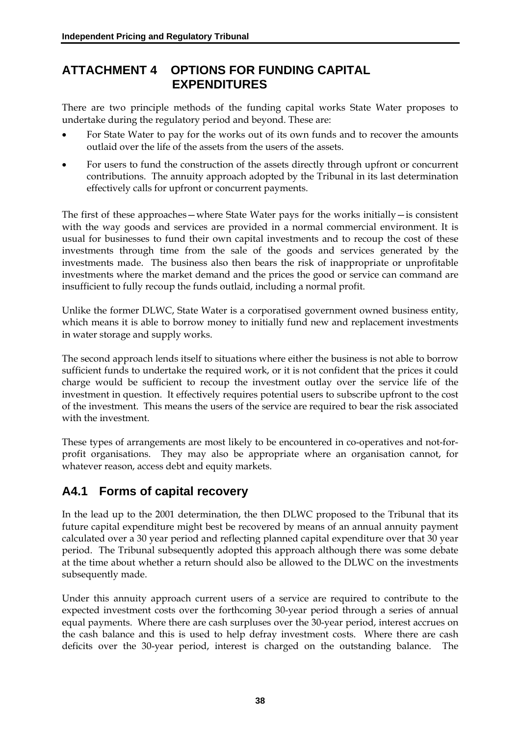# ATTACHMENT 4 OPTIONS FOR FUNDING CAPITAL EXPENDITURES

There are two principle methods of the funding capital works State Water proposes to undertake during the regulatory period and beyond. These are:

- For State Water to pay for the works out of its own funds and to recover the amounts outlaid over the life of the assets from the users of the assets.
- For users to fund the construction of the assets directly through upfront or concurrent contributions. The annuity approach adopted by the Tribunal in its last determination effectively calls for upfront or concurrent payments.

The first of these approaches—where State Water pays for the works initially—is consistent with the way goods and services are provided in a normal commercial environment. It is usual for businesses to fund their own capital investments and to recoup the cost of these investments through time from the sale of the goods and services generated by the investments made. The business also then bears the risk of inappropriate or unprofitable investments where the market demand and the prices the good or service can command are insufficient to fully recoup the funds outlaid, including a normal profit.

Unlike the former DLWC, State Water is a corporatised government owned business entity, which means it is able to borrow money to initially fund new and replacement investments in water storage and supply works.

The second approach lends itself to situations where either the business is not able to borrow sufficient funds to undertake the required work, or it is not confident that the prices it could charge would be sufficient to recoup the investment outlay over the service life of the investment in question. It effectively requires potential users to subscribe upfront to the cost of the investment. This means the users of the service are required to bear the risk associated with the investment.

These types of arrangements are most likely to be encountered in co-operatives and not-for-profit organisations. They may also be appropriate where an organisation cannot, for whatever reason, access debt and equity markets.

## A4.1 Forms of capital recovery

In the lead up to the 2001 determination, the then DLWC proposed to the Tribunal that its future capital expenditure might best be recovered by means of an annual annuity payment calculated over a 30 year period and reflecting planned capital expenditure over that 30 year period. The Tribunal subsequently adopted this approach although there was some debate at the time about whether a return should also be allowed to the DLWC on the investments subsequently made.

Under this annuity approach current users of a service are required to contribute to the expected investment costs over the forthcoming 30-year period through a series of annual equal payments. Where there are cash surpluses over the 30-year period, interest accrues on the cash balance and this is used to help defray investment costs. Where there are cash deficits over the 30-year period, interest is charged on the outstanding balance. The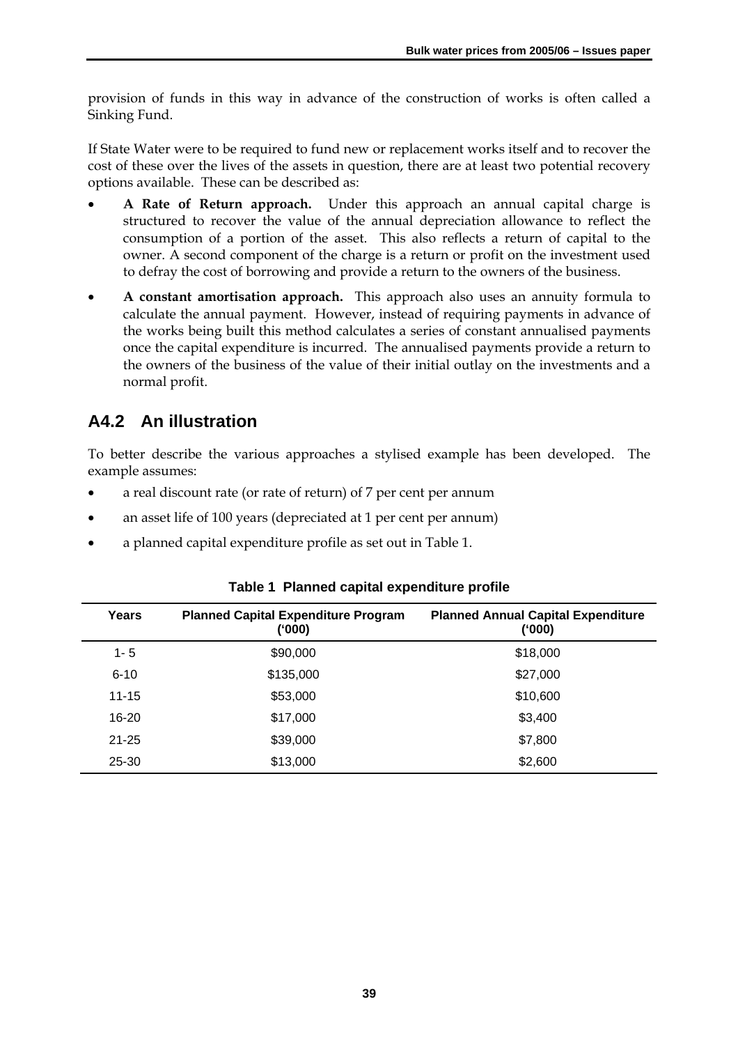provision of funds in this way in advance of the construction of works is often called a Sinking Fund.

If State Water were to be required to fund new or replacement works itself and to recover the cost of these over the lives of the assets in question, there are at least two potential recovery options available. These can be described as:

- **A Rate of Return approach.** Under this approach an annual capital charge is structured to recover the value of the annual depreciation allowance to reflect the consumption of a portion of the asset. This also reflects a return of capital to the owner. A second component of the charge is a return or profit on the investment used to defray the cost of borrowing and provide a return to the owners of the business.
- **A constant amortisation approach.** This approach also uses an annuity formula to calculate the annual payment. However, instead of requiring payments in advance of the works being built this method calculates a series of constant annualised payments once the capital expenditure is incurred. The annualised payments provide a return to the owners of the business of the value of their initial outlay on the investments and a normal profit.

## A4.2 An illustration

To better describe the various approaches a stylised example has been developed. The example assumes:

- a real discount rate (or rate of return) of 7 per cent per annum
- an asset life of 100 years (depreciated at 1 per cent per annum)
- a planned capital expenditure profile as set out in Table 1.

**Table 1 Planned capital expenditure profile**

| Years | Planned Capital Expenditure Program ('000) | Planned Annual Capital Expenditure ('000) |
|---|---|---|
| 1- 5 | $90,000 | $18,000 |
| 6-10 | $135,000 | $27,000 |
| 11-15 | $53,000 | $10,600 |
| 16-20 | $17,000 | $3,400 |
| 21-25 | $39,000 | $7,800 |
| 25-30 | $13,000 | $2,600 |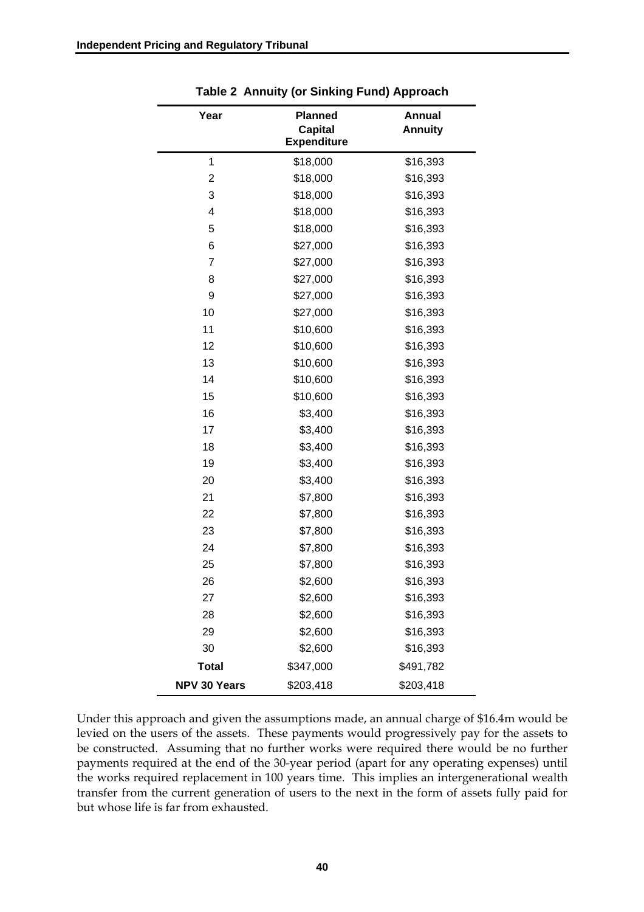**Table 2 Annuity (or Sinking Fund) Approach**

| Year | Planned Capital Expenditure | Annual Annuity |
|---|---|---|
| 1 | $18,000 | $16,393 |
| 2 | $18,000 | $16,393 |
| 3 | $18,000 | $16,393 |
| 4 | $18,000 | $16,393 |
| 5 | $18,000 | $16,393 |
| 6 | $27,000 | $16,393 |
| 7 | $27,000 | $16,393 |
| 8 | $27,000 | $16,393 |
| 9 | $27,000 | $16,393 |
| 10 | $27,000 | $16,393 |
| 11 | $10,600 | $16,393 |
| 12 | $10,600 | $16,393 |
| 13 | $10,600 | $16,393 |
| 14 | $10,600 | $16,393 |
| 15 | $10,600 | $16,393 |
| 16 | $3,400 | $16,393 |
| 17 | $3,400 | $16,393 |
| 18 | $3,400 | $16,393 |
| 19 | $3,400 | $16,393 |
| 20 | $3,400 | $16,393 |
| 21 | $7,800 | $16,393 |
| 22 | $7,800 | $16,393 |
| 23 | $7,800 | $16,393 |
| 24 | $7,800 | $16,393 |
| 25 | $7,800 | $16,393 |
| 26 | $2,600 | $16,393 |
| 27 | $2,600 | $16,393 |
| 28 | $2,600 | $16,393 |
| 29 | $2,600 | $16,393 |
| 30 | $2,600 | $16,393 |
| **Total** | $347,000 | $491,782 |
| **NPV 30 Years** | $203,418 | $203,418 |

Under this approach and given the assumptions made, an annual charge of $16.4m would be levied on the users of the assets. These payments would progressively pay for the assets to be constructed. Assuming that no further works were required there would be no further payments required at the end of the 30-year period (apart for any operating expenses) until the works required replacement in 100 years time. This implies an intergenerational wealth transfer from the current generation of users to the next in the form of assets fully paid for but whose life is far from exhausted.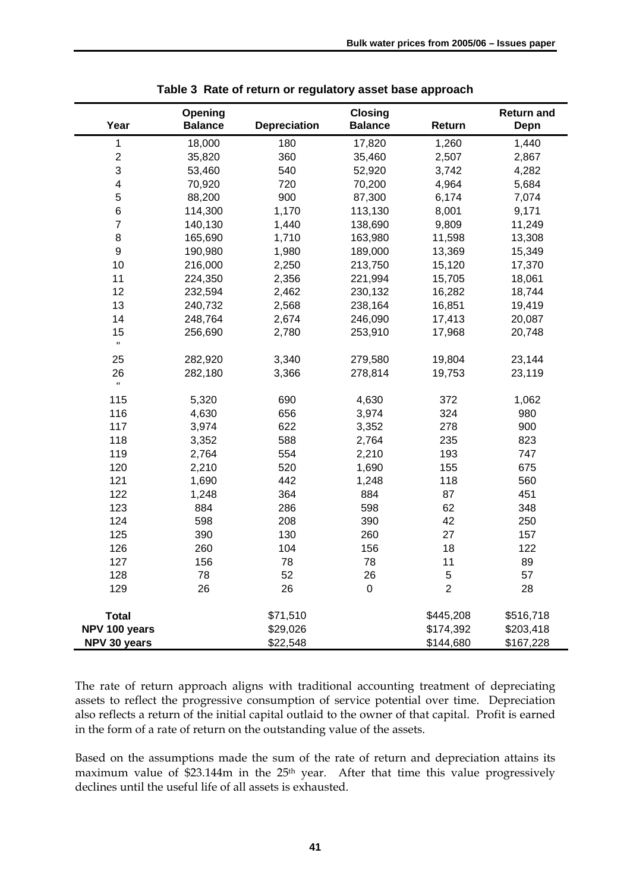**Table 3 Rate of return or regulatory asset base approach**

| Year | Opening Balance | Depreciation | Closing Balance | Return | Return and Depn |
|---|---|---|---|---|---|
| 1 | 18,000 | 180 | 17,820 | 1,260 | 1,440 |
| 2 | 35,820 | 360 | 35,460 | 2,507 | 2,867 |
| 3 | 53,460 | 540 | 52,920 | 3,742 | 4,282 |
| 4 | 70,920 | 720 | 70,200 | 4,964 | 5,684 |
| 5 | 88,200 | 900 | 87,300 | 6,174 | 7,074 |
| 6 | 114,300 | 1,170 | 113,130 | 8,001 | 9,171 |
| 7 | 140,130 | 1,440 | 138,690 | 9,809 | 11,249 |
| 8 | 165,690 | 1,710 | 163,980 | 11,598 | 13,308 |
| 9 | 190,980 | 1,980 | 189,000 | 13,369 | 15,349 |
| 10 | 216,000 | 2,250 | 213,750 | 15,120 | 17,370 |
| 11 | 224,350 | 2,356 | 221,994 | 15,705 | 18,061 |
| 12 | 232,594 | 2,462 | 230,132 | 16,282 | 18,744 |
| 13 | 240,732 | 2,568 | 238,164 | 16,851 | 19,419 |
| 14 | 248,764 | 2,674 | 246,090 | 17,413 | 20,087 |
| 15 | 256,690 | 2,780 | 253,910 | 17,968 | 20,748 |
| " | | | | | |
| 25 | 282,920 | 3,340 | 279,580 | 19,804 | 23,144 |
| 26 | 282,180 | 3,366 | 278,814 | 19,753 | 23,119 |
| " | | | | | |
| 115 | 5,320 | 690 | 4,630 | 372 | 1,062 |
| 116 | 4,630 | 656 | 3,974 | 324 | 980 |
| 117 | 3,974 | 622 | 3,352 | 278 | 900 |
| 118 | 3,352 | 588 | 2,764 | 235 | 823 |
| 119 | 2,764 | 554 | 2,210 | 193 | 747 |
| 120 | 2,210 | 520 | 1,690 | 155 | 675 |
| 121 | 1,690 | 442 | 1,248 | 118 | 560 |
| 122 | 1,248 | 364 | 884 | 87 | 451 |
| 123 | 884 | 286 | 598 | 62 | 348 |
| 124 | 598 | 208 | 390 | 42 | 250 |
| 125 | 390 | 130 | 260 | 27 | 157 |
| 126 | 260 | 104 | 156 | 18 | 122 |
| 127 | 156 | 78 | 78 | 11 | 89 |
| 128 | 78 | 52 | 26 | 5 | 57 |
| 129 | 26 | 26 | 0 | 2 | 28 |
| **Total** | | $71,510 | | $445,208 | $516,718 |
| **NPV 100 years** | | $29,026 | | $174,392 | $203,418 |
| **NPV 30 years** | | $22,548 | | $144,680 | $167,228 |

The rate of return approach aligns with traditional accounting treatment of depreciating assets to reflect the progressive consumption of service potential over time. Depreciation also reflects a return of the initial capital outlaid to the owner of that capital. Profit is earned in the form of a rate of return on the outstanding value of the assets.

Based on the assumptions made the sum of the rate of return and depreciation attains its maximum value of $23.144m in the 25th year. After that time this value progressively declines until the useful life of all assets is exhausted.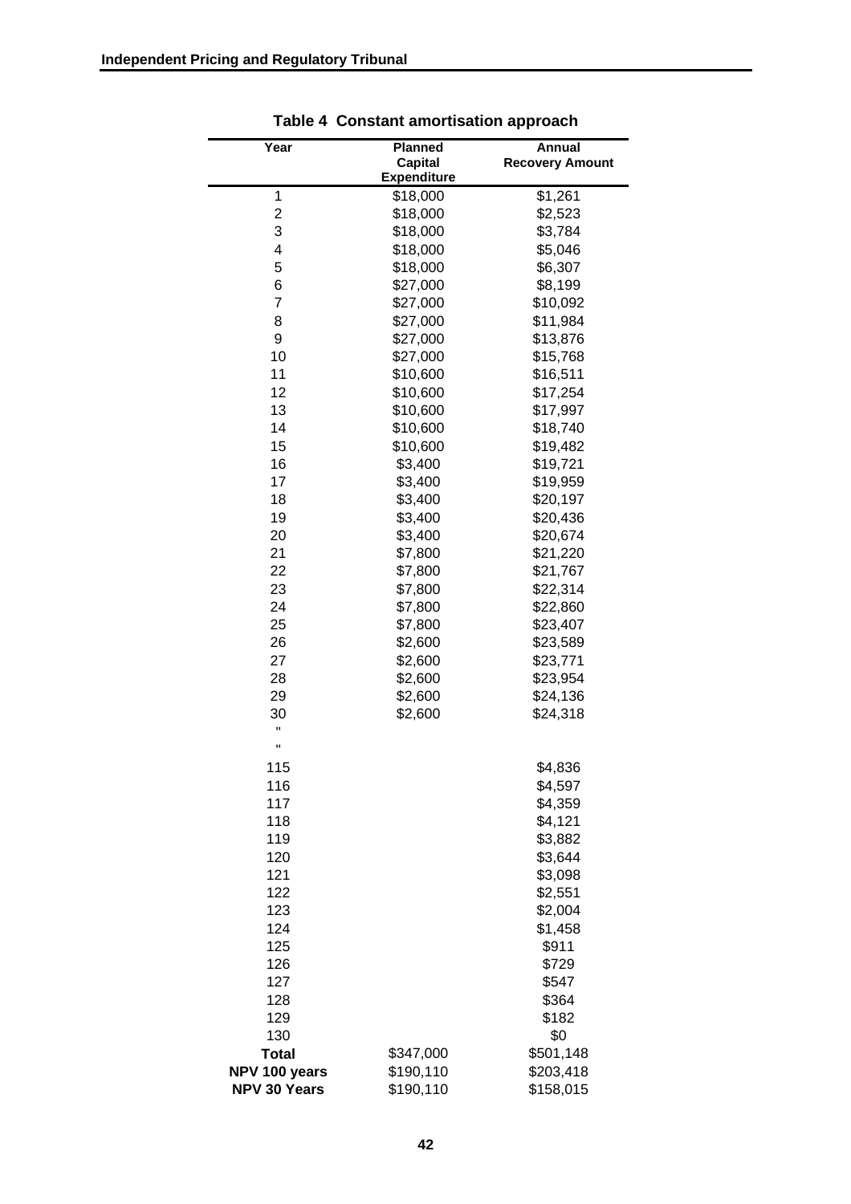**Table 4 Constant amortisation approach**

| Year | Planned Capital Expenditure | Annual Recovery Amount |
|---|---|---|
| 1 | $18,000 | $1,261 |
| 2 | $18,000 | $2,523 |
| 3 | $18,000 | $3,784 |
| 4 | $18,000 | $5,046 |
| 5 | $18,000 | $6,307 |
| 6 | $27,000 | $8,199 |
| 7 | $27,000 | $10,092 |
| 8 | $27,000 | $11,984 |
| 9 | $27,000 | $13,876 |
| 10 | $27,000 | $15,768 |
| 11 | $10,600 | $16,511 |
| 12 | $10,600 | $17,254 |
| 13 | $10,600 | $17,997 |
| 14 | $10,600 | $18,740 |
| 15 | $10,600 | $19,482 |
| 16 | $3,400 | $19,721 |
| 17 | $3,400 | $19,959 |
| 18 | $3,400 | $20,197 |
| 19 | $3,400 | $20,436 |
| 20 | $3,400 | $20,674 |
| 21 | $7,800 | $21,220 |
| 22 | $7,800 | $21,767 |
| 23 | $7,800 | $22,314 |
| 24 | $7,800 | $22,860 |
| 25 | $7,800 | $23,407 |
| 26 | $2,600 | $23,589 |
| 27 | $2,600 | $23,771 |
| 28 | $2,600 | $23,954 |
| 29 | $2,600 | $24,136 |
| 30 | $2,600 | $24,318 |
| " | | |
| " | | |
| 115 | | $4,836 |
| 116 | | $4,597 |
| 117 | | $4,359 |
| 118 | | $4,121 |
| 119 | | $3,882 |
| 120 | | $3,644 |
| 121 | | $3,098 |
| 122 | | $2,551 |
| 123 | | $2,004 |
| 124 | | $1,458 |
| 125 | | $911 |
| 126 | | $729 |
| 127 | | $547 |
| 128 | | $364 |
| 129 | | $182 |
| 130 | | $0 |
| **Total** | $347,000 | $501,148 |
| **NPV 100 years** | $190,110 | $203,418 |
| **NPV 30 Years** | $190,110 | $158,015 |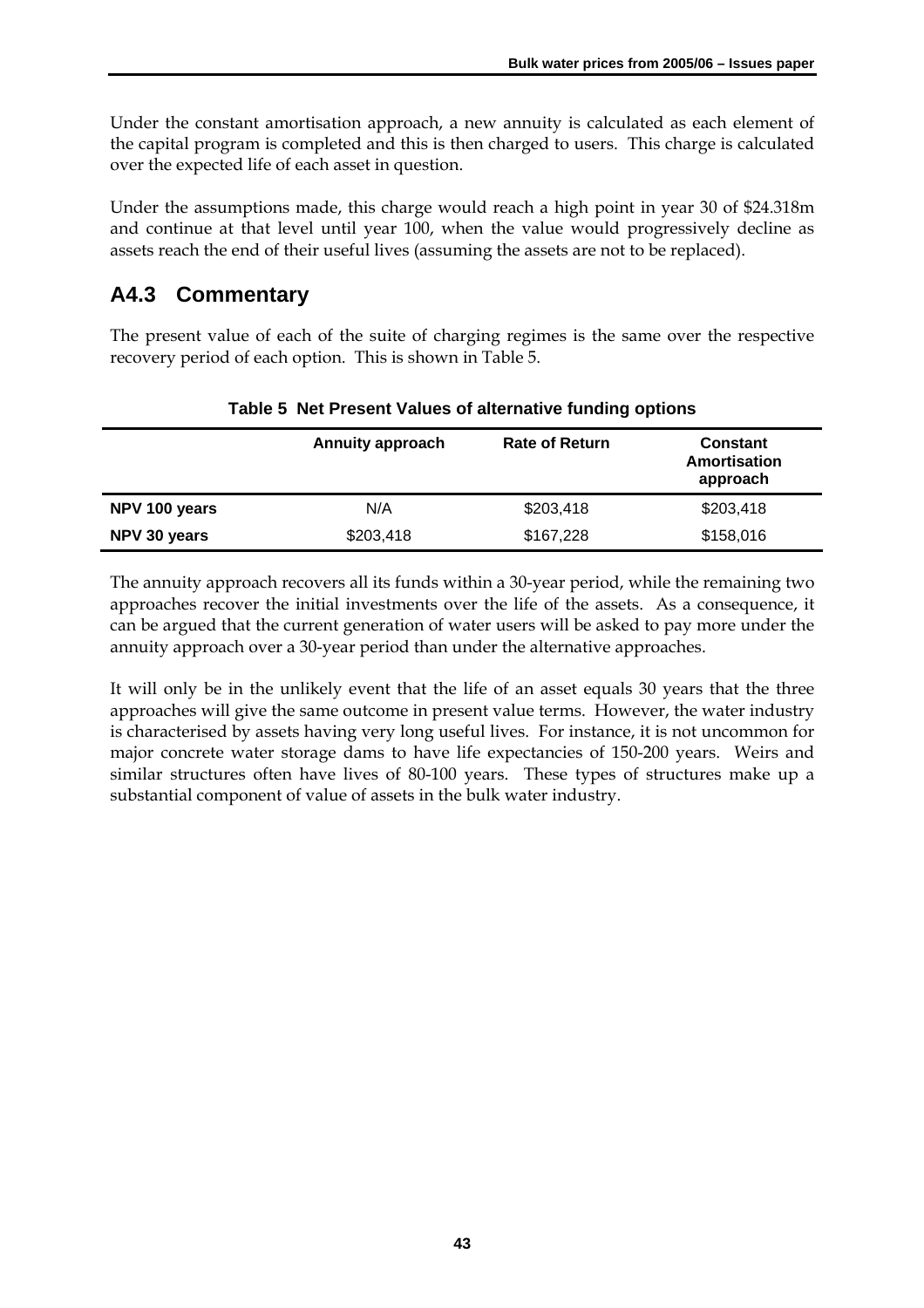Under the constant amortisation approach, a new annuity is calculated as each element of the capital program is completed and this is then charged to users. This charge is calculated over the expected life of each asset in question.

Under the assumptions made, this charge would reach a high point in year 30 of $24.318m and continue at that level until year 100, when the value would progressively decline as assets reach the end of their useful lives (assuming the assets are not to be replaced).

## A4.3 Commentary

The present value of each of the suite of charging regimes is the same over the respective recovery period of each option. This is shown in Table 5.

**Table 5 Net Present Values of alternative funding options**

| | Annuity approach | Rate of Return | Constant Amortisation approach |
|---|---|---|---|
| **NPV 100 years** | N/A | $203,418 | $203,418 |
| **NPV 30 years** | $203,418 | $167,228 | $158,016 |

The annuity approach recovers all its funds within a 30-year period, while the remaining two approaches recover the initial investments over the life of the assets. As a consequence, it can be argued that the current generation of water users will be asked to pay more under the annuity approach over a 30-year period than under the alternative approaches.

It will only be in the unlikely event that the life of an asset equals 30 years that the three approaches will give the same outcome in present value terms. However, the water industry is characterised by assets having very long useful lives. For instance, it is not uncommon for major concrete water storage dams to have life expectancies of 150-200 years. Weirs and similar structures often have lives of 80-100 years. These types of structures make up a substantial component of value of assets in the bulk water industry.